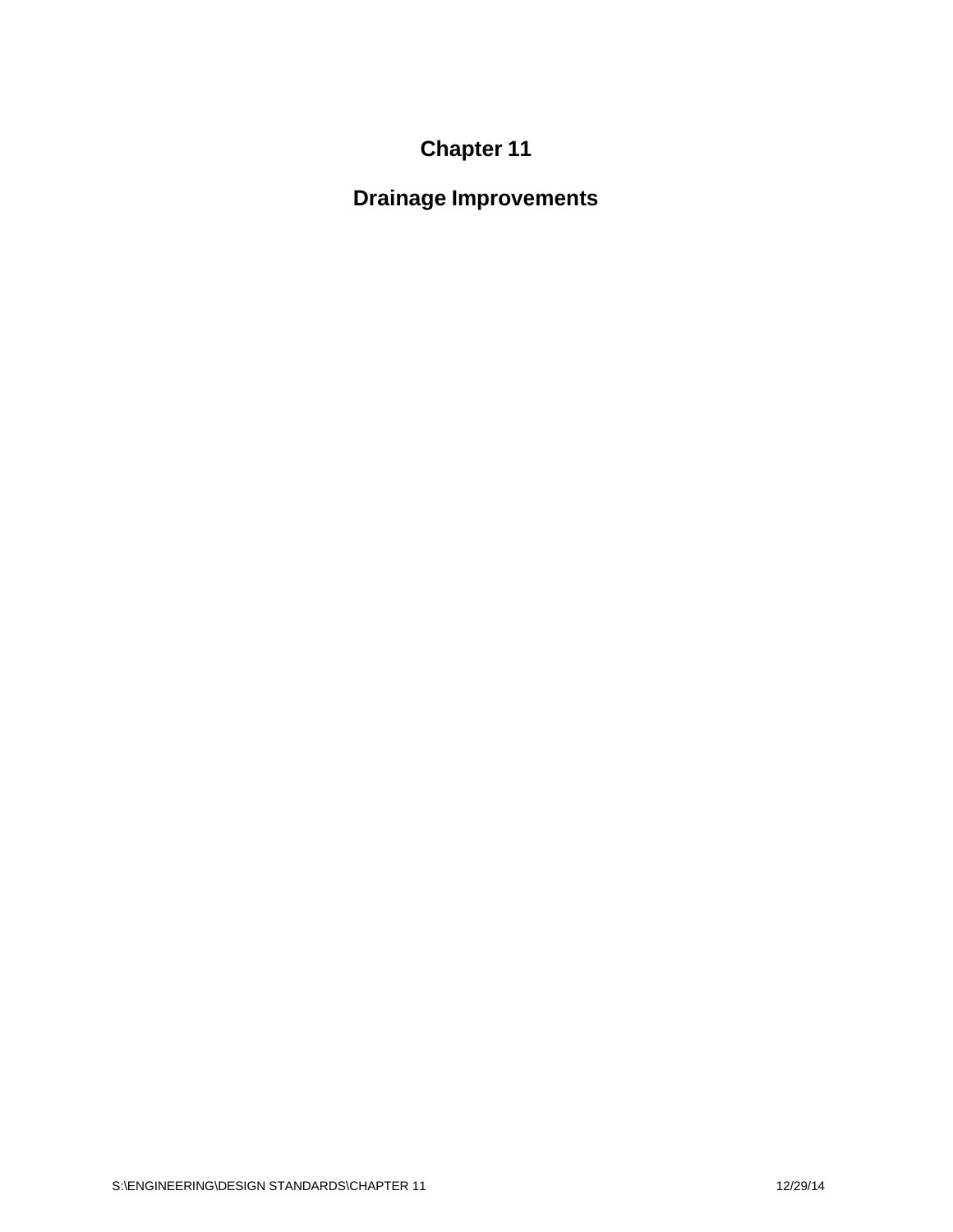# Chapter 11

# Drainage Improvements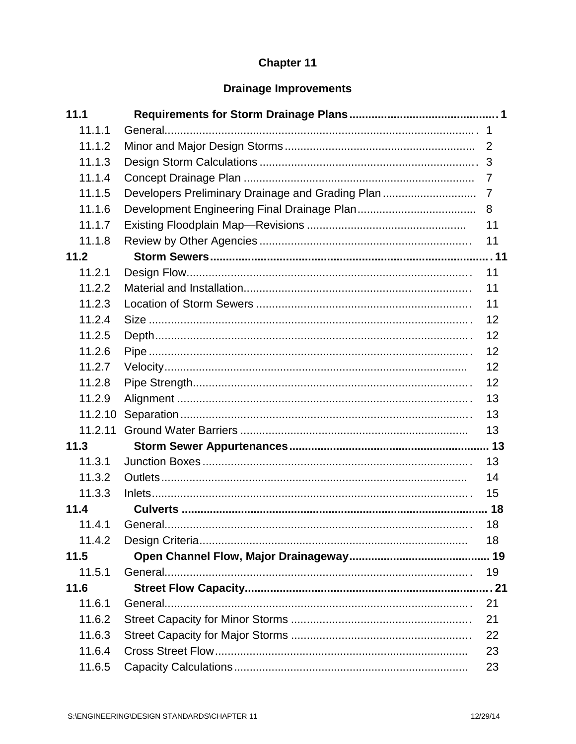# Chapter 11

## Drainage Improvements

| | | |
|---|---|---|
| **11.1** | **Requirements for Storm Drainage Plans** | **1** |
| 11.1.1 | General | 1 |
| 11.1.2 | Minor and Major Design Storms | 2 |
| 11.1.3 | Design Storm Calculations | 3 |
| 11.1.4 | Concept Drainage Plan | 7 |
| 11.1.5 | Developers Preliminary Drainage and Grading Plan | 7 |
| 11.1.6 | Development Engineering Final Drainage Plan | 8 |
| 11.1.7 | Existing Floodplain Map—Revisions | 11 |
| 11.1.8 | Review by Other Agencies | 11 |
| **11.2** | **Storm Sewers** | **11** |
| 11.2.1 | Design Flow | 11 |
| 11.2.2 | Material and Installation | 11 |
| 11.2.3 | Location of Storm Sewers | 11 |
| 11.2.4 | Size | 12 |
| 11.2.5 | Depth | 12 |
| 11.2.6 | Pipe | 12 |
| 11.2.7 | Velocity | 12 |
| 11.2.8 | Pipe Strength | 12 |
| 11.2.9 | Alignment | 13 |
| 11.2.10 | Separation | 13 |
| 11.2.11 | Ground Water Barriers | 13 |
| **11.3** | **Storm Sewer Appurtenances** | **13** |
| 11.3.1 | Junction Boxes | 13 |
| 11.3.2 | Outlets | 14 |
| 11.3.3 | Inlets | 15 |
| **11.4** | **Culverts** | **18** |
| 11.4.1 | General | 18 |
| 11.4.2 | Design Criteria | 18 |
| **11.5** | **Open Channel Flow, Major Drainageway** | **19** |
| 11.5.1 | General | 19 |
| **11.6** | **Street Flow Capacity** | **21** |
| 11.6.1 | General | 21 |
| 11.6.2 | Street Capacity for Minor Storms | 21 |
| 11.6.3 | Street Capacity for Major Storms | 22 |
| 11.6.4 | Cross Street Flow | 23 |
| 11.6.5 | Capacity Calculations | 23 |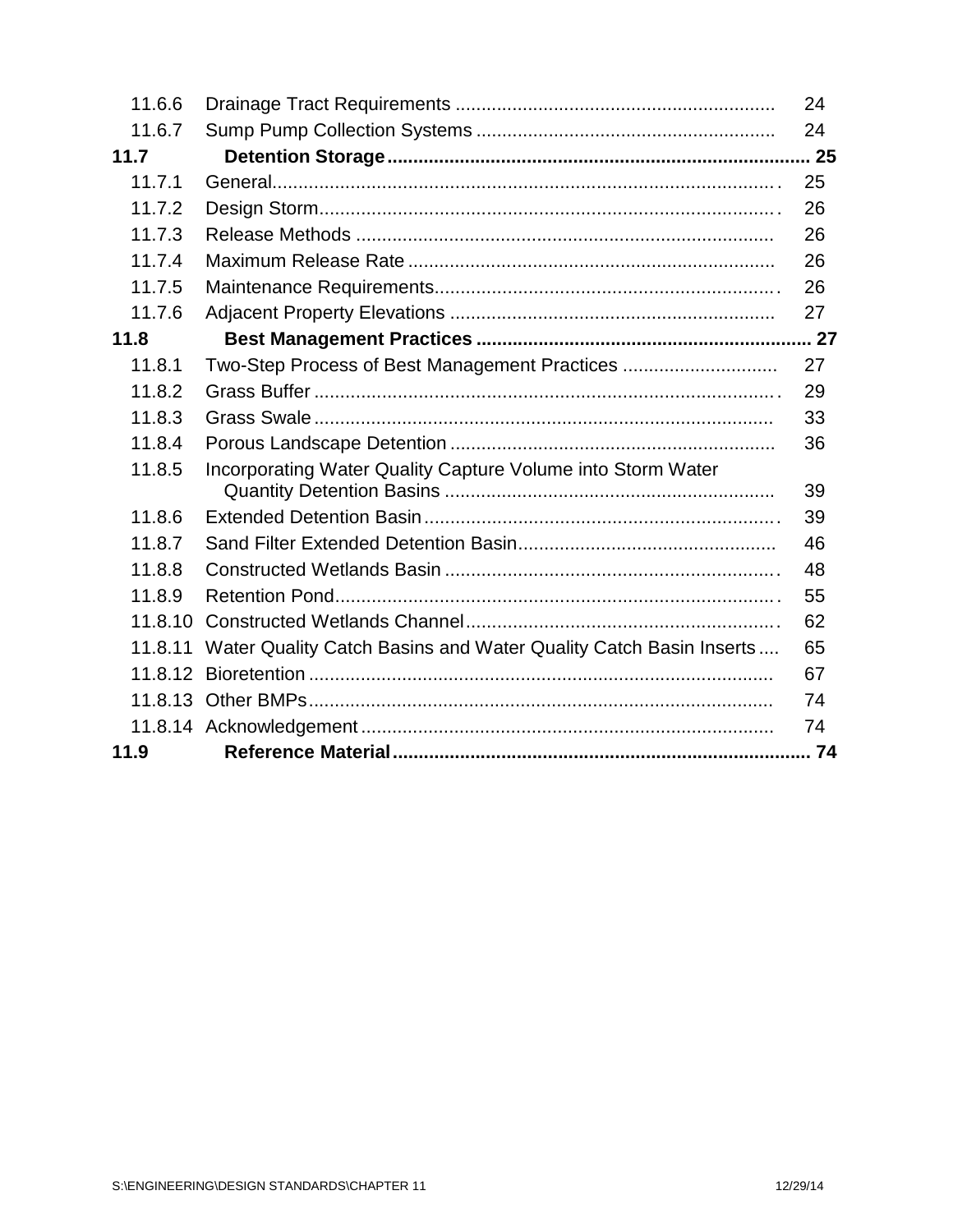| | | |
|---|---|---|
| 11.6.6 | Drainage Tract Requirements | 24 |
| 11.6.7 | Sump Pump Collection Systems | 24 |
| **11.7** | **Detention Storage** | **25** |
| 11.7.1 | General | 25 |
| 11.7.2 | Design Storm | 26 |
| 11.7.3 | Release Methods | 26 |
| 11.7.4 | Maximum Release Rate | 26 |
| 11.7.5 | Maintenance Requirements | 26 |
| 11.7.6 | Adjacent Property Elevations | 27 |
| **11.8** | **Best Management Practices** | **27** |
| 11.8.1 | Two-Step Process of Best Management Practices | 27 |
| 11.8.2 | Grass Buffer | 29 |
| 11.8.3 | Grass Swale | 33 |
| 11.8.4 | Porous Landscape Detention | 36 |
| 11.8.5 | Incorporating Water Quality Capture Volume into Storm Water Quantity Detention Basins | 39 |
| 11.8.6 | Extended Detention Basin | 39 |
| 11.8.7 | Sand Filter Extended Detention Basin | 46 |
| 11.8.8 | Constructed Wetlands Basin | 48 |
| 11.8.9 | Retention Pond | 55 |
| 11.8.10 | Constructed Wetlands Channel | 62 |
| 11.8.11 | Water Quality Catch Basins and Water Quality Catch Basin Inserts | 65 |
| 11.8.12 | Bioretention | 67 |
| 11.8.13 | Other BMPs | 74 |
| 11.8.14 | Acknowledgement | 74 |
| **11.9** | **Reference Material** | **74** |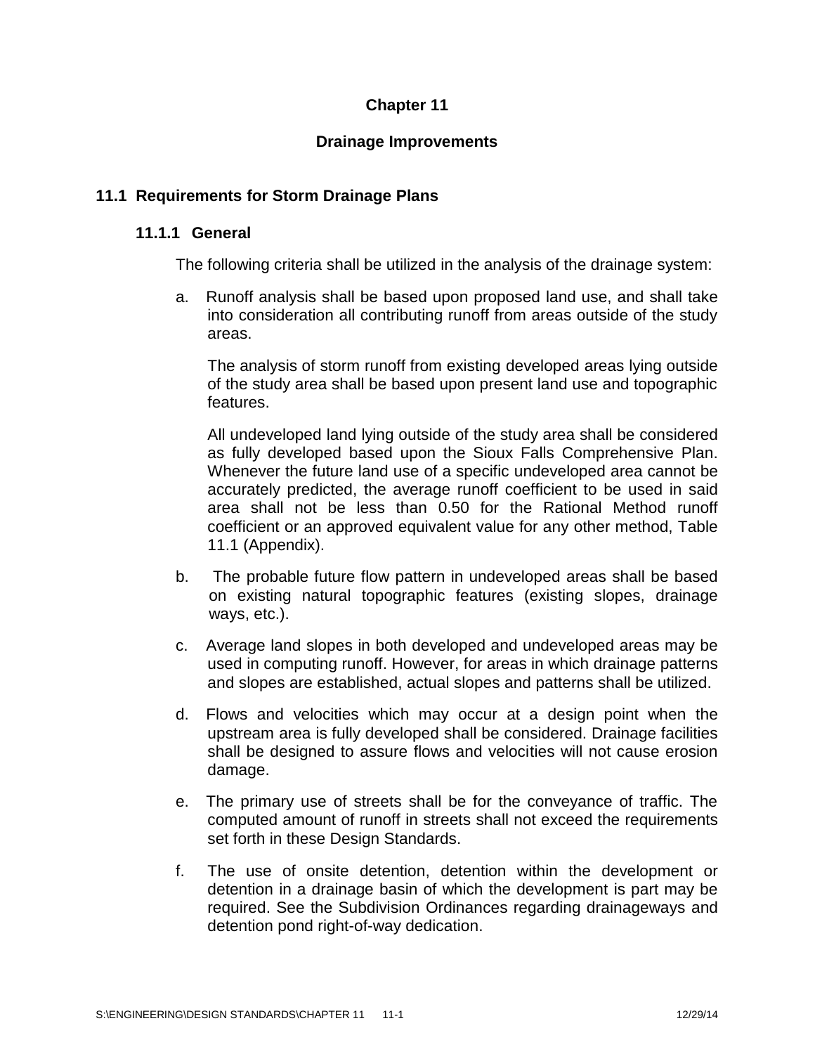# Chapter 11

# Drainage Improvements

## 11.1 Requirements for Storm Drainage Plans

### 11.1.1 General

The following criteria shall be utilized in the analysis of the drainage system:

a. Runoff analysis shall be based upon proposed land use, and shall take into consideration all contributing runoff from areas outside of the study areas.

   The analysis of storm runoff from existing developed areas lying outside of the study area shall be based upon present land use and topographic features.

   All undeveloped land lying outside of the study area shall be considered as fully developed based upon the Sioux Falls Comprehensive Plan. Whenever the future land use of a specific undeveloped area cannot be accurately predicted, the average runoff coefficient to be used in said area shall not be less than 0.50 for the Rational Method runoff coefficient or an approved equivalent value for any other method, Table 11.1 (Appendix).

b. The probable future flow pattern in undeveloped areas shall be based on existing natural topographic features (existing slopes, drainage ways, etc.).

c. Average land slopes in both developed and undeveloped areas may be used in computing runoff. However, for areas in which drainage patterns and slopes are established, actual slopes and patterns shall be utilized.

d. Flows and velocities which may occur at a design point when the upstream area is fully developed shall be considered. Drainage facilities shall be designed to assure flows and velocities will not cause erosion damage.

e. The primary use of streets shall be for the conveyance of traffic. The computed amount of runoff in streets shall not exceed the requirements set forth in these Design Standards.

f. The use of onsite detention, detention within the development or detention in a drainage basin of which the development is part may be required. See the Subdivision Ordinances regarding drainageways and detention pond right-of-way dedication.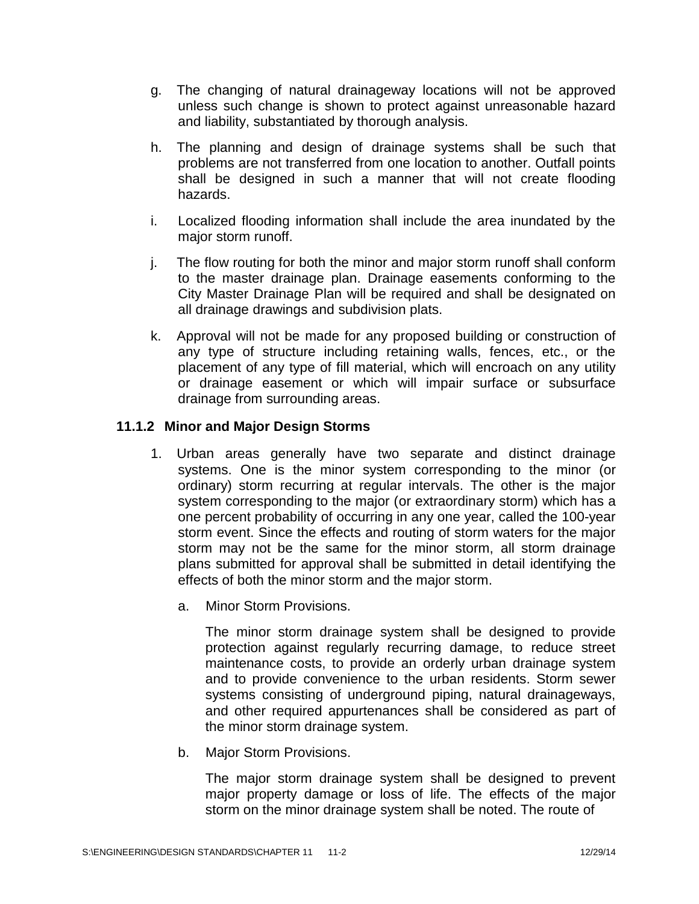g. The changing of natural drainageway locations will not be approved unless such change is shown to protect against unreasonable hazard and liability, substantiated by thorough analysis.

h. The planning and design of drainage systems shall be such that problems are not transferred from one location to another. Outfall points shall be designed in such a manner that will not create flooding hazards.

i. Localized flooding information shall include the area inundated by the major storm runoff.

j. The flow routing for both the minor and major storm runoff shall conform to the master drainage plan. Drainage easements conforming to the City Master Drainage Plan will be required and shall be designated on all drainage drawings and subdivision plats.

k. Approval will not be made for any proposed building or construction of any type of structure including retaining walls, fences, etc., or the placement of any type of fill material, which will encroach on any utility or drainage easement or which will impair surface or subsurface drainage from surrounding areas.

### 11.1.2 Minor and Major Design Storms

1. Urban areas generally have two separate and distinct drainage systems. One is the minor system corresponding to the minor (or ordinary) storm recurring at regular intervals. The other is the major system corresponding to the major (or extraordinary storm) which has a one percent probability of occurring in any one year, called the 100-year storm event. Since the effects and routing of storm waters for the major storm may not be the same for the minor storm, all storm drainage plans submitted for approval shall be submitted in detail identifying the effects of both the minor storm and the major storm.

   a. Minor Storm Provisions.

      The minor storm drainage system shall be designed to provide protection against regularly recurring damage, to reduce street maintenance costs, to provide an orderly urban drainage system and to provide convenience to the urban residents. Storm sewer systems consisting of underground piping, natural drainageways, and other required appurtenances shall be considered as part of the minor storm drainage system.

   b. Major Storm Provisions.

      The major storm drainage system shall be designed to prevent major property damage or loss of life. The effects of the major storm on the minor drainage system shall be noted. The route of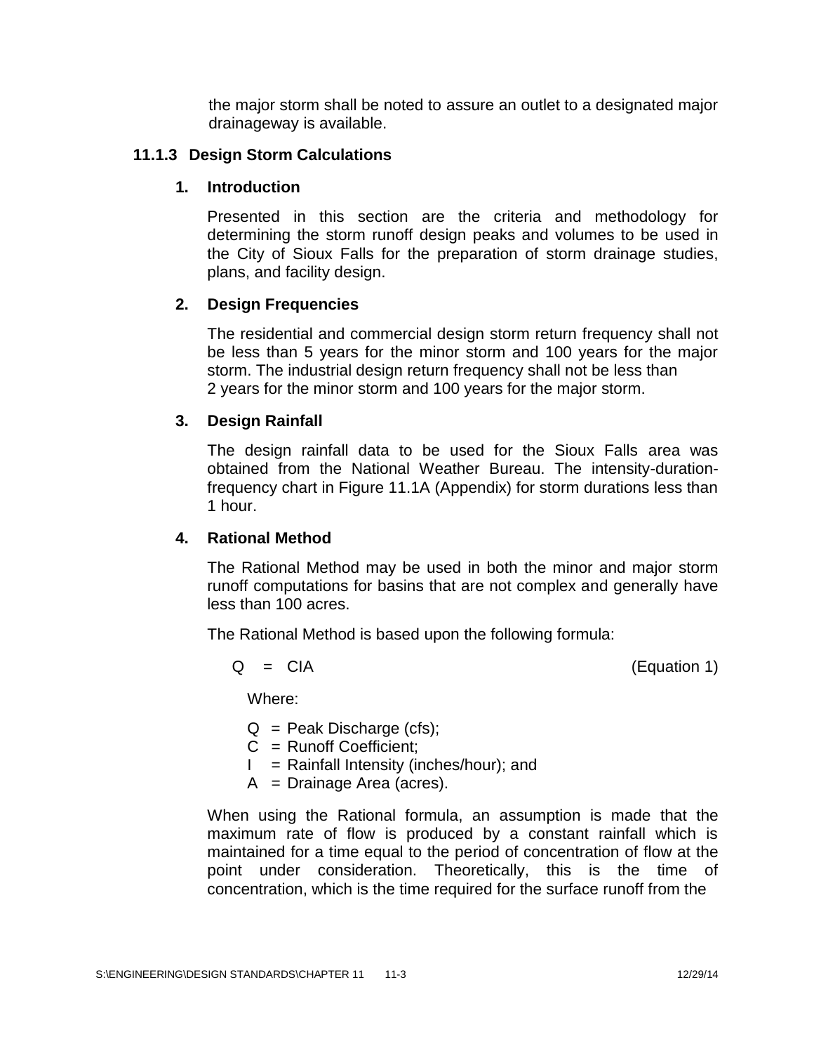the major storm shall be noted to assure an outlet to a designated major drainageway is available.

### 11.1.3 Design Storm Calculations

#### 1. Introduction

Presented in this section are the criteria and methodology for determining the storm runoff design peaks and volumes to be used in the City of Sioux Falls for the preparation of storm drainage studies, plans, and facility design.

#### 2. Design Frequencies

The residential and commercial design storm return frequency shall not be less than 5 years for the minor storm and 100 years for the major storm. The industrial design return frequency shall not be less than 2 years for the minor storm and 100 years for the major storm.

#### 3. Design Rainfall

The design rainfall data to be used for the Sioux Falls area was obtained from the National Weather Bureau. The intensity-duration-frequency chart in Figure 11.1A (Appendix) for storm durations less than 1 hour.

#### 4. Rational Method

The Rational Method may be used in both the minor and major storm runoff computations for basins that are not complex and generally have less than 100 acres.

The Rational Method is based upon the following formula:

$$Q = CIA \qquad \text{(Equation 1)}$$

Where:

- $Q$ = Peak Discharge (cfs);
- $C$ = Runoff Coefficient;
- $I$ = Rainfall Intensity (inches/hour); and
- $A$ = Drainage Area (acres).

When using the Rational formula, an assumption is made that the maximum rate of flow is produced by a constant rainfall which is maintained for a time equal to the period of concentration of flow at the point under consideration. Theoretically, this is the time of concentration, which is the time required for the surface runoff from the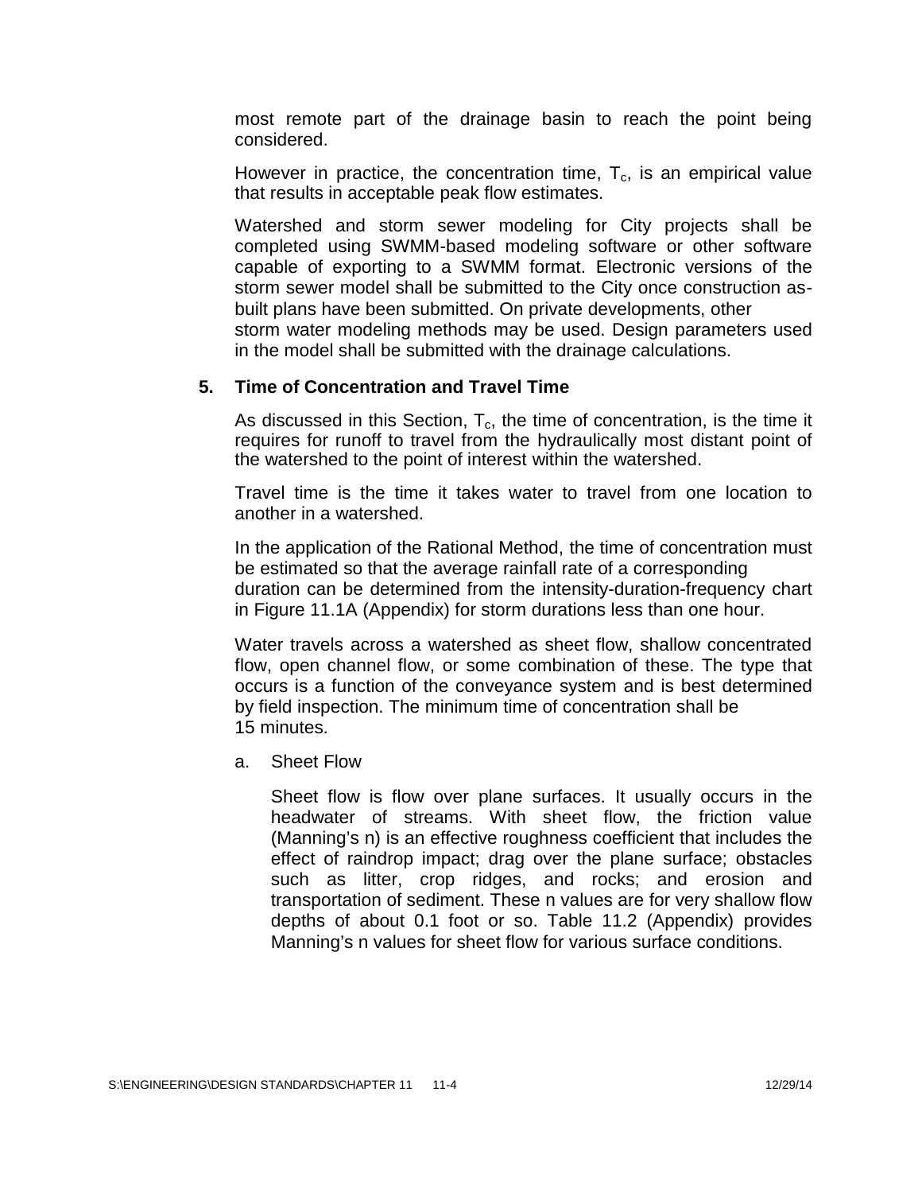most remote part of the drainage basin to reach the point being considered.

However in practice, the concentration time, $T_c$, is an empirical value that results in acceptable peak flow estimates.

Watershed and storm sewer modeling for City projects shall be completed using SWMM-based modeling software or other software capable of exporting to a SWMM format. Electronic versions of the storm sewer model shall be submitted to the City once construction as-built plans have been submitted. On private developments, other storm water modeling methods may be used. Design parameters used in the model shall be submitted with the drainage calculations.

## 5. Time of Concentration and Travel Time

As discussed in this Section, $T_c$, the time of concentration, is the time it requires for runoff to travel from the hydraulically most distant point of the watershed to the point of interest within the watershed.

Travel time is the time it takes water to travel from one location to another in a watershed.

In the application of the Rational Method, the time of concentration must be estimated so that the average rainfall rate of a corresponding duration can be determined from the intensity-duration-frequency chart in Figure 11.1A (Appendix) for storm durations less than one hour.

Water travels across a watershed as sheet flow, shallow concentrated flow, open channel flow, or some combination of these. The type that occurs is a function of the conveyance system and is best determined by field inspection. The minimum time of concentration shall be 15 minutes.

a. Sheet Flow

Sheet flow is flow over plane surfaces. It usually occurs in the headwater of streams. With sheet flow, the friction value (Manning's n) is an effective roughness coefficient that includes the effect of raindrop impact; drag over the plane surface; obstacles such as litter, crop ridges, and rocks; and erosion and transportation of sediment. These n values are for very shallow flow depths of about 0.1 foot or so. Table 11.2 (Appendix) provides Manning's n values for sheet flow for various surface conditions.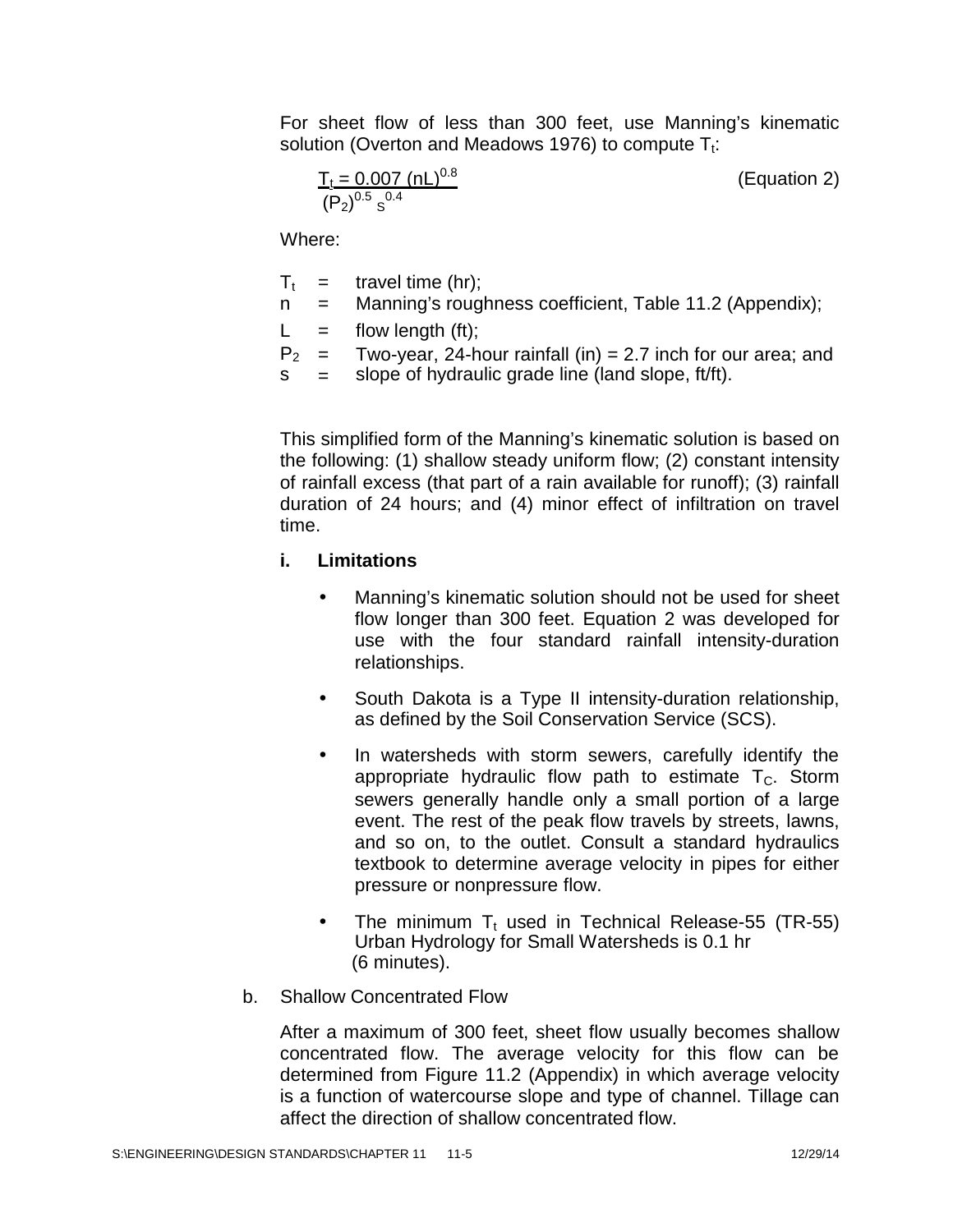For sheet flow of less than 300 feet, use Manning's kinematic solution (Overton and Meadows 1976) to compute $T_t$:

$$T_t = \frac{0.007\,(nL)^{0.8}}{(P_2)^{0.5}\,s^{0.4}} \qquad \text{(Equation 2)}$$

Where:

- $T_t$ = travel time (hr);
- $n$ = Manning's roughness coefficient, Table 11.2 (Appendix);
- $L$ = flow length (ft);
- $P_2$ = Two-year, 24-hour rainfall (in) = 2.7 inch for our area; and
- $s$ = slope of hydraulic grade line (land slope, ft/ft).

This simplified form of the Manning's kinematic solution is based on the following: (1) shallow steady uniform flow; (2) constant intensity of rainfall excess (that part of a rain available for runoff); (3) rainfall duration of 24 hours; and (4) minor effect of infiltration on travel time.

**i. Limitations**

- Manning's kinematic solution should not be used for sheet flow longer than 300 feet. Equation 2 was developed for use with the four standard rainfall intensity-duration relationships.
- South Dakota is a Type II intensity-duration relationship, as defined by the Soil Conservation Service (SCS).
- In watersheds with storm sewers, carefully identify the appropriate hydraulic flow path to estimate $T_C$. Storm sewers generally handle only a small portion of a large event. The rest of the peak flow travels by streets, lawns, and so on, to the outlet. Consult a standard hydraulics textbook to determine average velocity in pipes for either pressure or nonpressure flow.
- The minimum $T_t$ used in Technical Release-55 (TR-55) Urban Hydrology for Small Watersheds is 0.1 hr (6 minutes).

b. Shallow Concentrated Flow

After a maximum of 300 feet, sheet flow usually becomes shallow concentrated flow. The average velocity for this flow can be determined from Figure 11.2 (Appendix) in which average velocity is a function of watercourse slope and type of channel. Tillage can affect the direction of shallow concentrated flow.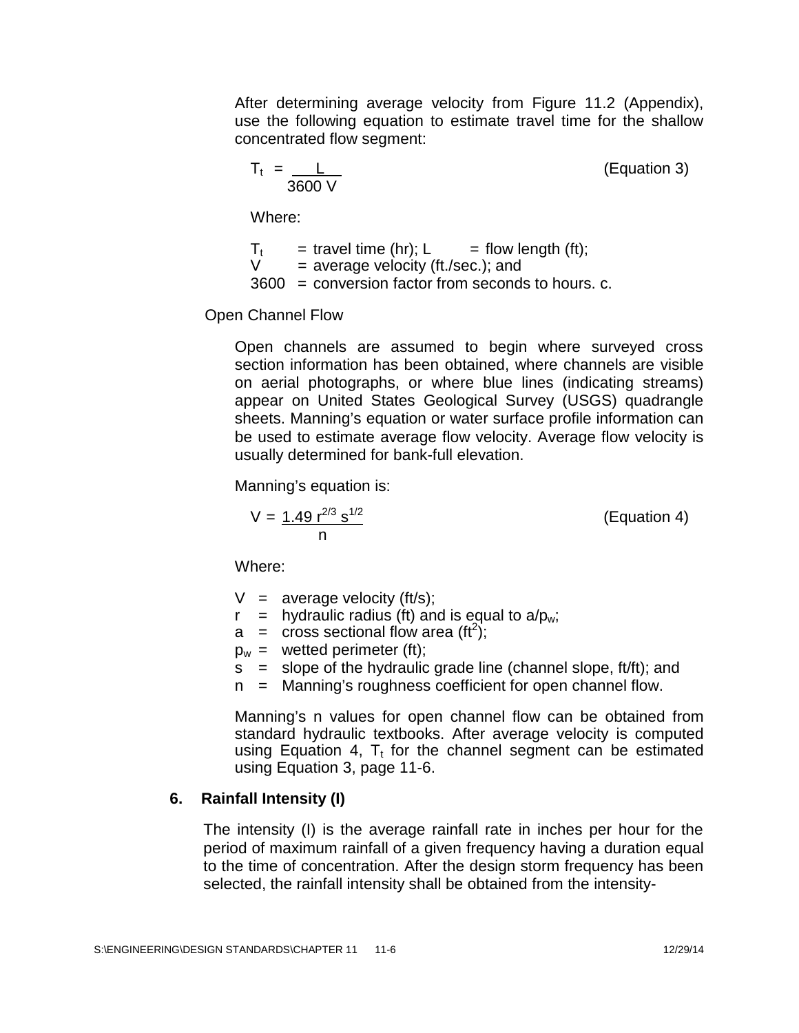After determining average velocity from Figure 11.2 (Appendix), use the following equation to estimate travel time for the shallow concentrated flow segment:

$$T_t = \frac{L}{3600\,V} \qquad \text{(Equation 3)}$$

Where:

$T_t$ = travel time (hr); $L$ = flow length (ft);
$V$ = average velocity (ft./sec.); and
3600 = conversion factor from seconds to hours. c.

Open Channel Flow

Open channels are assumed to begin where surveyed cross section information has been obtained, where channels are visible on aerial photographs, or where blue lines (indicating streams) appear on United States Geological Survey (USGS) quadrangle sheets. Manning's equation or water surface profile information can be used to estimate average flow velocity. Average flow velocity is usually determined for bank-full elevation.

Manning's equation is:

$$V = \frac{1.49\, r^{2/3}\, s^{1/2}}{n} \qquad \text{(Equation 4)}$$

Where:

- $V$ = average velocity (ft/s);
- $r$ = hydraulic radius (ft) and is equal to $a/p_w$;
- $a$ = cross sectional flow area ($ft^2$);
- $p_w$ = wetted perimeter (ft);
- $s$ = slope of the hydraulic grade line (channel slope, ft/ft); and
- $n$ = Manning's roughness coefficient for open channel flow.

Manning's n values for open channel flow can be obtained from standard hydraulic textbooks. After average velocity is computed using Equation 4, $T_t$ for the channel segment can be estimated using Equation 3, page 11-6.

## 6. Rainfall Intensity (I)

The intensity (I) is the average rainfall rate in inches per hour for the period of maximum rainfall of a given frequency having a duration equal to the time of concentration. After the design storm frequency has been selected, the rainfall intensity shall be obtained from the intensity-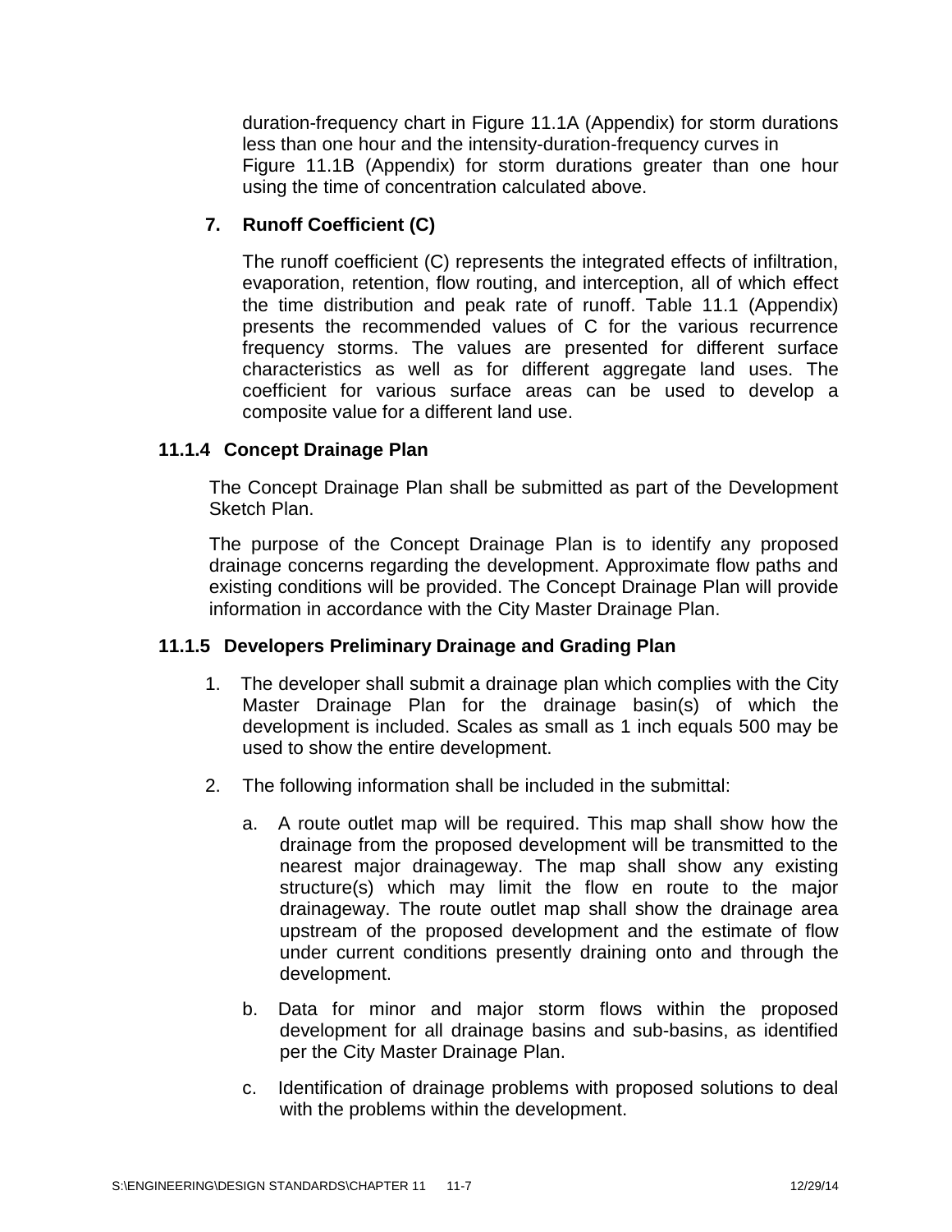duration-frequency chart in Figure 11.1A (Appendix) for storm durations less than one hour and the intensity-duration-frequency curves in Figure 11.1B (Appendix) for storm durations greater than one hour using the time of concentration calculated above.

7. **Runoff Coefficient (C)**

   The runoff coefficient (C) represents the integrated effects of infiltration, evaporation, retention, flow routing, and interception, all of which effect the time distribution and peak rate of runoff. Table 11.1 (Appendix) presents the recommended values of C for the various recurrence frequency storms. The values are presented for different surface characteristics as well as for different aggregate land uses. The coefficient for various surface areas can be used to develop a composite value for a different land use.

### 11.1.4 Concept Drainage Plan

The Concept Drainage Plan shall be submitted as part of the Development Sketch Plan.

The purpose of the Concept Drainage Plan is to identify any proposed drainage concerns regarding the development. Approximate flow paths and existing conditions will be provided. The Concept Drainage Plan will provide information in accordance with the City Master Drainage Plan.

### 11.1.5 Developers Preliminary Drainage and Grading Plan

1. The developer shall submit a drainage plan which complies with the City Master Drainage Plan for the drainage basin(s) of which the development is included. Scales as small as 1 inch equals 500 may be used to show the entire development.

2. The following information shall be included in the submittal:

   a. A route outlet map will be required. This map shall show how the drainage from the proposed development will be transmitted to the nearest major drainageway. The map shall show any existing structure(s) which may limit the flow en route to the major drainageway. The route outlet map shall show the drainage area upstream of the proposed development and the estimate of flow under current conditions presently draining onto and through the development.

   b. Data for minor and major storm flows within the proposed development for all drainage basins and sub-basins, as identified per the City Master Drainage Plan.

   c. Identification of drainage problems with proposed solutions to deal with the problems within the development.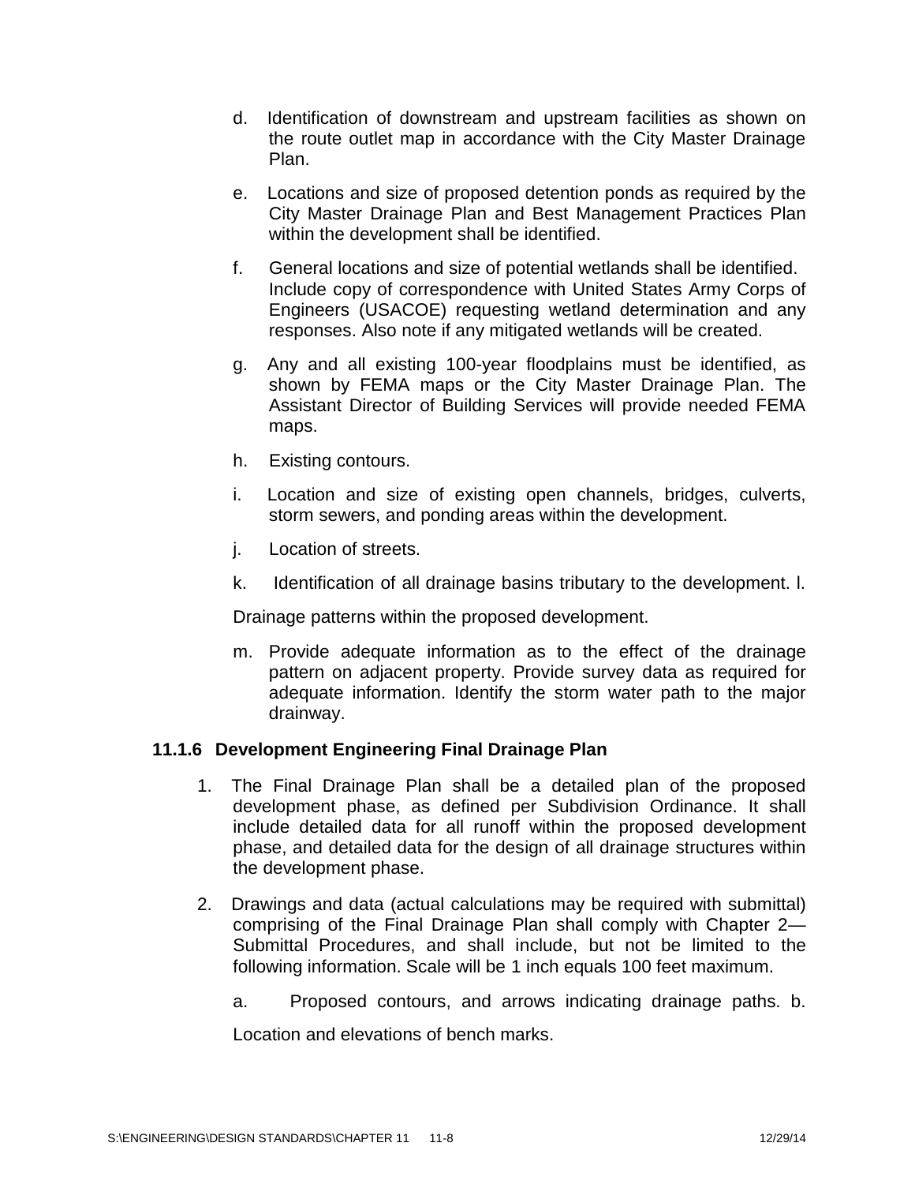d. Identification of downstream and upstream facilities as shown on the route outlet map in accordance with the City Master Drainage Plan.

e. Locations and size of proposed detention ponds as required by the City Master Drainage Plan and Best Management Practices Plan within the development shall be identified.

f. General locations and size of potential wetlands shall be identified. Include copy of correspondence with United States Army Corps of Engineers (USACOE) requesting wetland determination and any responses. Also note if any mitigated wetlands will be created.

g. Any and all existing 100-year floodplains must be identified, as shown by FEMA maps or the City Master Drainage Plan. The Assistant Director of Building Services will provide needed FEMA maps.

h. Existing contours.

i. Location and size of existing open channels, bridges, culverts, storm sewers, and ponding areas within the development.

j. Location of streets.

k. Identification of all drainage basins tributary to the development. l.

Drainage patterns within the proposed development.

m. Provide adequate information as to the effect of the drainage pattern on adjacent property. Provide survey data as required for adequate information. Identify the storm water path to the major drainway.

### 11.1.6 Development Engineering Final Drainage Plan

1. The Final Drainage Plan shall be a detailed plan of the proposed development phase, as defined per Subdivision Ordinance. It shall include detailed data for all runoff within the proposed development phase, and detailed data for the design of all drainage structures within the development phase.

2. Drawings and data (actual calculations may be required with submittal) comprising of the Final Drainage Plan shall comply with Chapter 2—Submittal Procedures, and shall include, but not be limited to the following information. Scale will be 1 inch equals 100 feet maximum.

   a. Proposed contours, and arrows indicating drainage paths. b.

   Location and elevations of bench marks.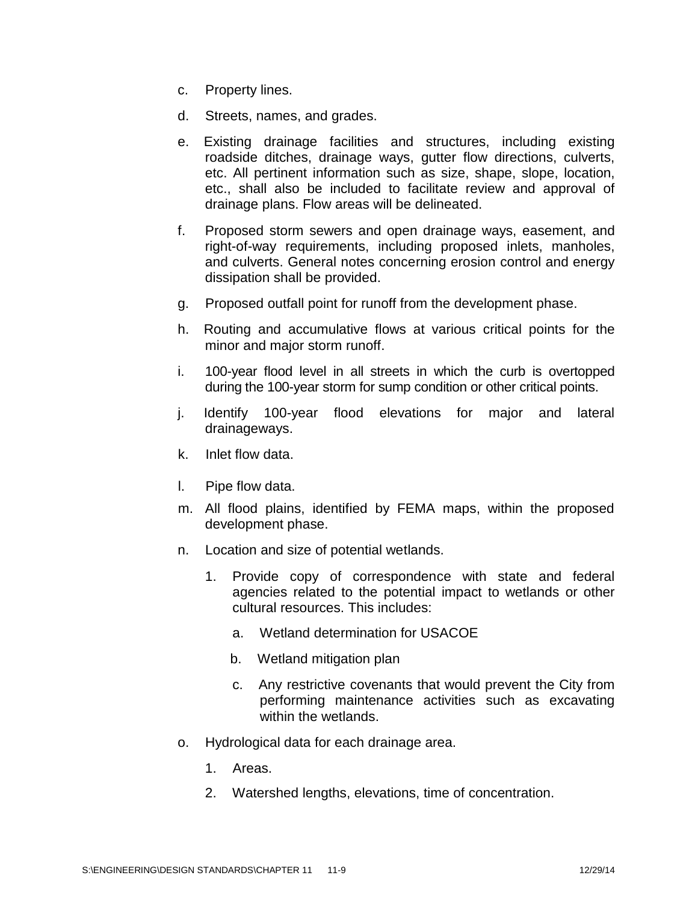c. Property lines.

d. Streets, names, and grades.

e. Existing drainage facilities and structures, including existing roadside ditches, drainage ways, gutter flow directions, culverts, etc. All pertinent information such as size, shape, slope, location, etc., shall also be included to facilitate review and approval of drainage plans. Flow areas will be delineated.

f. Proposed storm sewers and open drainage ways, easement, and right-of-way requirements, including proposed inlets, manholes, and culverts. General notes concerning erosion control and energy dissipation shall be provided.

g. Proposed outfall point for runoff from the development phase.

h. Routing and accumulative flows at various critical points for the minor and major storm runoff.

i. 100-year flood level in all streets in which the curb is overtopped during the 100-year storm for sump condition or other critical points.

j. Identify 100-year flood elevations for major and lateral drainageways.

k. Inlet flow data.

l. Pipe flow data.

m. All flood plains, identified by FEMA maps, within the proposed development phase.

n. Location and size of potential wetlands.

   1. Provide copy of correspondence with state and federal agencies related to the potential impact to wetlands or other cultural resources. This includes:

      a. Wetland determination for USACOE

      b. Wetland mitigation plan

      c. Any restrictive covenants that would prevent the City from performing maintenance activities such as excavating within the wetlands.

o. Hydrological data for each drainage area.

   1. Areas.

   2. Watershed lengths, elevations, time of concentration.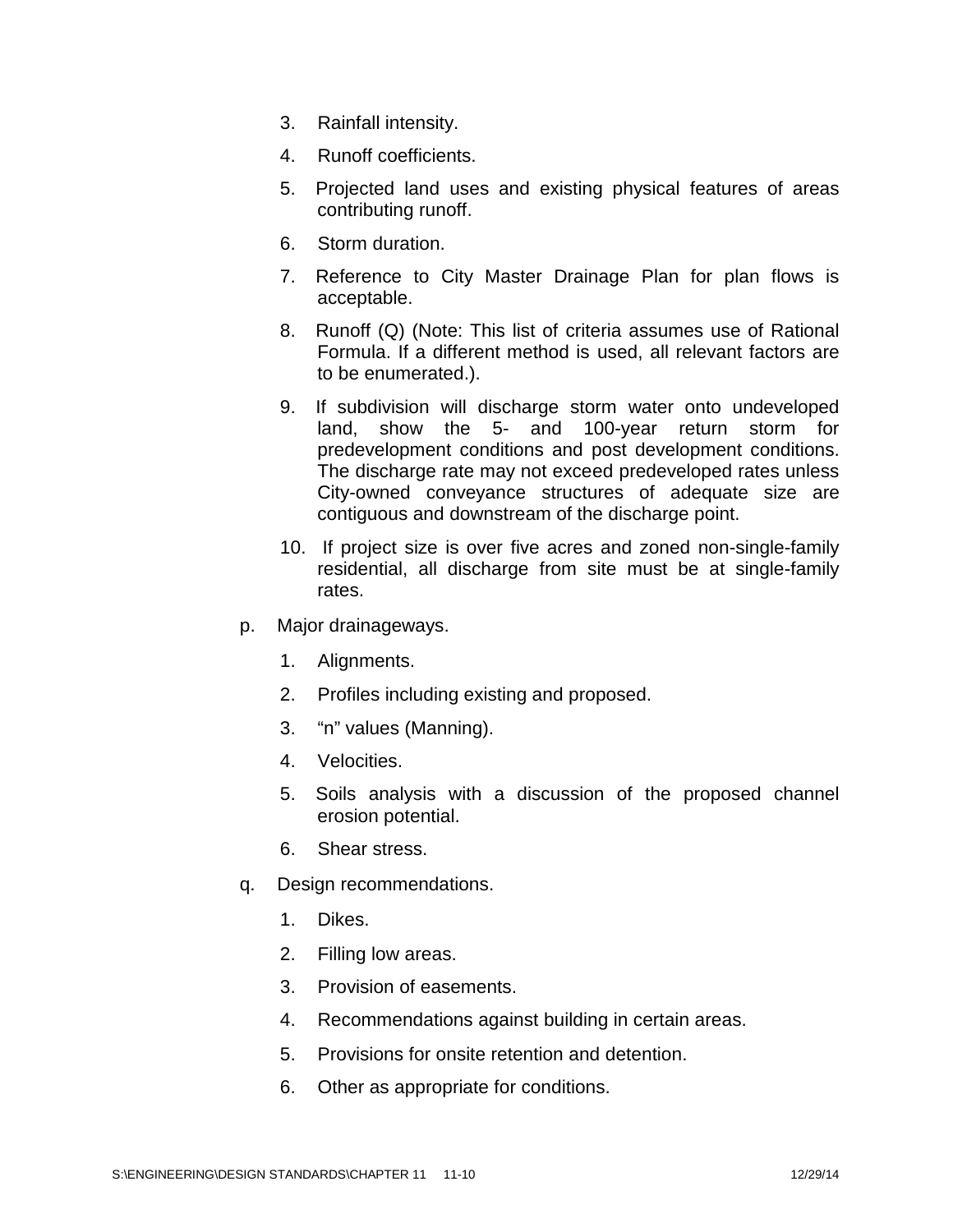3. Rainfall intensity.

4. Runoff coefficients.

5. Projected land uses and existing physical features of areas contributing runoff.

6. Storm duration.

7. Reference to City Master Drainage Plan for plan flows is acceptable.

8. Runoff (Q) (Note: This list of criteria assumes use of Rational Formula. If a different method is used, all relevant factors are to be enumerated.).

9. If subdivision will discharge storm water onto undeveloped land, show the 5- and 100-year return storm for predevelopment conditions and post development conditions. The discharge rate may not exceed predeveloped rates unless City-owned conveyance structures of adequate size are contiguous and downstream of the discharge point.

10. If project size is over five acres and zoned non-single-family residential, all discharge from site must be at single-family rates.

p. Major drainageways.

1. Alignments.

2. Profiles including existing and proposed.

3. “n” values (Manning).

4. Velocities.

5. Soils analysis with a discussion of the proposed channel erosion potential.

6. Shear stress.

q. Design recommendations.

1. Dikes.

2. Filling low areas.

3. Provision of easements.

4. Recommendations against building in certain areas.

5. Provisions for onsite retention and detention.

6. Other as appropriate for conditions.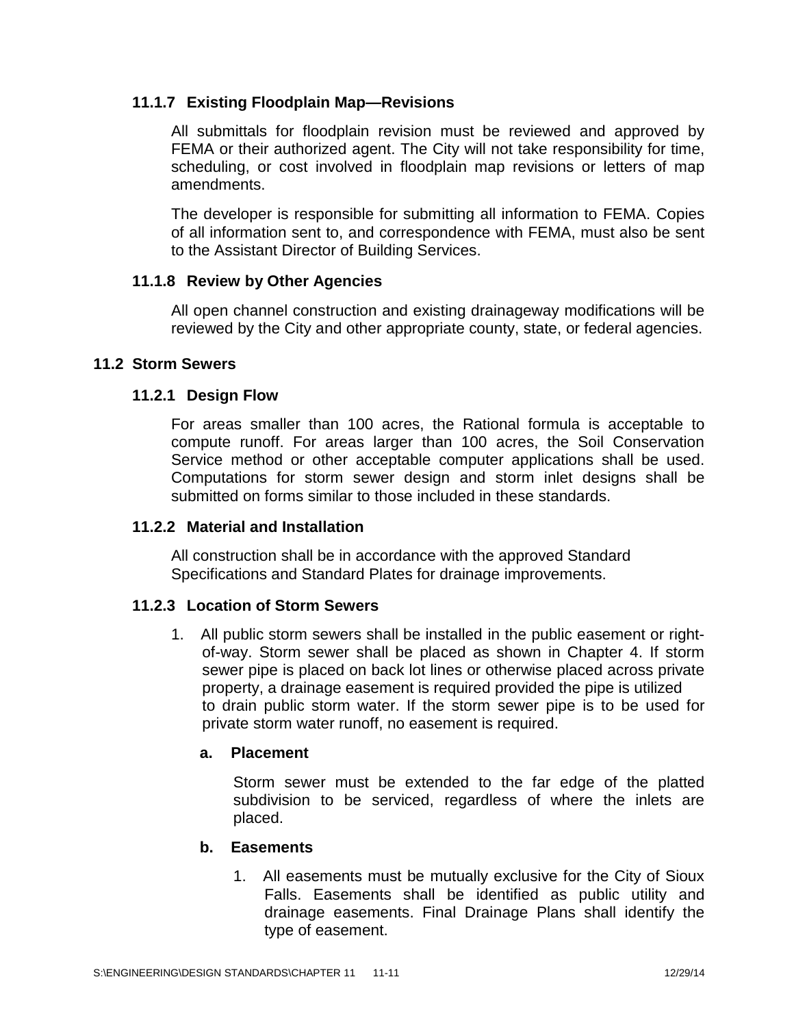### 11.1.7 Existing Floodplain Map—Revisions

All submittals for floodplain revision must be reviewed and approved by FEMA or their authorized agent. The City will not take responsibility for time, scheduling, or cost involved in floodplain map revisions or letters of map amendments.

The developer is responsible for submitting all information to FEMA. Copies of all information sent to, and correspondence with FEMA, must also be sent to the Assistant Director of Building Services.

### 11.1.8 Review by Other Agencies

All open channel construction and existing drainageway modifications will be reviewed by the City and other appropriate county, state, or federal agencies.

## 11.2 Storm Sewers

### 11.2.1 Design Flow

For areas smaller than 100 acres, the Rational formula is acceptable to compute runoff. For areas larger than 100 acres, the Soil Conservation Service method or other acceptable computer applications shall be used. Computations for storm sewer design and storm inlet designs shall be submitted on forms similar to those included in these standards.

### 11.2.2 Material and Installation

All construction shall be in accordance with the approved Standard Specifications and Standard Plates for drainage improvements.

### 11.2.3 Location of Storm Sewers

1. All public storm sewers shall be installed in the public easement or right-of-way. Storm sewer shall be placed as shown in Chapter 4. If storm sewer pipe is placed on back lot lines or otherwise placed across private property, a drainage easement is required provided the pipe is utilized to drain public storm water. If the storm sewer pipe is to be used for private storm water runoff, no easement is required.

   **a. Placement**

   Storm sewer must be extended to the far edge of the platted subdivision to be serviced, regardless of where the inlets are placed.

   **b. Easements**

   1. All easements must be mutually exclusive for the City of Sioux Falls. Easements shall be identified as public utility and drainage easements. Final Drainage Plans shall identify the type of easement.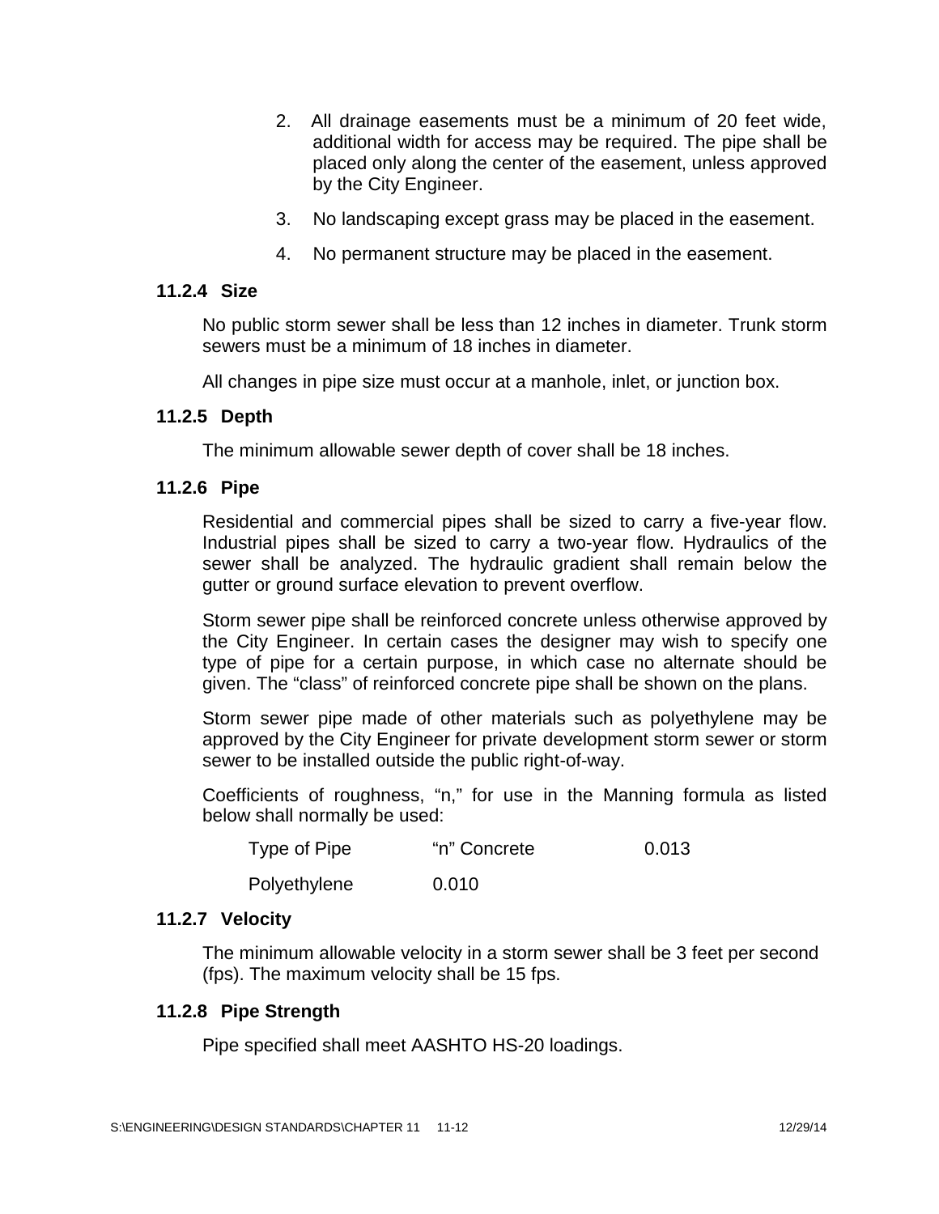2. All drainage easements must be a minimum of 20 feet wide, additional width for access may be required. The pipe shall be placed only along the center of the easement, unless approved by the City Engineer.

3. No landscaping except grass may be placed in the easement.

4. No permanent structure may be placed in the easement.

### 11.2.4 Size

No public storm sewer shall be less than 12 inches in diameter. Trunk storm sewers must be a minimum of 18 inches in diameter.

All changes in pipe size must occur at a manhole, inlet, or junction box.

### 11.2.5 Depth

The minimum allowable sewer depth of cover shall be 18 inches.

### 11.2.6 Pipe

Residential and commercial pipes shall be sized to carry a five-year flow. Industrial pipes shall be sized to carry a two-year flow. Hydraulics of the sewer shall be analyzed. The hydraulic gradient shall remain below the gutter or ground surface elevation to prevent overflow.

Storm sewer pipe shall be reinforced concrete unless otherwise approved by the City Engineer. In certain cases the designer may wish to specify one type of pipe for a certain purpose, in which case no alternate should be given. The "class" of reinforced concrete pipe shall be shown on the plans.

Storm sewer pipe made of other materials such as polyethylene may be approved by the City Engineer for private development storm sewer or storm sewer to be installed outside the public right-of-way.

Coefficients of roughness, "n," for use in the Manning formula as listed below shall normally be used:

| Type of Pipe | "n" Concrete | 0.013 |
|---|---|---|
| Polyethylene | 0.010 | |

### 11.2.7 Velocity

The minimum allowable velocity in a storm sewer shall be 3 feet per second (fps). The maximum velocity shall be 15 fps.

### 11.2.8 Pipe Strength

Pipe specified shall meet AASHTO HS-20 loadings.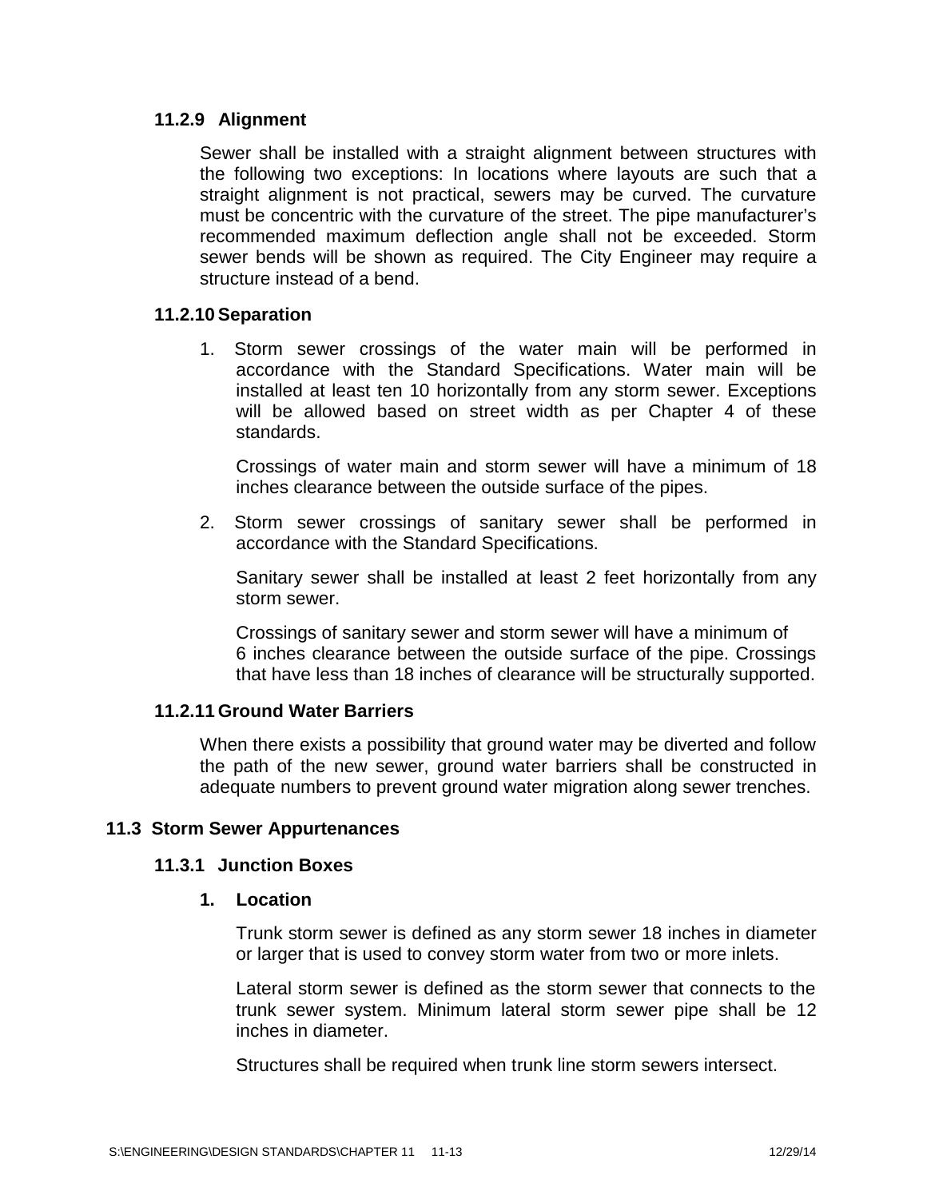### 11.2.9 Alignment

Sewer shall be installed with a straight alignment between structures with the following two exceptions: In locations where layouts are such that a straight alignment is not practical, sewers may be curved. The curvature must be concentric with the curvature of the street. The pipe manufacturer's recommended maximum deflection angle shall not be exceeded. Storm sewer bends will be shown as required. The City Engineer may require a structure instead of a bend.

### 11.2.10 Separation

1. Storm sewer crossings of the water main will be performed in accordance with the Standard Specifications. Water main will be installed at least ten 10 horizontally from any storm sewer. Exceptions will be allowed based on street width as per Chapter 4 of these standards.

   Crossings of water main and storm sewer will have a minimum of 18 inches clearance between the outside surface of the pipes.

2. Storm sewer crossings of sanitary sewer shall be performed in accordance with the Standard Specifications.

   Sanitary sewer shall be installed at least 2 feet horizontally from any storm sewer.

   Crossings of sanitary sewer and storm sewer will have a minimum of 6 inches clearance between the outside surface of the pipe. Crossings that have less than 18 inches of clearance will be structurally supported.

### 11.2.11 Ground Water Barriers

When there exists a possibility that ground water may be diverted and follow the path of the new sewer, ground water barriers shall be constructed in adequate numbers to prevent ground water migration along sewer trenches.

## 11.3 Storm Sewer Appurtenances

### 11.3.1 Junction Boxes

**1. Location**

Trunk storm sewer is defined as any storm sewer 18 inches in diameter or larger that is used to convey storm water from two or more inlets.

Lateral storm sewer is defined as the storm sewer that connects to the trunk sewer system. Minimum lateral storm sewer pipe shall be 12 inches in diameter.

Structures shall be required when trunk line storm sewers intersect.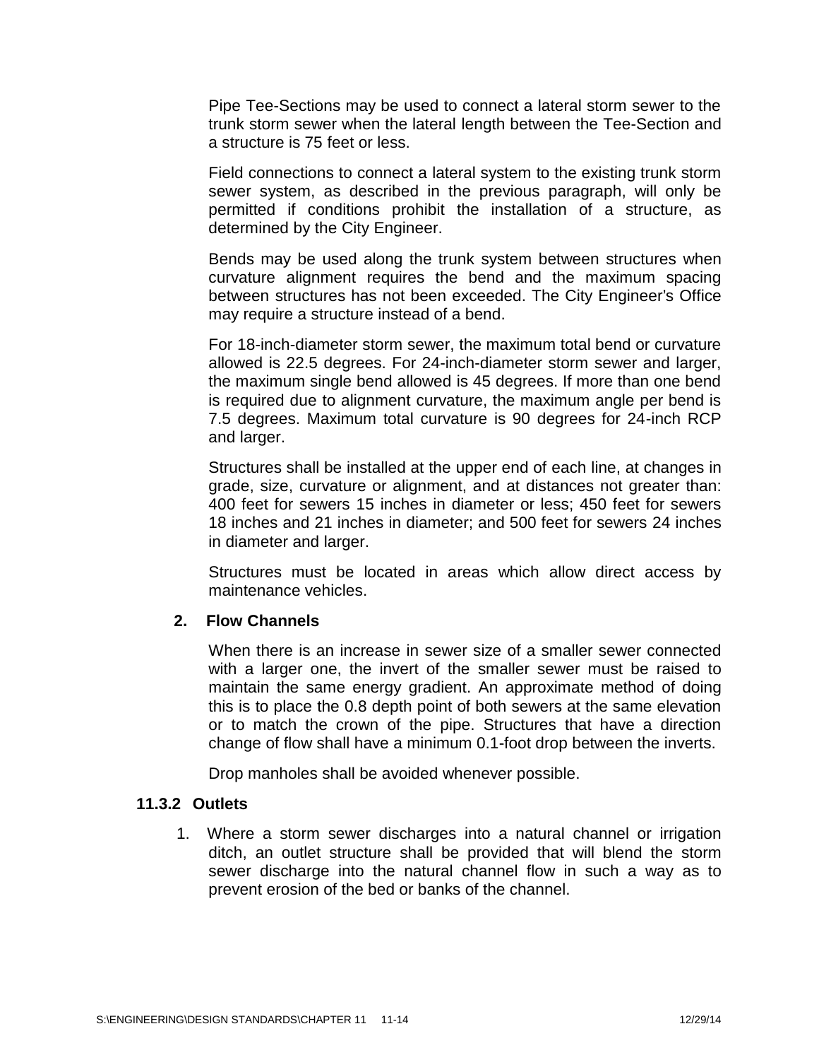Pipe Tee-Sections may be used to connect a lateral storm sewer to the trunk storm sewer when the lateral length between the Tee-Section and a structure is 75 feet or less.

Field connections to connect a lateral system to the existing trunk storm sewer system, as described in the previous paragraph, will only be permitted if conditions prohibit the installation of a structure, as determined by the City Engineer.

Bends may be used along the trunk system between structures when curvature alignment requires the bend and the maximum spacing between structures has not been exceeded. The City Engineer's Office may require a structure instead of a bend.

For 18-inch-diameter storm sewer, the maximum total bend or curvature allowed is 22.5 degrees. For 24-inch-diameter storm sewer and larger, the maximum single bend allowed is 45 degrees. If more than one bend is required due to alignment curvature, the maximum angle per bend is 7.5 degrees. Maximum total curvature is 90 degrees for 24-inch RCP and larger.

Structures shall be installed at the upper end of each line, at changes in grade, size, curvature or alignment, and at distances not greater than: 400 feet for sewers 15 inches in diameter or less; 450 feet for sewers 18 inches and 21 inches in diameter; and 500 feet for sewers 24 inches in diameter and larger.

Structures must be located in areas which allow direct access by maintenance vehicles.

**2. Flow Channels**

When there is an increase in sewer size of a smaller sewer connected with a larger one, the invert of the smaller sewer must be raised to maintain the same energy gradient. An approximate method of doing this is to place the 0.8 depth point of both sewers at the same elevation or to match the crown of the pipe. Structures that have a direction change of flow shall have a minimum 0.1-foot drop between the inverts.

Drop manholes shall be avoided whenever possible.

### 11.3.2 Outlets

1. Where a storm sewer discharges into a natural channel or irrigation ditch, an outlet structure shall be provided that will blend the storm sewer discharge into the natural channel flow in such a way as to prevent erosion of the bed or banks of the channel.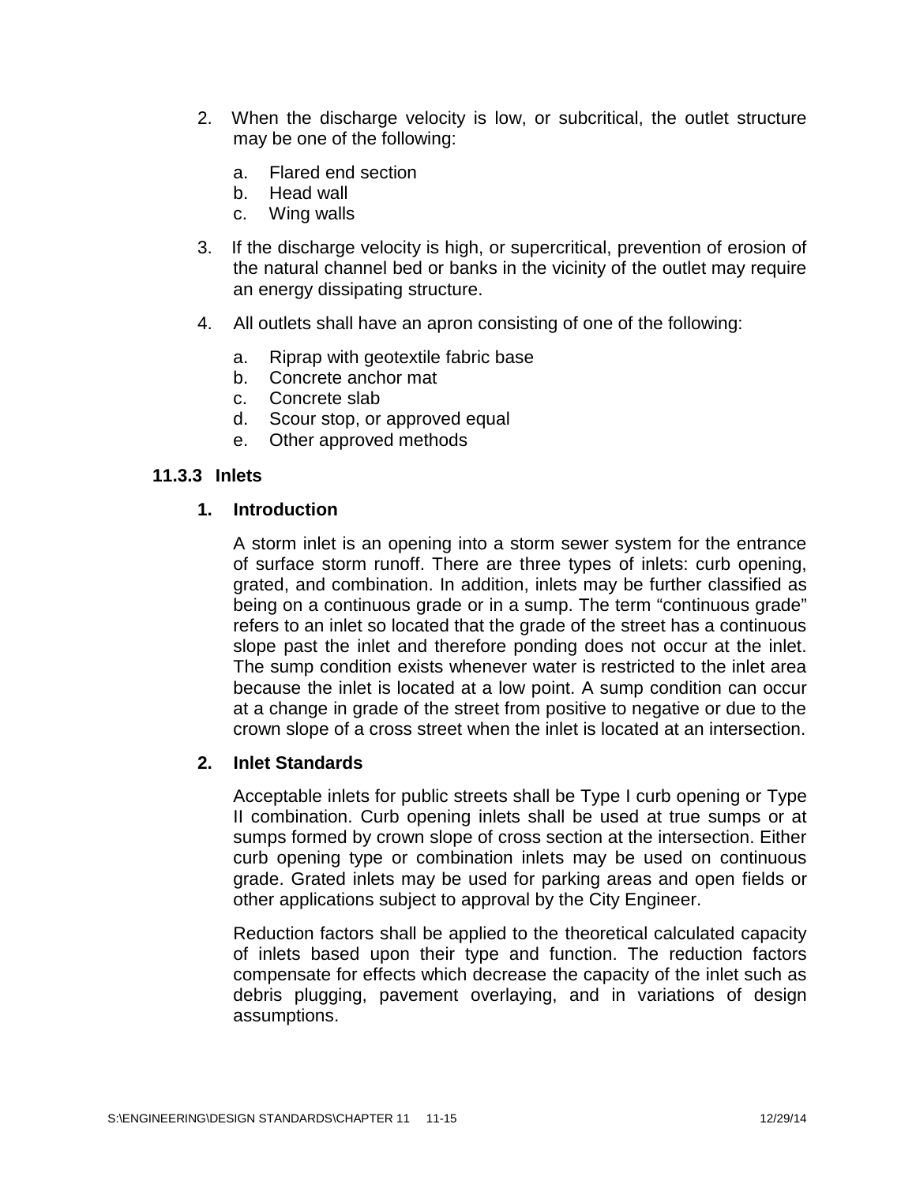2. When the discharge velocity is low, or subcritical, the outlet structure may be one of the following:

   a. Flared end section
   b. Head wall
   c. Wing walls

3. If the discharge velocity is high, or supercritical, prevention of erosion of the natural channel bed or banks in the vicinity of the outlet may require an energy dissipating structure.

4. All outlets shall have an apron consisting of one of the following:

   a. Riprap with geotextile fabric base
   b. Concrete anchor mat
   c. Concrete slab
   d. Scour stop, or approved equal
   e. Other approved methods

### 11.3.3 Inlets

#### 1. Introduction

A storm inlet is an opening into a storm sewer system for the entrance of surface storm runoff. There are three types of inlets: curb opening, grated, and combination. In addition, inlets may be further classified as being on a continuous grade or in a sump. The term "continuous grade" refers to an inlet so located that the grade of the street has a continuous slope past the inlet and therefore ponding does not occur at the inlet. The sump condition exists whenever water is restricted to the inlet area because the inlet is located at a low point. A sump condition can occur at a change in grade of the street from positive to negative or due to the crown slope of a cross street when the inlet is located at an intersection.

#### 2. Inlet Standards

Acceptable inlets for public streets shall be Type I curb opening or Type II combination. Curb opening inlets shall be used at true sumps or at sumps formed by crown slope of cross section at the intersection. Either curb opening type or combination inlets may be used on continuous grade. Grated inlets may be used for parking areas and open fields or other applications subject to approval by the City Engineer.

Reduction factors shall be applied to the theoretical calculated capacity of inlets based upon their type and function. The reduction factors compensate for effects which decrease the capacity of the inlet such as debris plugging, pavement overlaying, and in variations of design assumptions.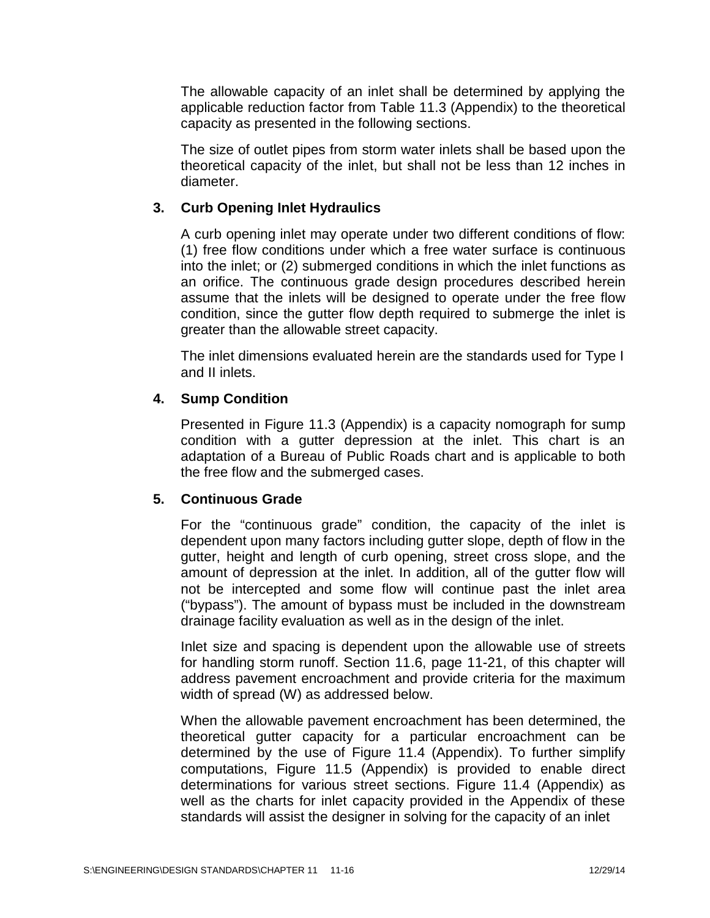The allowable capacity of an inlet shall be determined by applying the applicable reduction factor from Table 11.3 (Appendix) to the theoretical capacity as presented in the following sections.

The size of outlet pipes from storm water inlets shall be based upon the theoretical capacity of the inlet, but shall not be less than 12 inches in diameter.

### 3. Curb Opening Inlet Hydraulics

A curb opening inlet may operate under two different conditions of flow: (1) free flow conditions under which a free water surface is continuous into the inlet; or (2) submerged conditions in which the inlet functions as an orifice. The continuous grade design procedures described herein assume that the inlets will be designed to operate under the free flow condition, since the gutter flow depth required to submerge the inlet is greater than the allowable street capacity.

The inlet dimensions evaluated herein are the standards used for Type I and II inlets.

### 4. Sump Condition

Presented in Figure 11.3 (Appendix) is a capacity nomograph for sump condition with a gutter depression at the inlet. This chart is an adaptation of a Bureau of Public Roads chart and is applicable to both the free flow and the submerged cases.

### 5. Continuous Grade

For the "continuous grade" condition, the capacity of the inlet is dependent upon many factors including gutter slope, depth of flow in the gutter, height and length of curb opening, street cross slope, and the amount of depression at the inlet. In addition, all of the gutter flow will not be intercepted and some flow will continue past the inlet area ("bypass"). The amount of bypass must be included in the downstream drainage facility evaluation as well as in the design of the inlet.

Inlet size and spacing is dependent upon the allowable use of streets for handling storm runoff. Section 11.6, page 11-21, of this chapter will address pavement encroachment and provide criteria for the maximum width of spread (W) as addressed below.

When the allowable pavement encroachment has been determined, the theoretical gutter capacity for a particular encroachment can be determined by the use of Figure 11.4 (Appendix). To further simplify computations, Figure 11.5 (Appendix) is provided to enable direct determinations for various street sections. Figure 11.4 (Appendix) as well as the charts for inlet capacity provided in the Appendix of these standards will assist the designer in solving for the capacity of an inlet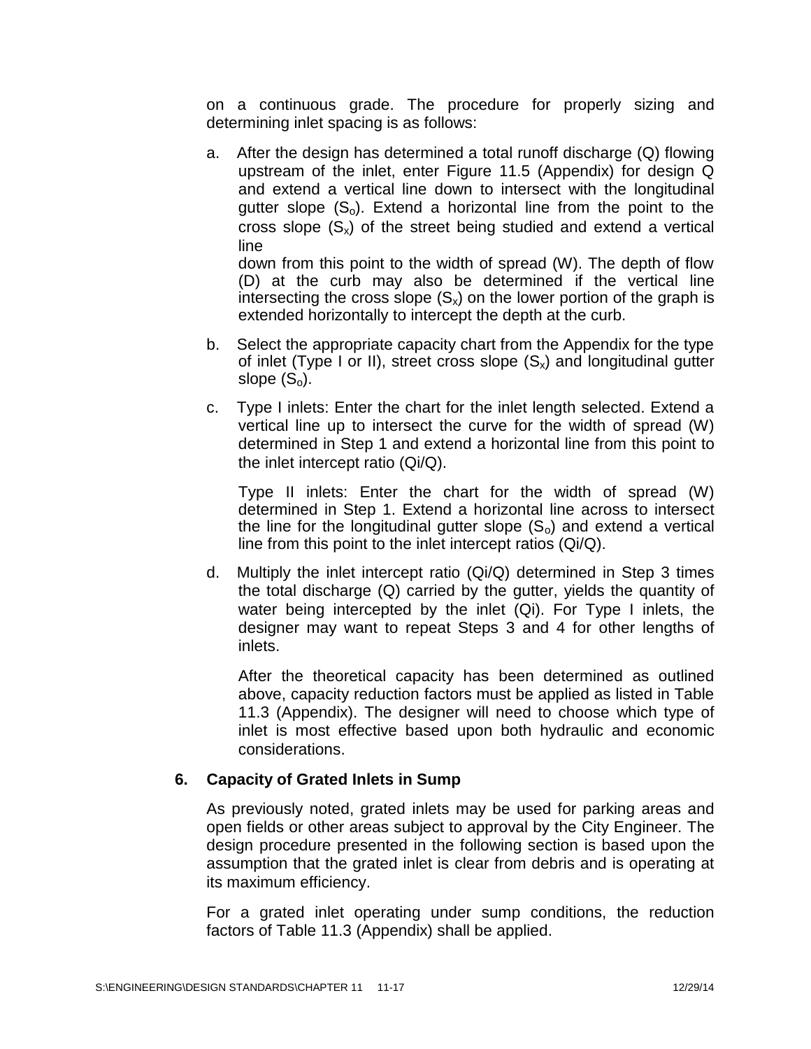on a continuous grade. The procedure for properly sizing and determining inlet spacing is as follows:

a. After the design has determined a total runoff discharge (Q) flowing upstream of the inlet, enter Figure 11.5 (Appendix) for design Q and extend a vertical line down to intersect with the longitudinal gutter slope ($S_o$). Extend a horizontal line from the point to the cross slope ($S_x$) of the street being studied and extend a vertical line
down from this point to the width of spread (W). The depth of flow (D) at the curb may also be determined if the vertical line intersecting the cross slope ($S_x$) on the lower portion of the graph is extended horizontally to intercept the depth at the curb.

b. Select the appropriate capacity chart from the Appendix for the type of inlet (Type I or II), street cross slope ($S_x$) and longitudinal gutter slope ($S_o$).

c. Type I inlets: Enter the chart for the inlet length selected. Extend a vertical line up to intersect the curve for the width of spread (W) determined in Step 1 and extend a horizontal line from this point to the inlet intercept ratio (Qi/Q).

   Type II inlets: Enter the chart for the width of spread (W) determined in Step 1. Extend a horizontal line across to intersect the line for the longitudinal gutter slope ($S_o$) and extend a vertical line from this point to the inlet intercept ratios (Qi/Q).

d. Multiply the inlet intercept ratio (Qi/Q) determined in Step 3 times the total discharge (Q) carried by the gutter, yields the quantity of water being intercepted by the inlet (Qi). For Type I inlets, the designer may want to repeat Steps 3 and 4 for other lengths of inlets.

   After the theoretical capacity has been determined as outlined above, capacity reduction factors must be applied as listed in Table 11.3 (Appendix). The designer will need to choose which type of inlet is most effective based upon both hydraulic and economic considerations.

### 6. Capacity of Grated Inlets in Sump

As previously noted, grated inlets may be used for parking areas and open fields or other areas subject to approval by the City Engineer. The design procedure presented in the following section is based upon the assumption that the grated inlet is clear from debris and is operating at its maximum efficiency.

For a grated inlet operating under sump conditions, the reduction factors of Table 11.3 (Appendix) shall be applied.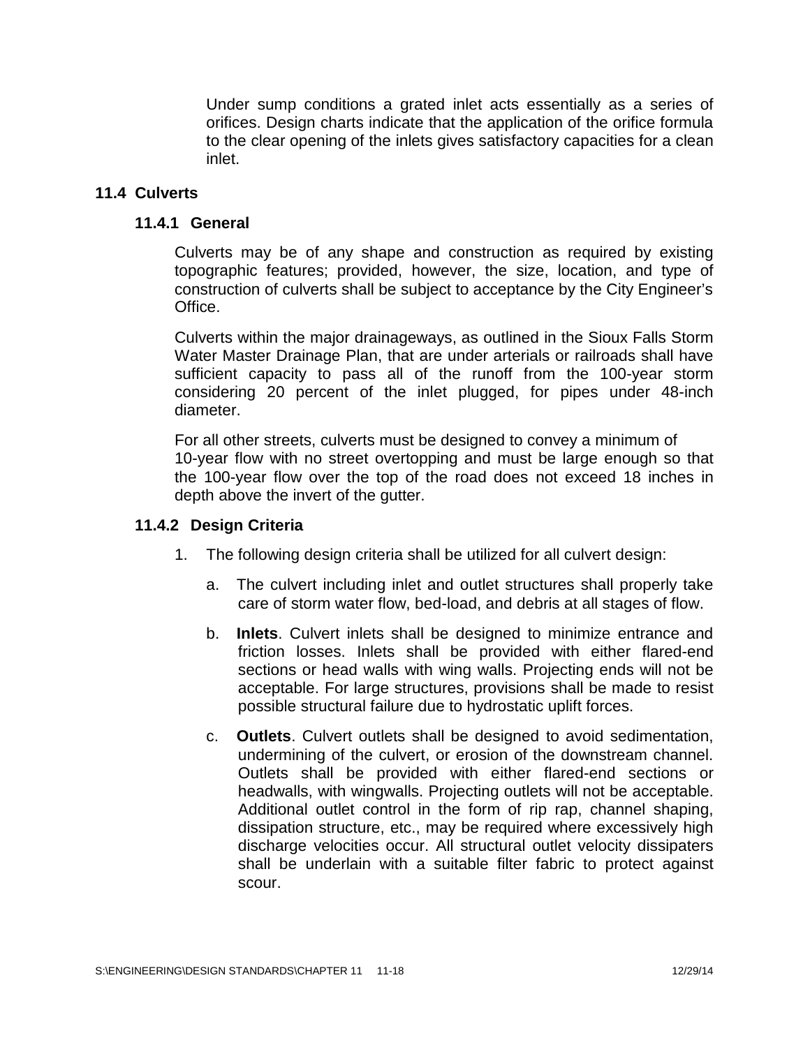Under sump conditions a grated inlet acts essentially as a series of orifices. Design charts indicate that the application of the orifice formula to the clear opening of the inlets gives satisfactory capacities for a clean inlet.

## 11.4 Culverts

### 11.4.1 General

Culverts may be of any shape and construction as required by existing topographic features; provided, however, the size, location, and type of construction of culverts shall be subject to acceptance by the City Engineer's Office.

Culverts within the major drainageways, as outlined in the Sioux Falls Storm Water Master Drainage Plan, that are under arterials or railroads shall have sufficient capacity to pass all of the runoff from the 100-year storm considering 20 percent of the inlet plugged, for pipes under 48-inch diameter.

For all other streets, culverts must be designed to convey a minimum of 10-year flow with no street overtopping and must be large enough so that the 100-year flow over the top of the road does not exceed 18 inches in depth above the invert of the gutter.

### 11.4.2 Design Criteria

1. The following design criteria shall be utilized for all culvert design:

   a. The culvert including inlet and outlet structures shall properly take care of storm water flow, bed-load, and debris at all stages of flow.

   b. **Inlets**. Culvert inlets shall be designed to minimize entrance and friction losses. Inlets shall be provided with either flared-end sections or head walls with wing walls. Projecting ends will not be acceptable. For large structures, provisions shall be made to resist possible structural failure due to hydrostatic uplift forces.

   c. **Outlets**. Culvert outlets shall be designed to avoid sedimentation, undermining of the culvert, or erosion of the downstream channel. Outlets shall be provided with either flared-end sections or headwalls, with wingwalls. Projecting outlets will not be acceptable. Additional outlet control in the form of rip rap, channel shaping, dissipation structure, etc., may be required where excessively high discharge velocities occur. All structural outlet velocity dissipaters shall be underlain with a suitable filter fabric to protect against scour.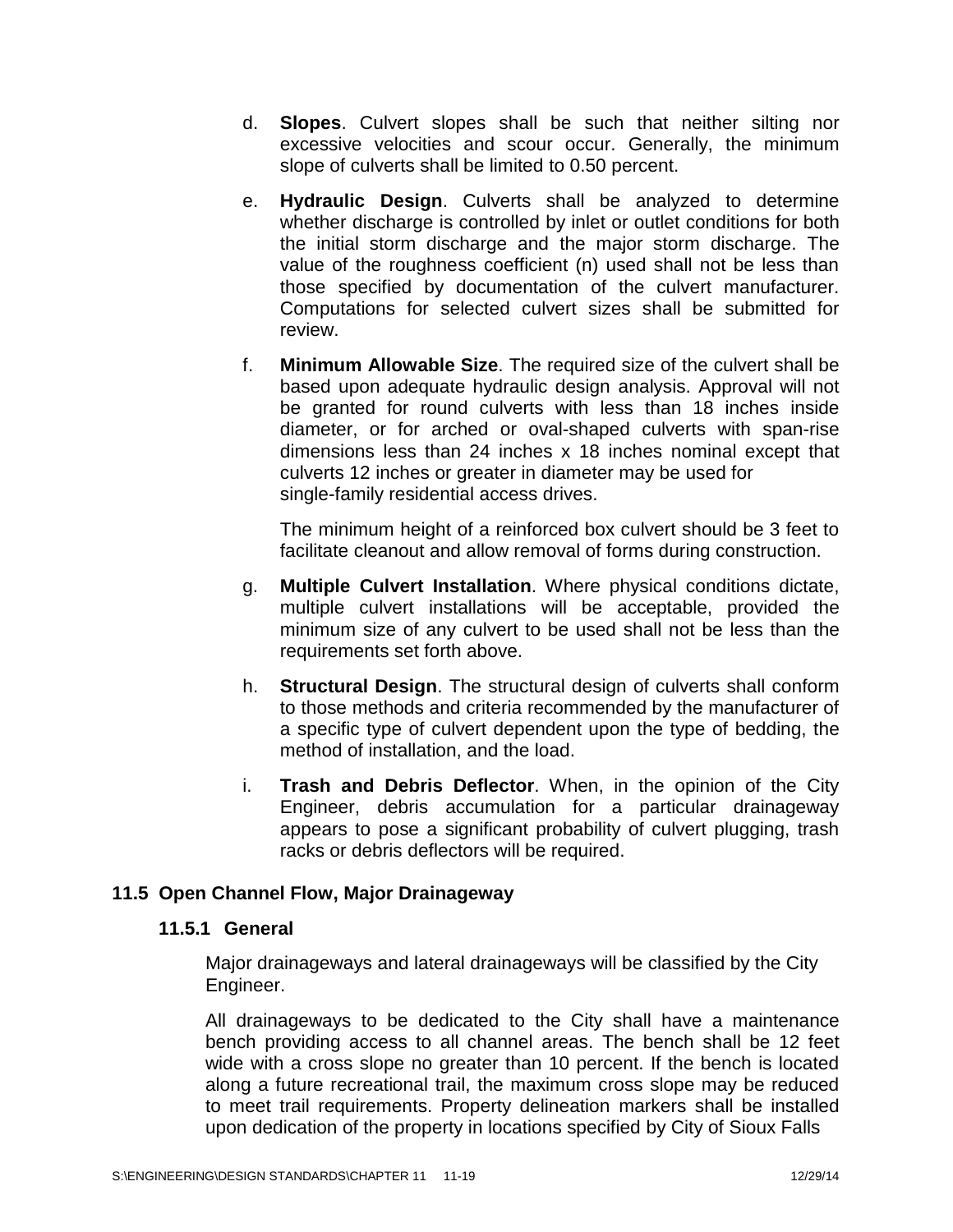d. **Slopes**. Culvert slopes shall be such that neither silting nor excessive velocities and scour occur. Generally, the minimum slope of culverts shall be limited to 0.50 percent.

e. **Hydraulic Design**. Culverts shall be analyzed to determine whether discharge is controlled by inlet or outlet conditions for both the initial storm discharge and the major storm discharge. The value of the roughness coefficient (n) used shall not be less than those specified by documentation of the culvert manufacturer. Computations for selected culvert sizes shall be submitted for review.

f. **Minimum Allowable Size**. The required size of the culvert shall be based upon adequate hydraulic design analysis. Approval will not be granted for round culverts with less than 18 inches inside diameter, or for arched or oval-shaped culverts with span-rise dimensions less than 24 inches x 18 inches nominal except that culverts 12 inches or greater in diameter may be used for single-family residential access drives.

   The minimum height of a reinforced box culvert should be 3 feet to facilitate cleanout and allow removal of forms during construction.

g. **Multiple Culvert Installation**. Where physical conditions dictate, multiple culvert installations will be acceptable, provided the minimum size of any culvert to be used shall not be less than the requirements set forth above.

h. **Structural Design**. The structural design of culverts shall conform to those methods and criteria recommended by the manufacturer of a specific type of culvert dependent upon the type of bedding, the method of installation, and the load.

i. **Trash and Debris Deflector**. When, in the opinion of the City Engineer, debris accumulation for a particular drainageway appears to pose a significant probability of culvert plugging, trash racks or debris deflectors will be required.

## 11.5 Open Channel Flow, Major Drainageway

### 11.5.1 General

Major drainageways and lateral drainageways will be classified by the City Engineer.

All drainageways to be dedicated to the City shall have a maintenance bench providing access to all channel areas. The bench shall be 12 feet wide with a cross slope no greater than 10 percent. If the bench is located along a future recreational trail, the maximum cross slope may be reduced to meet trail requirements. Property delineation markers shall be installed upon dedication of the property in locations specified by City of Sioux Falls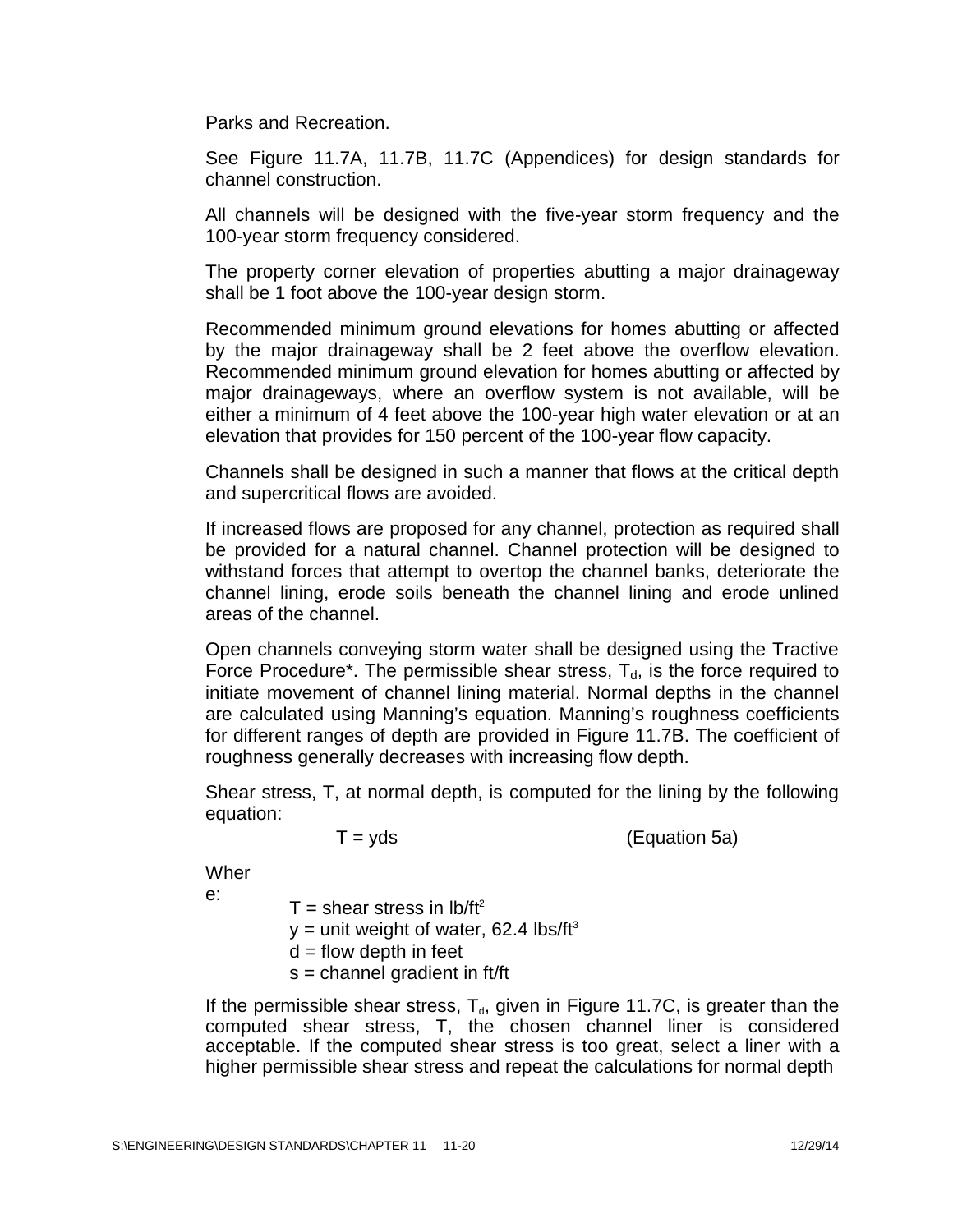Parks and Recreation.

See Figure 11.7A, 11.7B, 11.7C (Appendices) for design standards for channel construction.

All channels will be designed with the five-year storm frequency and the 100-year storm frequency considered.

The property corner elevation of properties abutting a major drainageway shall be 1 foot above the 100-year design storm.

Recommended minimum ground elevations for homes abutting or affected by the major drainageway shall be 2 feet above the overflow elevation. Recommended minimum ground elevation for homes abutting or affected by major drainageways, where an overflow system is not available, will be either a minimum of 4 feet above the 100-year high water elevation or at an elevation that provides for 150 percent of the 100-year flow capacity.

Channels shall be designed in such a manner that flows at the critical depth and supercritical flows are avoided.

If increased flows are proposed for any channel, protection as required shall be provided for a natural channel. Channel protection will be designed to withstand forces that attempt to overtop the channel banks, deteriorate the channel lining, erode soils beneath the channel lining and erode unlined areas of the channel.

Open channels conveying storm water shall be designed using the Tractive Force Procedure*. The permissible shear stress, $T_d$, is the force required to initiate movement of channel lining material. Normal depths in the channel are calculated using Manning's equation. Manning's roughness coefficients for different ranges of depth are provided in Figure 11.7B. The coefficient of roughness generally decreases with increasing flow depth.

Shear stress, T, at normal depth, is computed for the lining by the following equation:

$$T = yds \qquad \text{(Equation 5a)}$$

Where:

- T = shear stress in lb/ft$^2$
- y = unit weight of water, 62.4 lbs/ft$^3$
- d = flow depth in feet
- s = channel gradient in ft/ft

If the permissible shear stress, $T_d$, given in Figure 11.7C, is greater than the computed shear stress, T, the chosen channel liner is considered acceptable. If the computed shear stress is too great, select a liner with a higher permissible shear stress and repeat the calculations for normal depth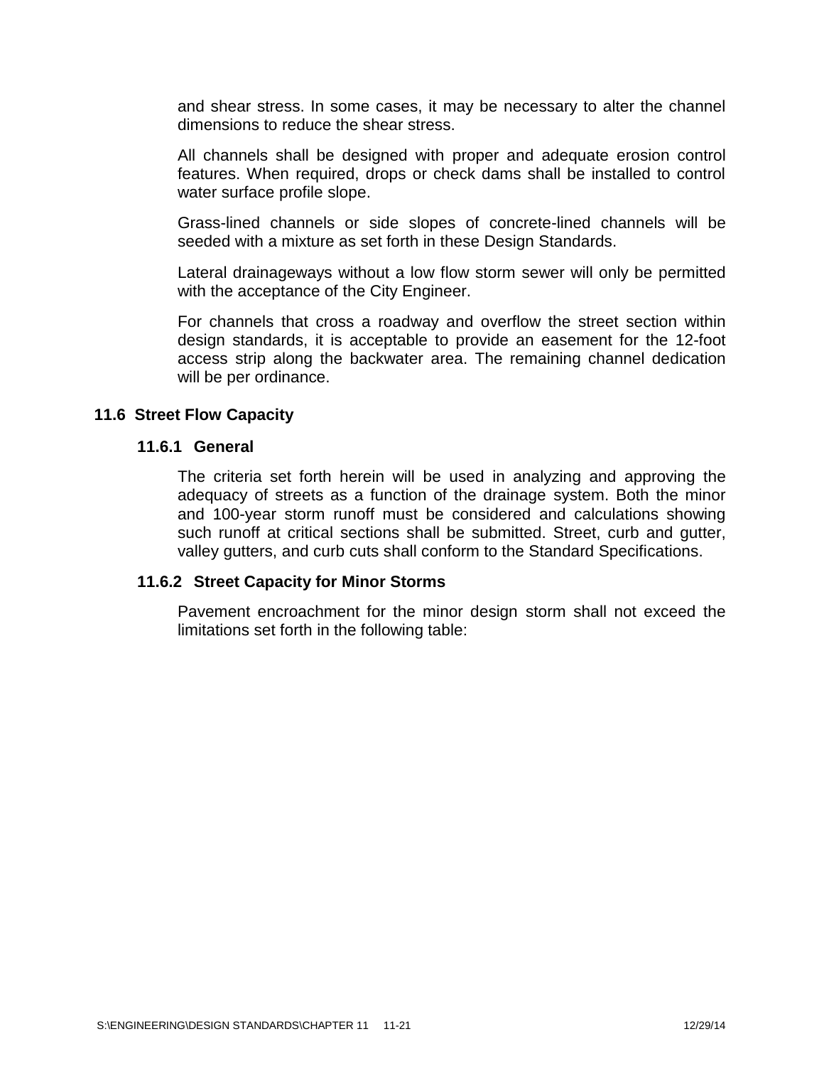and shear stress. In some cases, it may be necessary to alter the channel dimensions to reduce the shear stress.

All channels shall be designed with proper and adequate erosion control features. When required, drops or check dams shall be installed to control water surface profile slope.

Grass-lined channels or side slopes of concrete-lined channels will be seeded with a mixture as set forth in these Design Standards.

Lateral drainageways without a low flow storm sewer will only be permitted with the acceptance of the City Engineer.

For channels that cross a roadway and overflow the street section within design standards, it is acceptable to provide an easement for the 12-foot access strip along the backwater area. The remaining channel dedication will be per ordinance.

## 11.6 Street Flow Capacity

### 11.6.1 General

The criteria set forth herein will be used in analyzing and approving the adequacy of streets as a function of the drainage system. Both the minor and 100-year storm runoff must be considered and calculations showing such runoff at critical sections shall be submitted. Street, curb and gutter, valley gutters, and curb cuts shall conform to the Standard Specifications.

### 11.6.2 Street Capacity for Minor Storms

Pavement encroachment for the minor design storm shall not exceed the limitations set forth in the following table: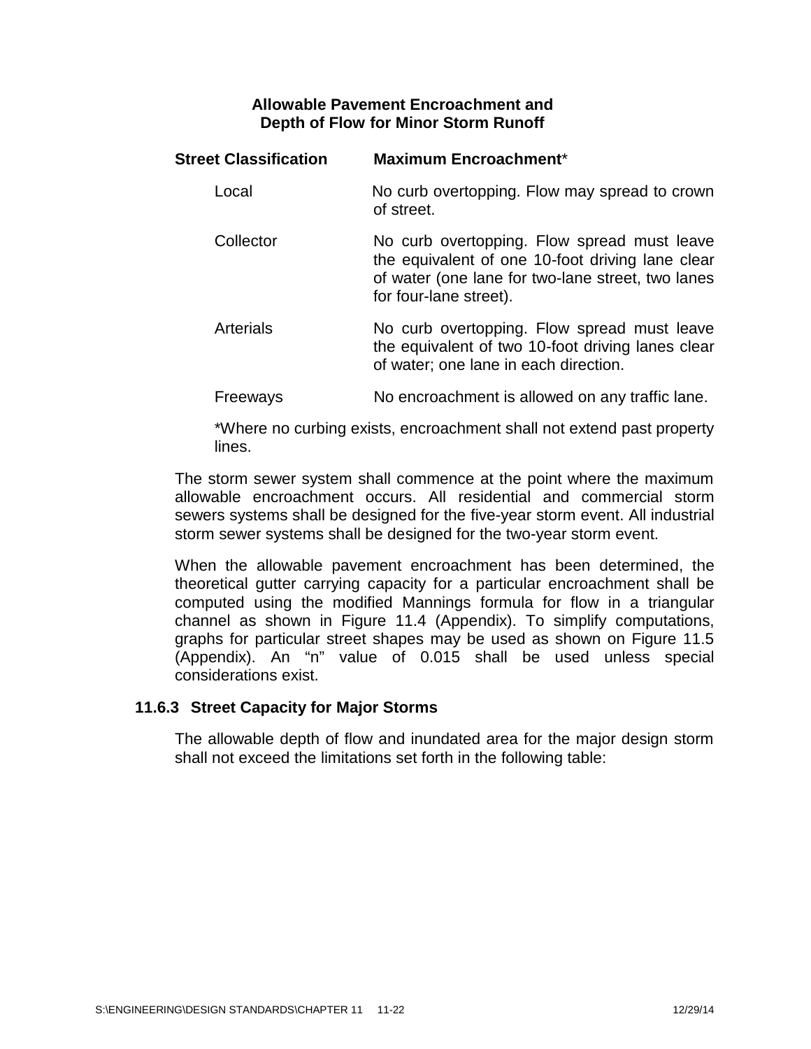**Allowable Pavement Encroachment and Depth of Flow for Minor Storm Runoff**

| Street Classification | Maximum Encroachment* |
|---|---|
| Local | No curb overtopping. Flow may spread to crown of street. |
| Collector | No curb overtopping. Flow spread must leave the equivalent of one 10-foot driving lane clear of water (one lane for two-lane street, two lanes for four-lane street). |
| Arterials | No curb overtopping. Flow spread must leave the equivalent of two 10-foot driving lanes clear of water; one lane in each direction. |
| Freeways | No encroachment is allowed on any traffic lane. |

*Where no curbing exists, encroachment shall not extend past property lines.

The storm sewer system shall commence at the point where the maximum allowable encroachment occurs. All residential and commercial storm sewers systems shall be designed for the five-year storm event. All industrial storm sewer systems shall be designed for the two-year storm event.

When the allowable pavement encroachment has been determined, the theoretical gutter carrying capacity for a particular encroachment shall be computed using the modified Mannings formula for flow in a triangular channel as shown in Figure 11.4 (Appendix). To simplify computations, graphs for particular street shapes may be used as shown on Figure 11.5 (Appendix). An "n" value of 0.015 shall be used unless special considerations exist.

### 11.6.3 Street Capacity for Major Storms

The allowable depth of flow and inundated area for the major design storm shall not exceed the limitations set forth in the following table: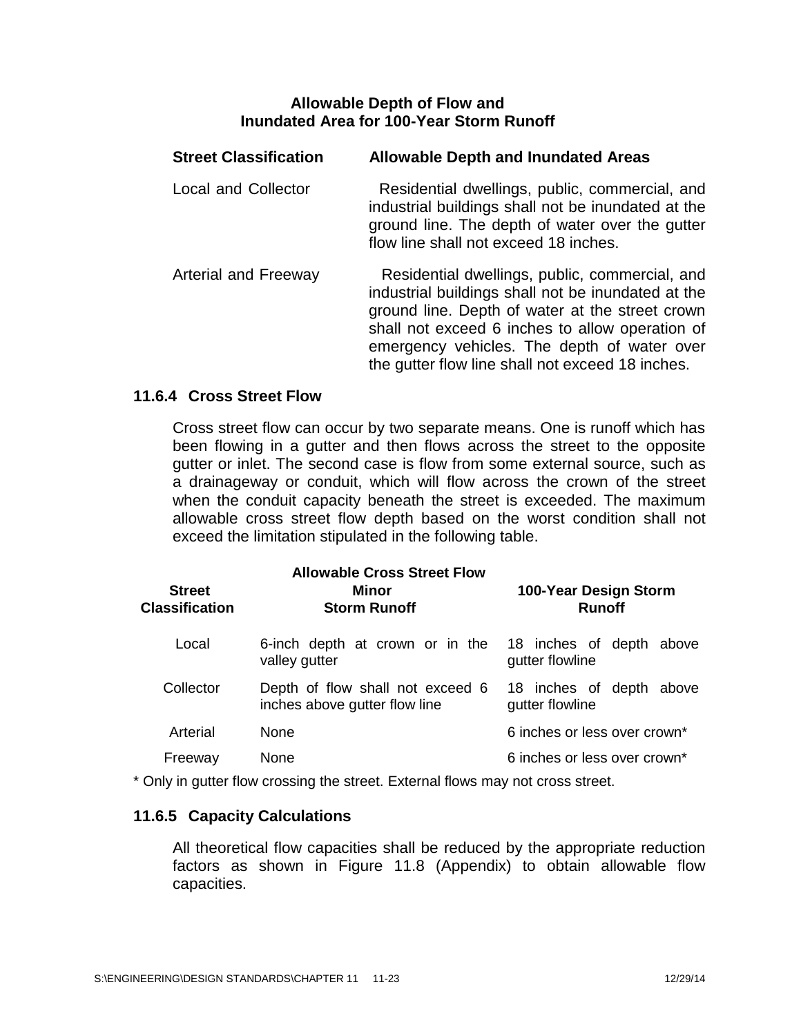**Allowable Depth of Flow and Inundated Area for 100-Year Storm Runoff**

| Street Classification | Allowable Depth and Inundated Areas |
|---|---|
| Local and Collector | Residential dwellings, public, commercial, and industrial buildings shall not be inundated at the ground line. The depth of water over the gutter flow line shall not exceed 18 inches. |
| Arterial and Freeway | Residential dwellings, public, commercial, and industrial buildings shall not be inundated at the ground line. Depth of water at the street crown shall not exceed 6 inches to allow operation of emergency vehicles. The depth of water over the gutter flow line shall not exceed 18 inches. |

### 11.6.4 Cross Street Flow

Cross street flow can occur by two separate means. One is runoff which has been flowing in a gutter and then flows across the street to the opposite gutter or inlet. The second case is flow from some external source, such as a drainageway or conduit, which will flow across the crown of the street when the conduit capacity beneath the street is exceeded. The maximum allowable cross street flow depth based on the worst condition shall not exceed the limitation stipulated in the following table.

**Allowable Cross Street Flow**

| Street Classification | Minor Storm Runoff | 100-Year Design Storm Runoff |
|---|---|---|
| Local | 6-inch depth at crown or in the valley gutter | 18 inches of depth above gutter flowline |
| Collector | Depth of flow shall not exceed 6 inches above gutter flow line | 18 inches of depth above gutter flowline |
| Arterial | None | 6 inches or less over crown* |
| Freeway | None | 6 inches or less over crown* |

* Only in gutter flow crossing the street. External flows may not cross street.

### 11.6.5 Capacity Calculations

All theoretical flow capacities shall be reduced by the appropriate reduction factors as shown in Figure 11.8 (Appendix) to obtain allowable flow capacities.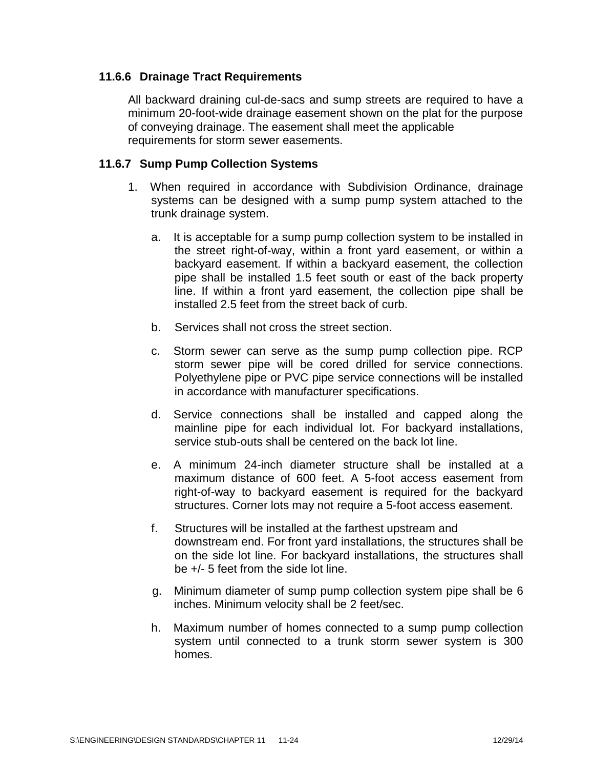### 11.6.6 Drainage Tract Requirements

All backward draining cul-de-sacs and sump streets are required to have a minimum 20-foot-wide drainage easement shown on the plat for the purpose of conveying drainage. The easement shall meet the applicable requirements for storm sewer easements.

### 11.6.7 Sump Pump Collection Systems

1. When required in accordance with Subdivision Ordinance, drainage systems can be designed with a sump pump system attached to the trunk drainage system.

   a. It is acceptable for a sump pump collection system to be installed in the street right-of-way, within a front yard easement, or within a backyard easement. If within a backyard easement, the collection pipe shall be installed 1.5 feet south or east of the back property line. If within a front yard easement, the collection pipe shall be installed 2.5 feet from the street back of curb.

   b. Services shall not cross the street section.

   c. Storm sewer can serve as the sump pump collection pipe. RCP storm sewer pipe will be cored drilled for service connections. Polyethylene pipe or PVC pipe service connections will be installed in accordance with manufacturer specifications.

   d. Service connections shall be installed and capped along the mainline pipe for each individual lot. For backyard installations, service stub-outs shall be centered on the back lot line.

   e. A minimum 24-inch diameter structure shall be installed at a maximum distance of 600 feet. A 5-foot access easement from right-of-way to backyard easement is required for the backyard structures. Corner lots may not require a 5-foot access easement.

   f. Structures will be installed at the farthest upstream and downstream end. For front yard installations, the structures shall be on the side lot line. For backyard installations, the structures shall be +/- 5 feet from the side lot line.

   g. Minimum diameter of sump pump collection system pipe shall be 6 inches. Minimum velocity shall be 2 feet/sec.

   h. Maximum number of homes connected to a sump pump collection system until connected to a trunk storm sewer system is 300 homes.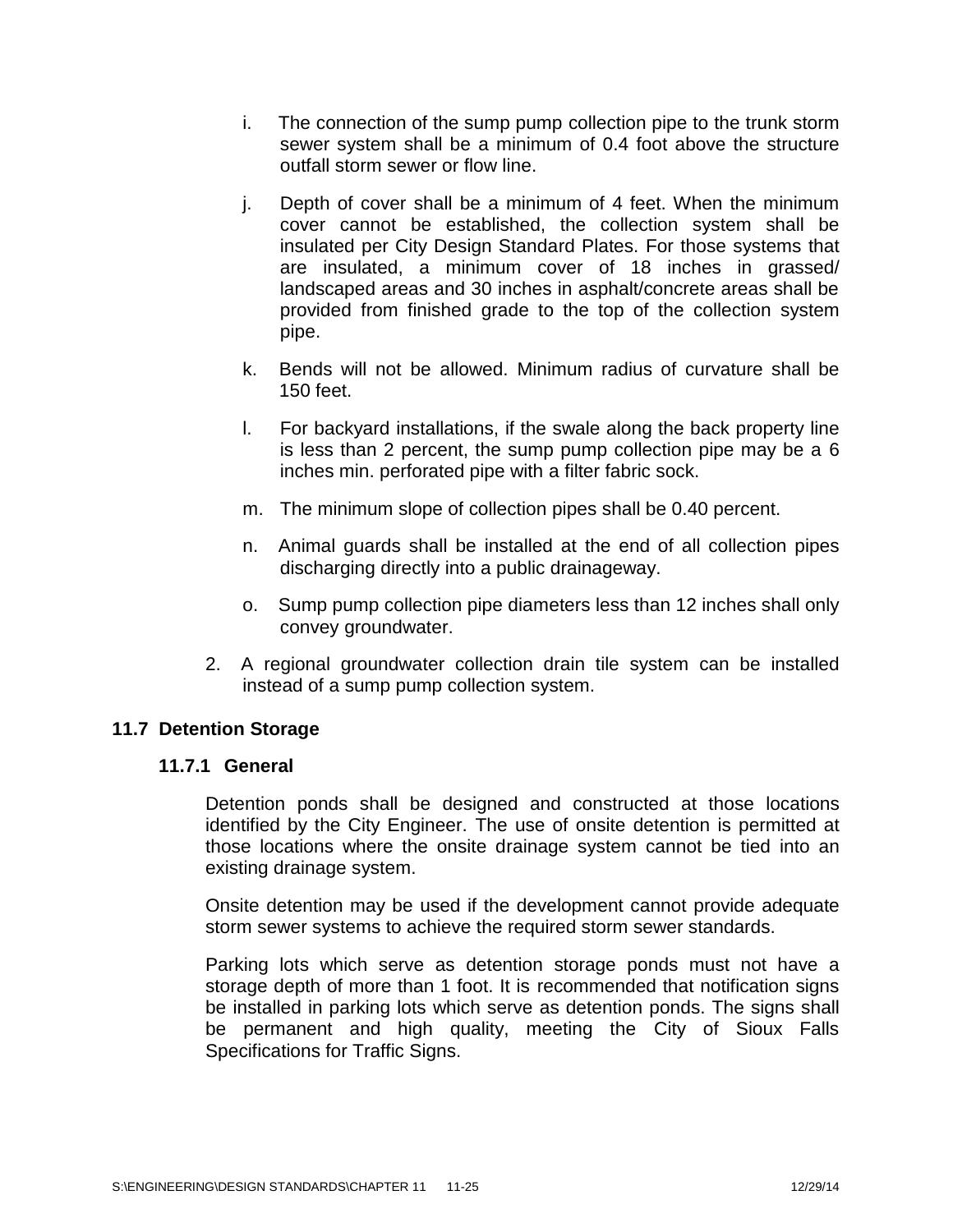i. The connection of the sump pump collection pipe to the trunk storm sewer system shall be a minimum of 0.4 foot above the structure outfall storm sewer or flow line.

j. Depth of cover shall be a minimum of 4 feet. When the minimum cover cannot be established, the collection system shall be insulated per City Design Standard Plates. For those systems that are insulated, a minimum cover of 18 inches in grassed/ landscaped areas and 30 inches in asphalt/concrete areas shall be provided from finished grade to the top of the collection system pipe.

k. Bends will not be allowed. Minimum radius of curvature shall be 150 feet.

l. For backyard installations, if the swale along the back property line is less than 2 percent, the sump pump collection pipe may be a 6 inches min. perforated pipe with a filter fabric sock.

m. The minimum slope of collection pipes shall be 0.40 percent.

n. Animal guards shall be installed at the end of all collection pipes discharging directly into a public drainageway.

o. Sump pump collection pipe diameters less than 12 inches shall only convey groundwater.

2. A regional groundwater collection drain tile system can be installed instead of a sump pump collection system.

## 11.7 Detention Storage

### 11.7.1 General

Detention ponds shall be designed and constructed at those locations identified by the City Engineer. The use of onsite detention is permitted at those locations where the onsite drainage system cannot be tied into an existing drainage system.

Onsite detention may be used if the development cannot provide adequate storm sewer systems to achieve the required storm sewer standards.

Parking lots which serve as detention storage ponds must not have a storage depth of more than 1 foot. It is recommended that notification signs be installed in parking lots which serve as detention ponds. The signs shall be permanent and high quality, meeting the City of Sioux Falls Specifications for Traffic Signs.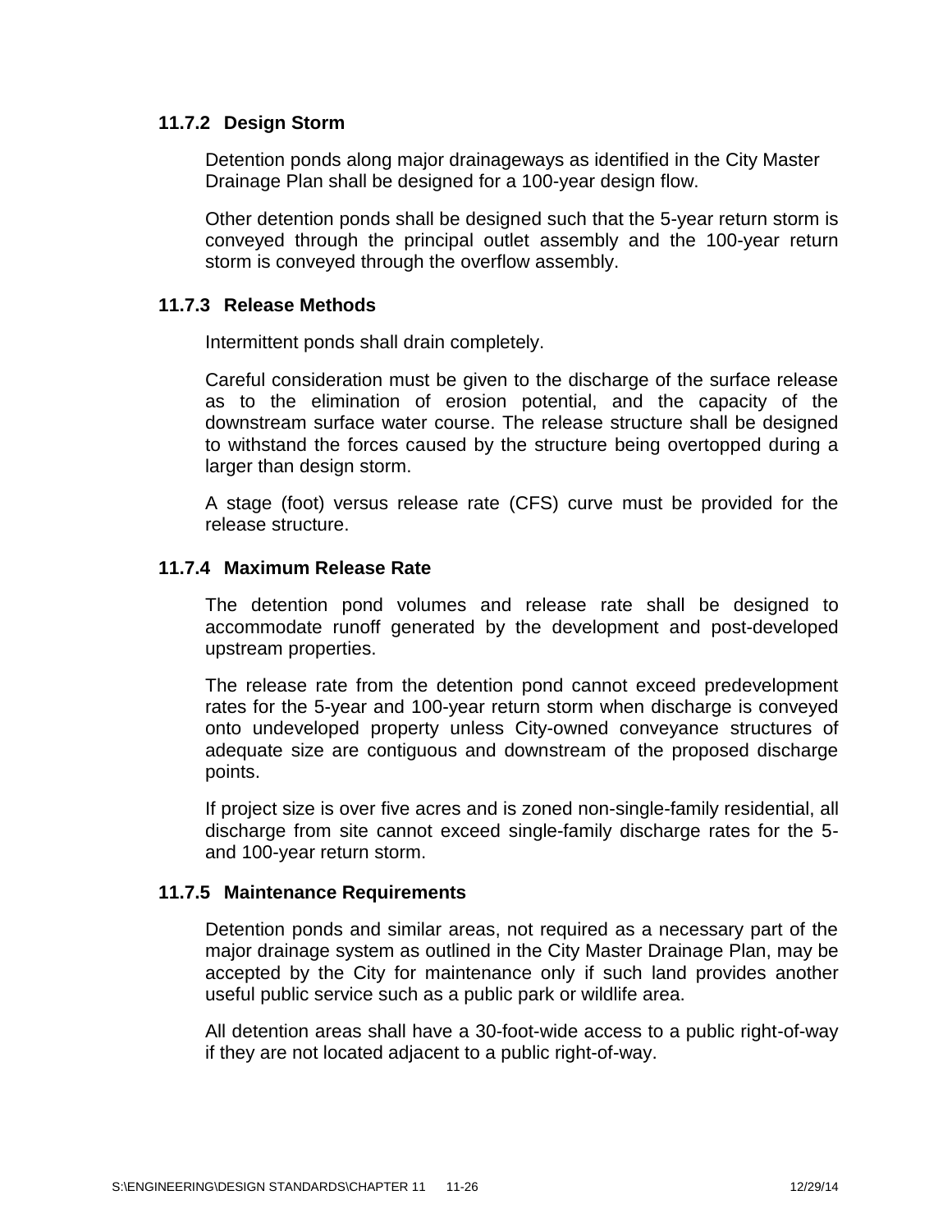### 11.7.2 Design Storm

Detention ponds along major drainageways as identified in the City Master Drainage Plan shall be designed for a 100-year design flow.

Other detention ponds shall be designed such that the 5-year return storm is conveyed through the principal outlet assembly and the 100-year return storm is conveyed through the overflow assembly.

### 11.7.3 Release Methods

Intermittent ponds shall drain completely.

Careful consideration must be given to the discharge of the surface release as to the elimination of erosion potential, and the capacity of the downstream surface water course. The release structure shall be designed to withstand the forces caused by the structure being overtopped during a larger than design storm.

A stage (foot) versus release rate (CFS) curve must be provided for the release structure.

### 11.7.4 Maximum Release Rate

The detention pond volumes and release rate shall be designed to accommodate runoff generated by the development and post-developed upstream properties.

The release rate from the detention pond cannot exceed predevelopment rates for the 5-year and 100-year return storm when discharge is conveyed onto undeveloped property unless City-owned conveyance structures of adequate size are contiguous and downstream of the proposed discharge points.

If project size is over five acres and is zoned non-single-family residential, all discharge from site cannot exceed single-family discharge rates for the 5- and 100-year return storm.

### 11.7.5 Maintenance Requirements

Detention ponds and similar areas, not required as a necessary part of the major drainage system as outlined in the City Master Drainage Plan, may be accepted by the City for maintenance only if such land provides another useful public service such as a public park or wildlife area.

All detention areas shall have a 30-foot-wide access to a public right-of-way if they are not located adjacent to a public right-of-way.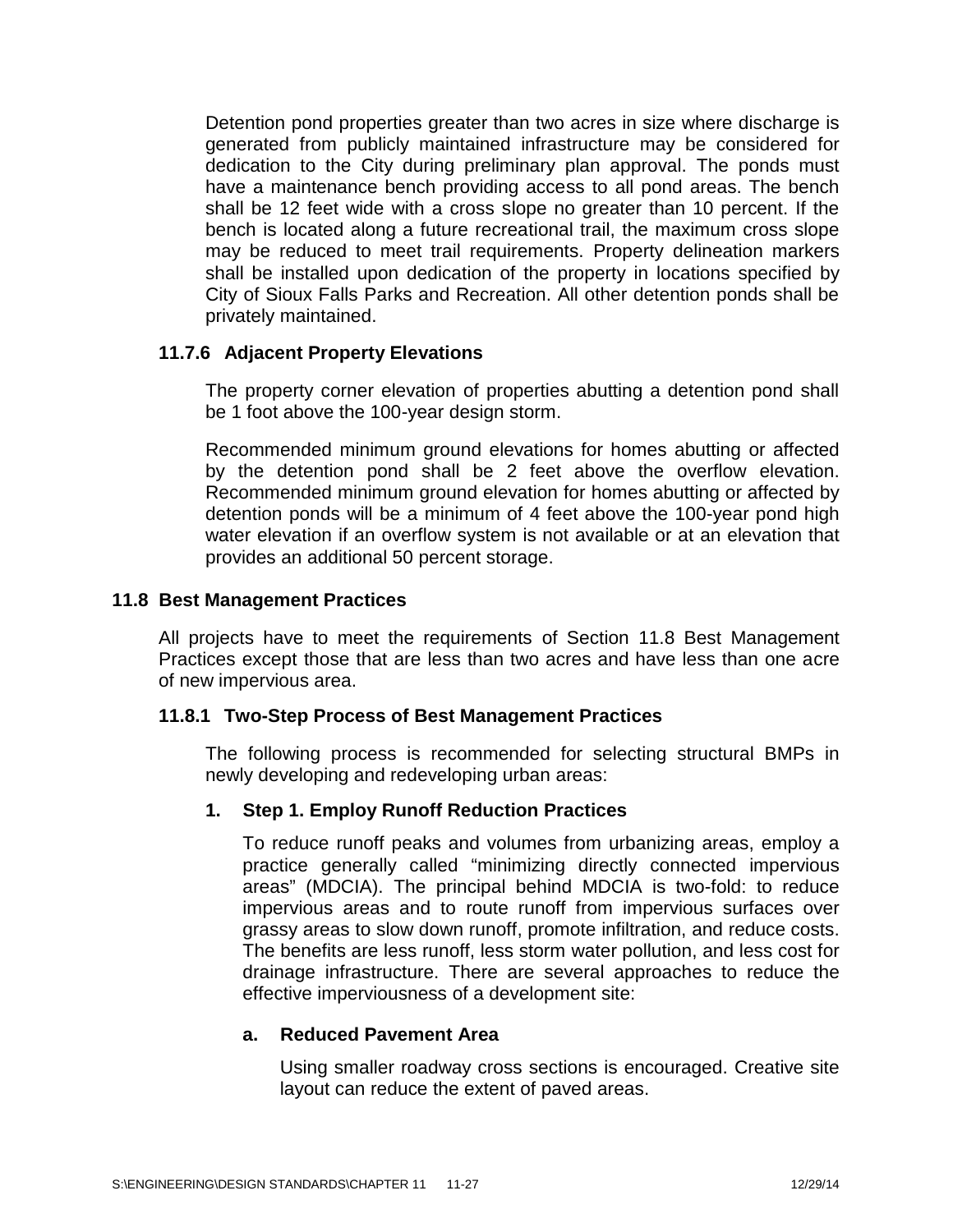Detention pond properties greater than two acres in size where discharge is generated from publicly maintained infrastructure may be considered for dedication to the City during preliminary plan approval. The ponds must have a maintenance bench providing access to all pond areas. The bench shall be 12 feet wide with a cross slope no greater than 10 percent. If the bench is located along a future recreational trail, the maximum cross slope may be reduced to meet trail requirements. Property delineation markers shall be installed upon dedication of the property in locations specified by City of Sioux Falls Parks and Recreation. All other detention ponds shall be privately maintained.

### 11.7.6 Adjacent Property Elevations

The property corner elevation of properties abutting a detention pond shall be 1 foot above the 100-year design storm.

Recommended minimum ground elevations for homes abutting or affected by the detention pond shall be 2 feet above the overflow elevation. Recommended minimum ground elevation for homes abutting or affected by detention ponds will be a minimum of 4 feet above the 100-year pond high water elevation if an overflow system is not available or at an elevation that provides an additional 50 percent storage.

## 11.8 Best Management Practices

All projects have to meet the requirements of Section 11.8 Best Management Practices except those that are less than two acres and have less than one acre of new impervious area.

### 11.8.1 Two-Step Process of Best Management Practices

The following process is recommended for selecting structural BMPs in newly developing and redeveloping urban areas:

1. **Step 1. Employ Runoff Reduction Practices**

   To reduce runoff peaks and volumes from urbanizing areas, employ a practice generally called "minimizing directly connected impervious areas" (MDCIA). The principal behind MDCIA is two-fold: to reduce impervious areas and to route runoff from impervious surfaces over grassy areas to slow down runoff, promote infiltration, and reduce costs. The benefits are less runoff, less storm water pollution, and less cost for drainage infrastructure. There are several approaches to reduce the effective imperviousness of a development site:

   a. **Reduced Pavement Area**

      Using smaller roadway cross sections is encouraged. Creative site layout can reduce the extent of paved areas.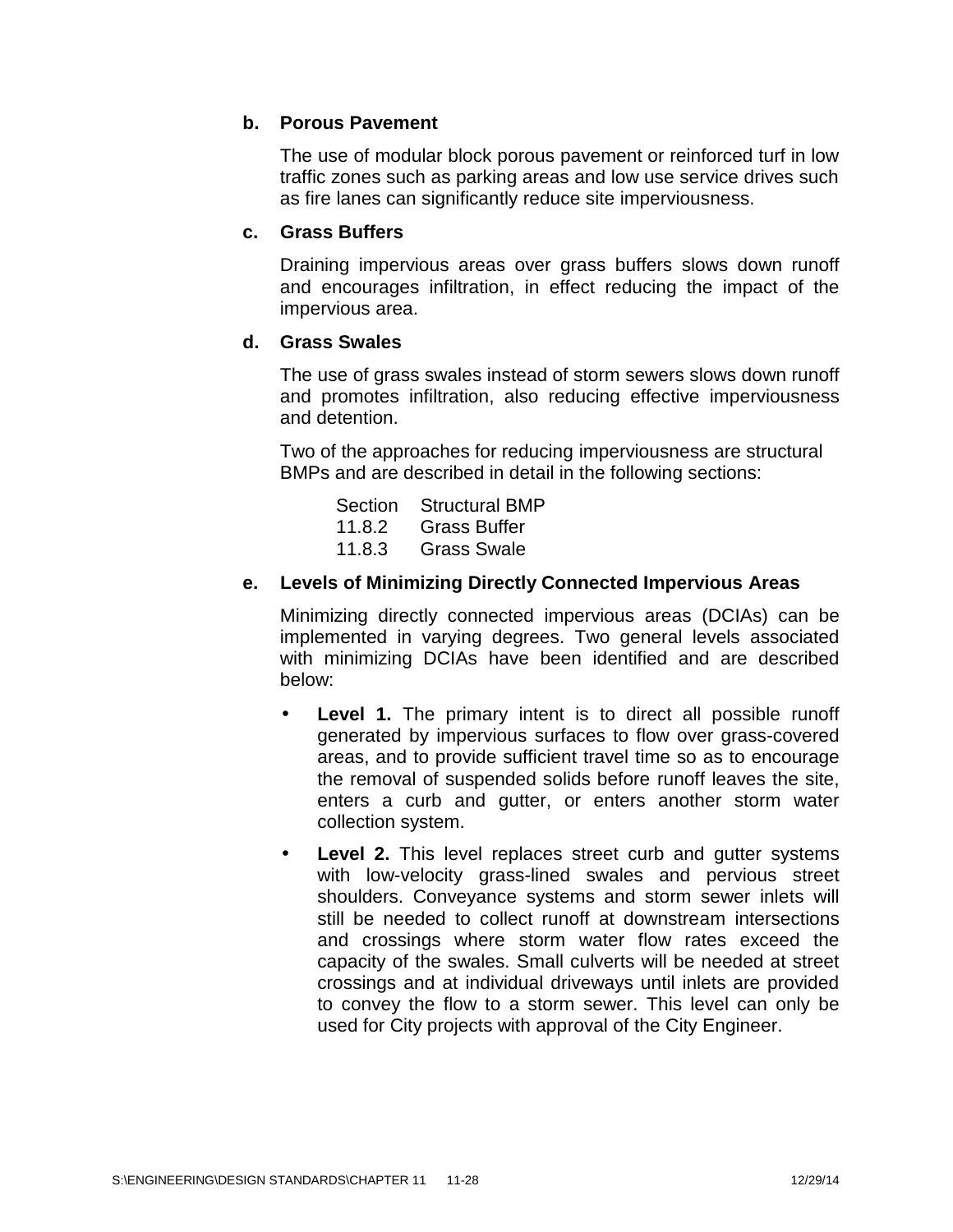**b. Porous Pavement**

The use of modular block porous pavement or reinforced turf in low traffic zones such as parking areas and low use service drives such as fire lanes can significantly reduce site imperviousness.

**c. Grass Buffers**

Draining impervious areas over grass buffers slows down runoff and encourages infiltration, in effect reducing the impact of the impervious area.

**d. Grass Swales**

The use of grass swales instead of storm sewers slows down runoff and promotes infiltration, also reducing effective imperviousness and detention.

Two of the approaches for reducing imperviousness are structural BMPs and are described in detail in the following sections:

| Section | Structural BMP |
|---|---|
| 11.8.2 | Grass Buffer |
| 11.8.3 | Grass Swale |

**e. Levels of Minimizing Directly Connected Impervious Areas**

Minimizing directly connected impervious areas (DCIAs) can be implemented in varying degrees. Two general levels associated with minimizing DCIAs have been identified and are described below:

- **Level 1.** The primary intent is to direct all possible runoff generated by impervious surfaces to flow over grass-covered areas, and to provide sufficient travel time so as to encourage the removal of suspended solids before runoff leaves the site, enters a curb and gutter, or enters another storm water collection system.
- **Level 2.** This level replaces street curb and gutter systems with low-velocity grass-lined swales and pervious street shoulders. Conveyance systems and storm sewer inlets will still be needed to collect runoff at downstream intersections and crossings where storm water flow rates exceed the capacity of the swales. Small culverts will be needed at street crossings and at individual driveways until inlets are provided to convey the flow to a storm sewer. This level can only be used for City projects with approval of the City Engineer.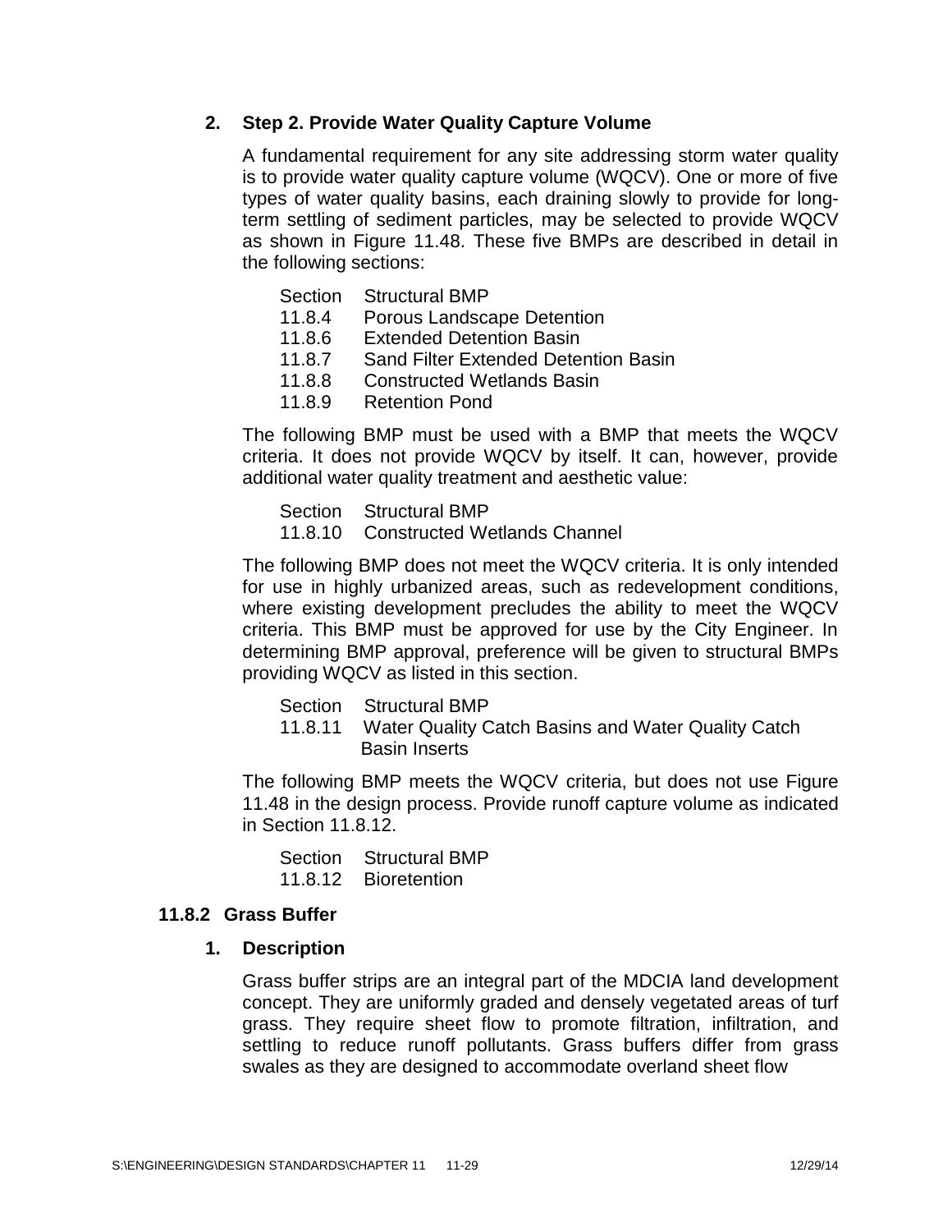**2. Step 2. Provide Water Quality Capture Volume**

A fundamental requirement for any site addressing storm water quality is to provide water quality capture volume (WQCV). One or more of five types of water quality basins, each draining slowly to provide for long-term settling of sediment particles, may be selected to provide WQCV as shown in Figure 11.48. These five BMPs are described in detail in the following sections:

| Section | Structural BMP |
|---|---|
| 11.8.4 | Porous Landscape Detention |
| 11.8.6 | Extended Detention Basin |
| 11.8.7 | Sand Filter Extended Detention Basin |
| 11.8.8 | Constructed Wetlands Basin |
| 11.8.9 | Retention Pond |

The following BMP must be used with a BMP that meets the WQCV criteria. It does not provide WQCV by itself. It can, however, provide additional water quality treatment and aesthetic value:

| Section | Structural BMP |
|---|---|
| 11.8.10 | Constructed Wetlands Channel |

The following BMP does not meet the WQCV criteria. It is only intended for use in highly urbanized areas, such as redevelopment conditions, where existing development precludes the ability to meet the WQCV criteria. This BMP must be approved for use by the City Engineer. In determining BMP approval, preference will be given to structural BMPs providing WQCV as listed in this section.

| Section | Structural BMP |
|---|---|
| 11.8.11 | Water Quality Catch Basins and Water Quality Catch Basin Inserts |

The following BMP meets the WQCV criteria, but does not use Figure 11.48 in the design process. Provide runoff capture volume as indicated in Section 11.8.12.

| Section | Structural BMP |
|---|---|
| 11.8.12 | Bioretention |

### 11.8.2 Grass Buffer

**1. Description**

Grass buffer strips are an integral part of the MDCIA land development concept. They are uniformly graded and densely vegetated areas of turf grass. They require sheet flow to promote filtration, infiltration, and settling to reduce runoff pollutants. Grass buffers differ from grass swales as they are designed to accommodate overland sheet flow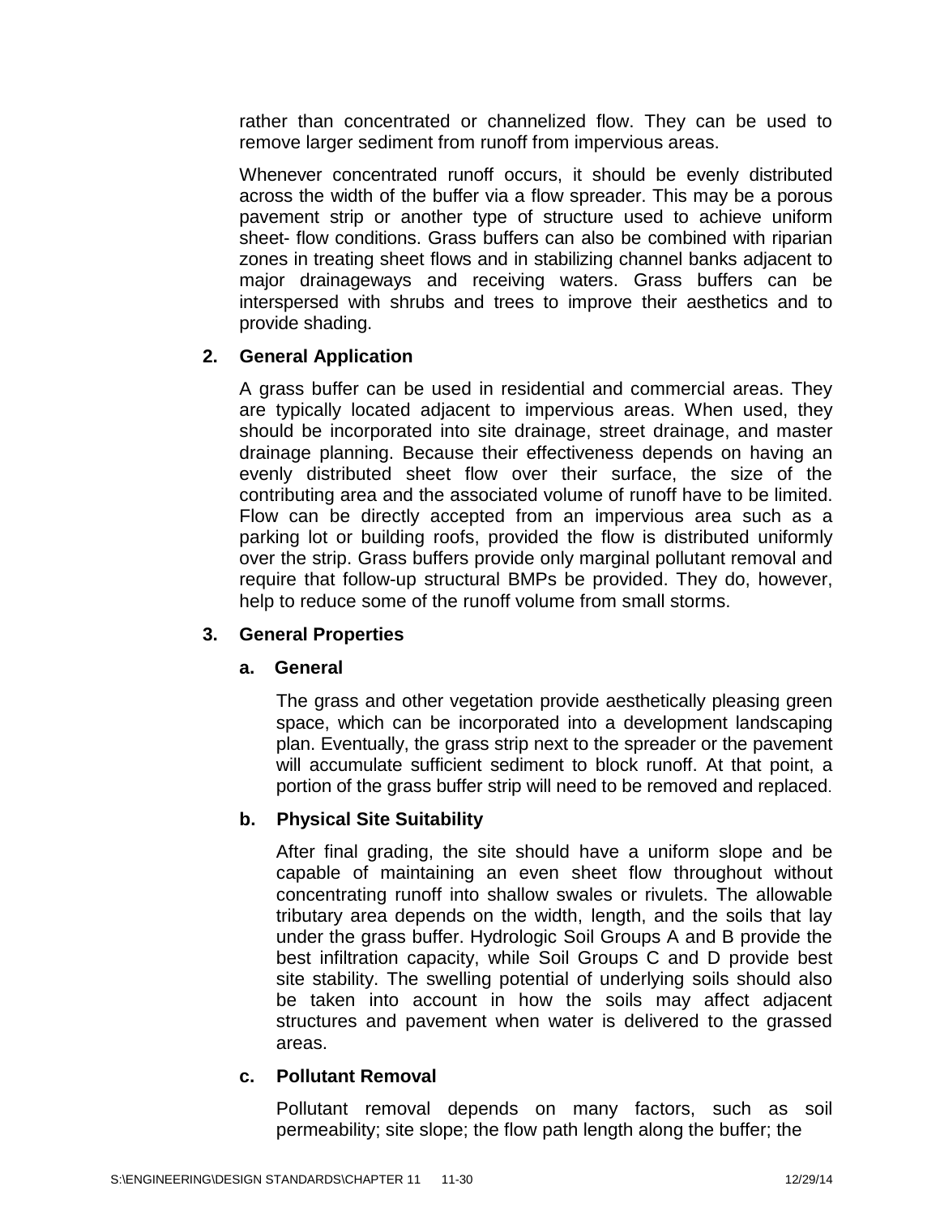rather than concentrated or channelized flow. They can be used to remove larger sediment from runoff from impervious areas.

Whenever concentrated runoff occurs, it should be evenly distributed across the width of the buffer via a flow spreader. This may be a porous pavement strip or another type of structure used to achieve uniform sheet- flow conditions. Grass buffers can also be combined with riparian zones in treating sheet flows and in stabilizing channel banks adjacent to major drainageways and receiving waters. Grass buffers can be interspersed with shrubs and trees to improve their aesthetics and to provide shading.

### 2. General Application

A grass buffer can be used in residential and commercial areas. They are typically located adjacent to impervious areas. When used, they should be incorporated into site drainage, street drainage, and master drainage planning. Because their effectiveness depends on having an evenly distributed sheet flow over their surface, the size of the contributing area and the associated volume of runoff have to be limited. Flow can be directly accepted from an impervious area such as a parking lot or building roofs, provided the flow is distributed uniformly over the strip. Grass buffers provide only marginal pollutant removal and require that follow-up structural BMPs be provided. They do, however, help to reduce some of the runoff volume from small storms.

### 3. General Properties

#### a. General

The grass and other vegetation provide aesthetically pleasing green space, which can be incorporated into a development landscaping plan. Eventually, the grass strip next to the spreader or the pavement will accumulate sufficient sediment to block runoff. At that point, a portion of the grass buffer strip will need to be removed and replaced.

#### b. Physical Site Suitability

After final grading, the site should have a uniform slope and be capable of maintaining an even sheet flow throughout without concentrating runoff into shallow swales or rivulets. The allowable tributary area depends on the width, length, and the soils that lay under the grass buffer. Hydrologic Soil Groups A and B provide the best infiltration capacity, while Soil Groups C and D provide best site stability. The swelling potential of underlying soils should also be taken into account in how the soils may affect adjacent structures and pavement when water is delivered to the grassed areas.

#### c. Pollutant Removal

Pollutant removal depends on many factors, such as soil permeability; site slope; the flow path length along the buffer; the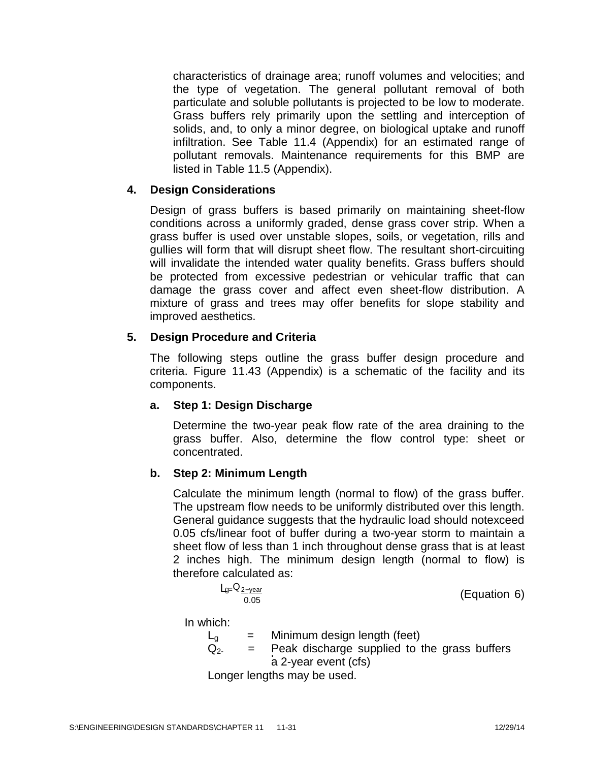characteristics of drainage area; runoff volumes and velocities; and the type of vegetation. The general pollutant removal of both particulate and soluble pollutants is projected to be low to moderate. Grass buffers rely primarily upon the settling and interception of solids, and, to only a minor degree, on biological uptake and runoff infiltration. See Table 11.4 (Appendix) for an estimated range of pollutant removals. Maintenance requirements for this BMP are listed in Table 11.5 (Appendix).

**4. Design Considerations**

Design of grass buffers is based primarily on maintaining sheet-flow conditions across a uniformly graded, dense grass cover strip. When a grass buffer is used over unstable slopes, soils, or vegetation, rills and gullies will form that will disrupt sheet flow. The resultant short-circuiting will invalidate the intended water quality benefits. Grass buffers should be protected from excessive pedestrian or vehicular traffic that can damage the grass cover and affect even sheet-flow distribution. A mixture of grass and trees may offer benefits for slope stability and improved aesthetics.

**5. Design Procedure and Criteria**

The following steps outline the grass buffer design procedure and criteria. Figure 11.43 (Appendix) is a schematic of the facility and its components.

**a. Step 1: Design Discharge**

Determine the two-year peak flow rate of the area draining to the grass buffer. Also, determine the flow control type: sheet or concentrated.

**b. Step 2: Minimum Length**

Calculate the minimum length (normal to flow) of the grass buffer. The upstream flow needs to be uniformly distributed over this length. General guidance suggests that the hydraulic load should notexceed 0.05 cfs/linear foot of buffer during a two-year storm to maintain a sheet flow of less than 1 inch throughout dense grass that is at least 2 inches high. The minimum design length (normal to flow) is therefore calculated as:

$$L_g = \frac{Q_{2-year}}{0.05} \qquad \text{(Equation 6)}$$

In which:

$L_g$ = Minimum design length (feet)

$Q_{2-}$ = Peak discharge supplied to the grass buffers a 2-year event (cfs)

Longer lengths may be used.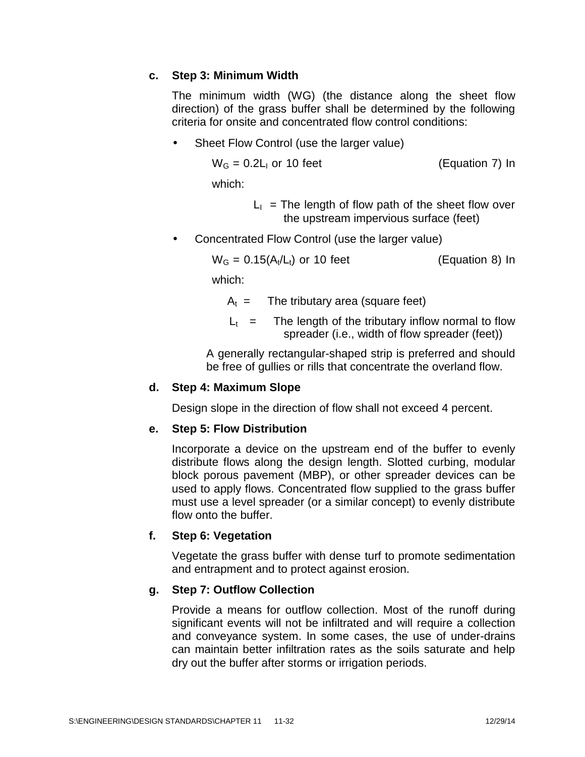**c. Step 3: Minimum Width**

The minimum width (WG) (the distance along the sheet flow direction) of the grass buffer shall be determined by the following criteria for onsite and concentrated flow control conditions:

- Sheet Flow Control (use the larger value)

  $W_G = 0.2L_I$ or 10 feet (Equation 7) In which:

  $L_I$ = The length of flow path of the sheet flow over the upstream impervious surface (feet)

- Concentrated Flow Control (use the larger value)

  $W_G = 0.15(A_t/L_t)$ or 10 feet (Equation 8) In which:

  $A_t$ = The tributary area (square feet)

  $L_t$ = The length of the tributary inflow normal to flow spreader (i.e., width of flow spreader (feet))

  A generally rectangular-shaped strip is preferred and should be free of gullies or rills that concentrate the overland flow.

**d. Step 4: Maximum Slope**

Design slope in the direction of flow shall not exceed 4 percent.

**e. Step 5: Flow Distribution**

Incorporate a device on the upstream end of the buffer to evenly distribute flows along the design length. Slotted curbing, modular block porous pavement (MBP), or other spreader devices can be used to apply flows. Concentrated flow supplied to the grass buffer must use a level spreader (or a similar concept) to evenly distribute flow onto the buffer.

**f. Step 6: Vegetation**

Vegetate the grass buffer with dense turf to promote sedimentation and entrapment and to protect against erosion.

**g. Step 7: Outflow Collection**

Provide a means for outflow collection. Most of the runoff during significant events will not be infiltrated and will require a collection and conveyance system. In some cases, the use of under-drains can maintain better infiltration rates as the soils saturate and help dry out the buffer after storms or irrigation periods.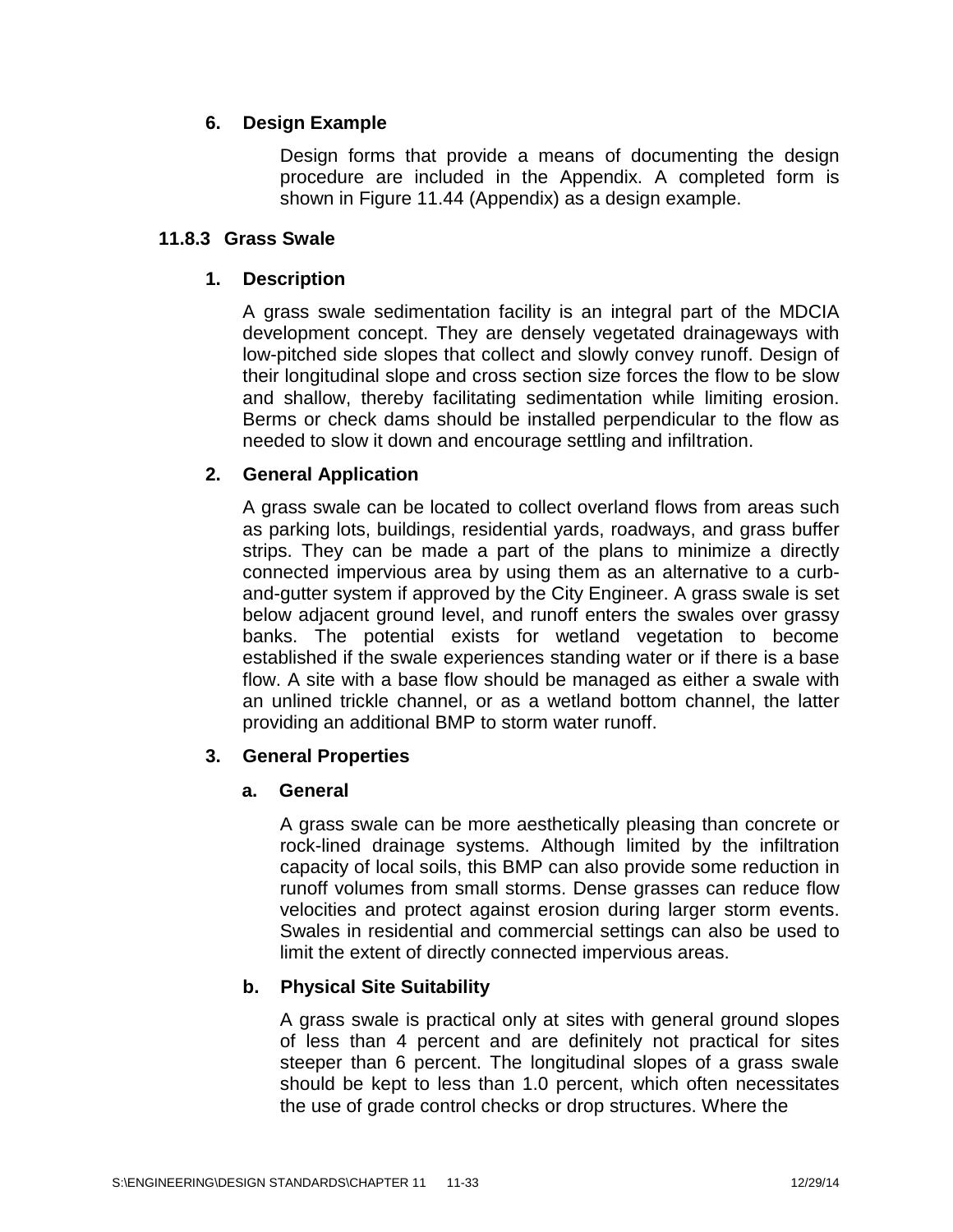#### 6. Design Example

Design forms that provide a means of documenting the design procedure are included in the Appendix. A completed form is shown in Figure 11.44 (Appendix) as a design example.

### 11.8.3 Grass Swale

#### 1. Description

A grass swale sedimentation facility is an integral part of the MDCIA development concept. They are densely vegetated drainageways with low-pitched side slopes that collect and slowly convey runoff. Design of their longitudinal slope and cross section size forces the flow to be slow and shallow, thereby facilitating sedimentation while limiting erosion. Berms or check dams should be installed perpendicular to the flow as needed to slow it down and encourage settling and infiltration.

#### 2. General Application

A grass swale can be located to collect overland flows from areas such as parking lots, buildings, residential yards, roadways, and grass buffer strips. They can be made a part of the plans to minimize a directly connected impervious area by using them as an alternative to a curb-and-gutter system if approved by the City Engineer. A grass swale is set below adjacent ground level, and runoff enters the swales over grassy banks. The potential exists for wetland vegetation to become established if the swale experiences standing water or if there is a base flow. A site with a base flow should be managed as either a swale with an unlined trickle channel, or as a wetland bottom channel, the latter providing an additional BMP to storm water runoff.

#### 3. General Properties

##### a. General

A grass swale can be more aesthetically pleasing than concrete or rock-lined drainage systems. Although limited by the infiltration capacity of local soils, this BMP can also provide some reduction in runoff volumes from small storms. Dense grasses can reduce flow velocities and protect against erosion during larger storm events. Swales in residential and commercial settings can also be used to limit the extent of directly connected impervious areas.

##### b. Physical Site Suitability

A grass swale is practical only at sites with general ground slopes of less than 4 percent and are definitely not practical for sites steeper than 6 percent. The longitudinal slopes of a grass swale should be kept to less than 1.0 percent, which often necessitates the use of grade control checks or drop structures. Where the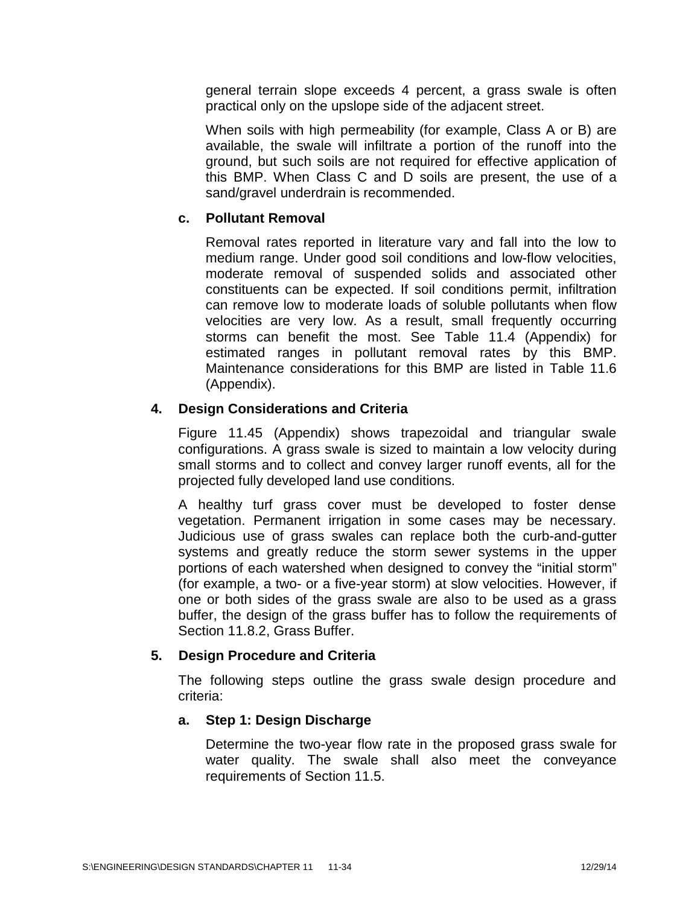general terrain slope exceeds 4 percent, a grass swale is often practical only on the upslope side of the adjacent street.

When soils with high permeability (for example, Class A or B) are available, the swale will infiltrate a portion of the runoff into the ground, but such soils are not required for effective application of this BMP. When Class C and D soils are present, the use of a sand/gravel underdrain is recommended.

#### c. Pollutant Removal

Removal rates reported in literature vary and fall into the low to medium range. Under good soil conditions and low-flow velocities, moderate removal of suspended solids and associated other constituents can be expected. If soil conditions permit, infiltration can remove low to moderate loads of soluble pollutants when flow velocities are very low. As a result, small frequently occurring storms can benefit the most. See Table 11.4 (Appendix) for estimated ranges in pollutant removal rates by this BMP. Maintenance considerations for this BMP are listed in Table 11.6 (Appendix).

### 4. Design Considerations and Criteria

Figure 11.45 (Appendix) shows trapezoidal and triangular swale configurations. A grass swale is sized to maintain a low velocity during small storms and to collect and convey larger runoff events, all for the projected fully developed land use conditions.

A healthy turf grass cover must be developed to foster dense vegetation. Permanent irrigation in some cases may be necessary. Judicious use of grass swales can replace both the curb-and-gutter systems and greatly reduce the storm sewer systems in the upper portions of each watershed when designed to convey the "initial storm" (for example, a two- or a five-year storm) at slow velocities. However, if one or both sides of the grass swale are also to be used as a grass buffer, the design of the grass buffer has to follow the requirements of Section 11.8.2, Grass Buffer.

### 5. Design Procedure and Criteria

The following steps outline the grass swale design procedure and criteria:

#### a. Step 1: Design Discharge

Determine the two-year flow rate in the proposed grass swale for water quality. The swale shall also meet the conveyance requirements of Section 11.5.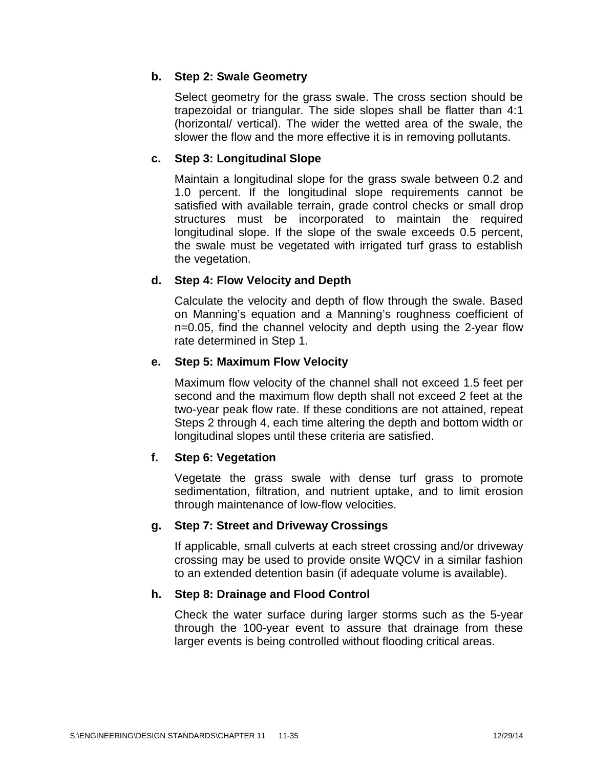**b. Step 2: Swale Geometry**

Select geometry for the grass swale. The cross section should be trapezoidal or triangular. The side slopes shall be flatter than 4:1 (horizontal/ vertical). The wider the wetted area of the swale, the slower the flow and the more effective it is in removing pollutants.

**c. Step 3: Longitudinal Slope**

Maintain a longitudinal slope for the grass swale between 0.2 and 1.0 percent. If the longitudinal slope requirements cannot be satisfied with available terrain, grade control checks or small drop structures must be incorporated to maintain the required longitudinal slope. If the slope of the swale exceeds 0.5 percent, the swale must be vegetated with irrigated turf grass to establish the vegetation.

**d. Step 4: Flow Velocity and Depth**

Calculate the velocity and depth of flow through the swale. Based on Manning's equation and a Manning's roughness coefficient of n=0.05, find the channel velocity and depth using the 2-year flow rate determined in Step 1.

**e. Step 5: Maximum Flow Velocity**

Maximum flow velocity of the channel shall not exceed 1.5 feet per second and the maximum flow depth shall not exceed 2 feet at the two-year peak flow rate. If these conditions are not attained, repeat Steps 2 through 4, each time altering the depth and bottom width or longitudinal slopes until these criteria are satisfied.

**f. Step 6: Vegetation**

Vegetate the grass swale with dense turf grass to promote sedimentation, filtration, and nutrient uptake, and to limit erosion through maintenance of low-flow velocities.

**g. Step 7: Street and Driveway Crossings**

If applicable, small culverts at each street crossing and/or driveway crossing may be used to provide onsite WQCV in a similar fashion to an extended detention basin (if adequate volume is available).

**h. Step 8: Drainage and Flood Control**

Check the water surface during larger storms such as the 5-year through the 100-year event to assure that drainage from these larger events is being controlled without flooding critical areas.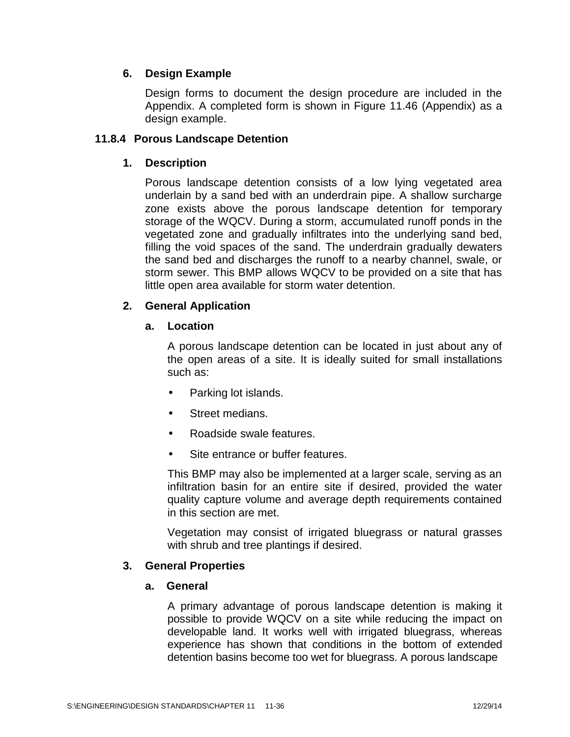### 6. Design Example

Design forms to document the design procedure are included in the Appendix. A completed form is shown in Figure 11.46 (Appendix) as a design example.

## 11.8.4 Porous Landscape Detention

### 1. Description

Porous landscape detention consists of a low lying vegetated area underlain by a sand bed with an underdrain pipe. A shallow surcharge zone exists above the porous landscape detention for temporary storage of the WQCV. During a storm, accumulated runoff ponds in the vegetated zone and gradually infiltrates into the underlying sand bed, filling the void spaces of the sand. The underdrain gradually dewaters the sand bed and discharges the runoff to a nearby channel, swale, or storm sewer. This BMP allows WQCV to be provided on a site that has little open area available for storm water detention.

### 2. General Application

#### a. Location

A porous landscape detention can be located in just about any of the open areas of a site. It is ideally suited for small installations such as:

- Parking lot islands.
- Street medians.
- Roadside swale features.
- Site entrance or buffer features.

This BMP may also be implemented at a larger scale, serving as an infiltration basin for an entire site if desired, provided the water quality capture volume and average depth requirements contained in this section are met.

Vegetation may consist of irrigated bluegrass or natural grasses with shrub and tree plantings if desired.

### 3. General Properties

#### a. General

A primary advantage of porous landscape detention is making it possible to provide WQCV on a site while reducing the impact on developable land. It works well with irrigated bluegrass, whereas experience has shown that conditions in the bottom of extended detention basins become too wet for bluegrass. A porous landscape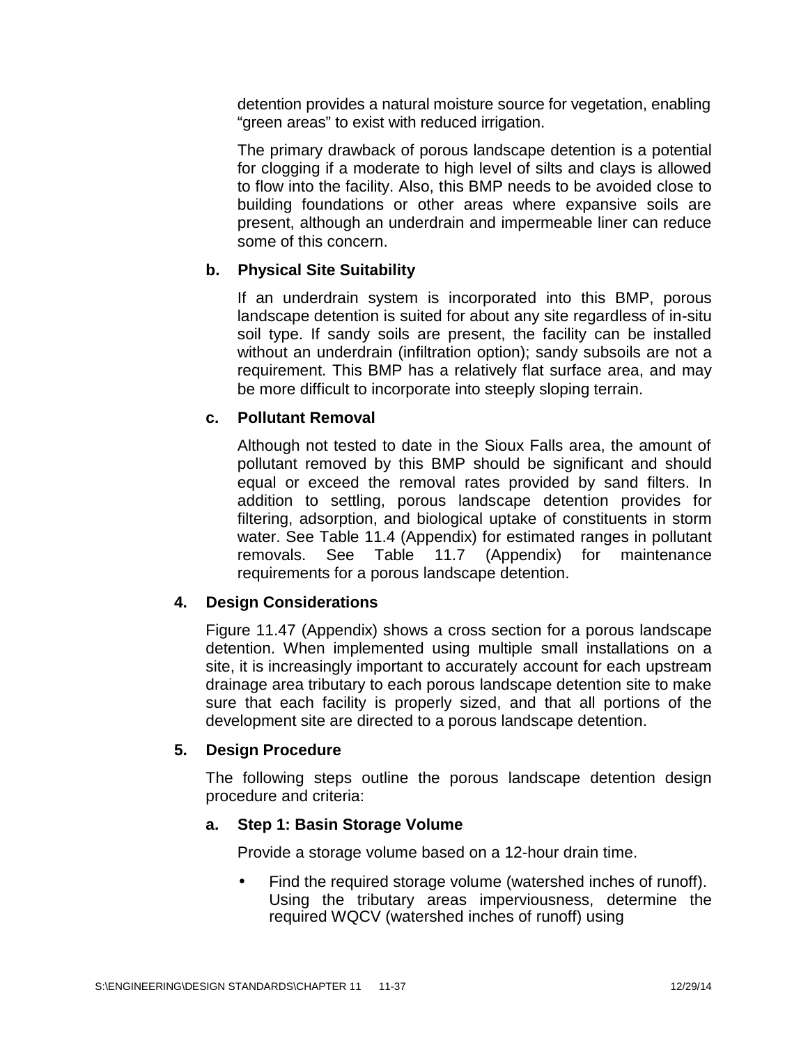detention provides a natural moisture source for vegetation, enabling "green areas" to exist with reduced irrigation.

The primary drawback of porous landscape detention is a potential for clogging if a moderate to high level of silts and clays is allowed to flow into the facility. Also, this BMP needs to be avoided close to building foundations or other areas where expansive soils are present, although an underdrain and impermeable liner can reduce some of this concern.

**b. Physical Site Suitability**

If an underdrain system is incorporated into this BMP, porous landscape detention is suited for about any site regardless of in-situ soil type. If sandy soils are present, the facility can be installed without an underdrain (infiltration option); sandy subsoils are not a requirement. This BMP has a relatively flat surface area, and may be more difficult to incorporate into steeply sloping terrain.

**c. Pollutant Removal**

Although not tested to date in the Sioux Falls area, the amount of pollutant removed by this BMP should be significant and should equal or exceed the removal rates provided by sand filters. In addition to settling, porous landscape detention provides for filtering, adsorption, and biological uptake of constituents in storm water. See Table 11.4 (Appendix) for estimated ranges in pollutant removals. See Table 11.7 (Appendix) for maintenance requirements for a porous landscape detention.

**4. Design Considerations**

Figure 11.47 (Appendix) shows a cross section for a porous landscape detention. When implemented using multiple small installations on a site, it is increasingly important to accurately account for each upstream drainage area tributary to each porous landscape detention site to make sure that each facility is properly sized, and that all portions of the development site are directed to a porous landscape detention.

**5. Design Procedure**

The following steps outline the porous landscape detention design procedure and criteria:

**a. Step 1: Basin Storage Volume**

Provide a storage volume based on a 12-hour drain time.

- Find the required storage volume (watershed inches of runoff). Using the tributary areas imperviousness, determine the required WQCV (watershed inches of runoff) using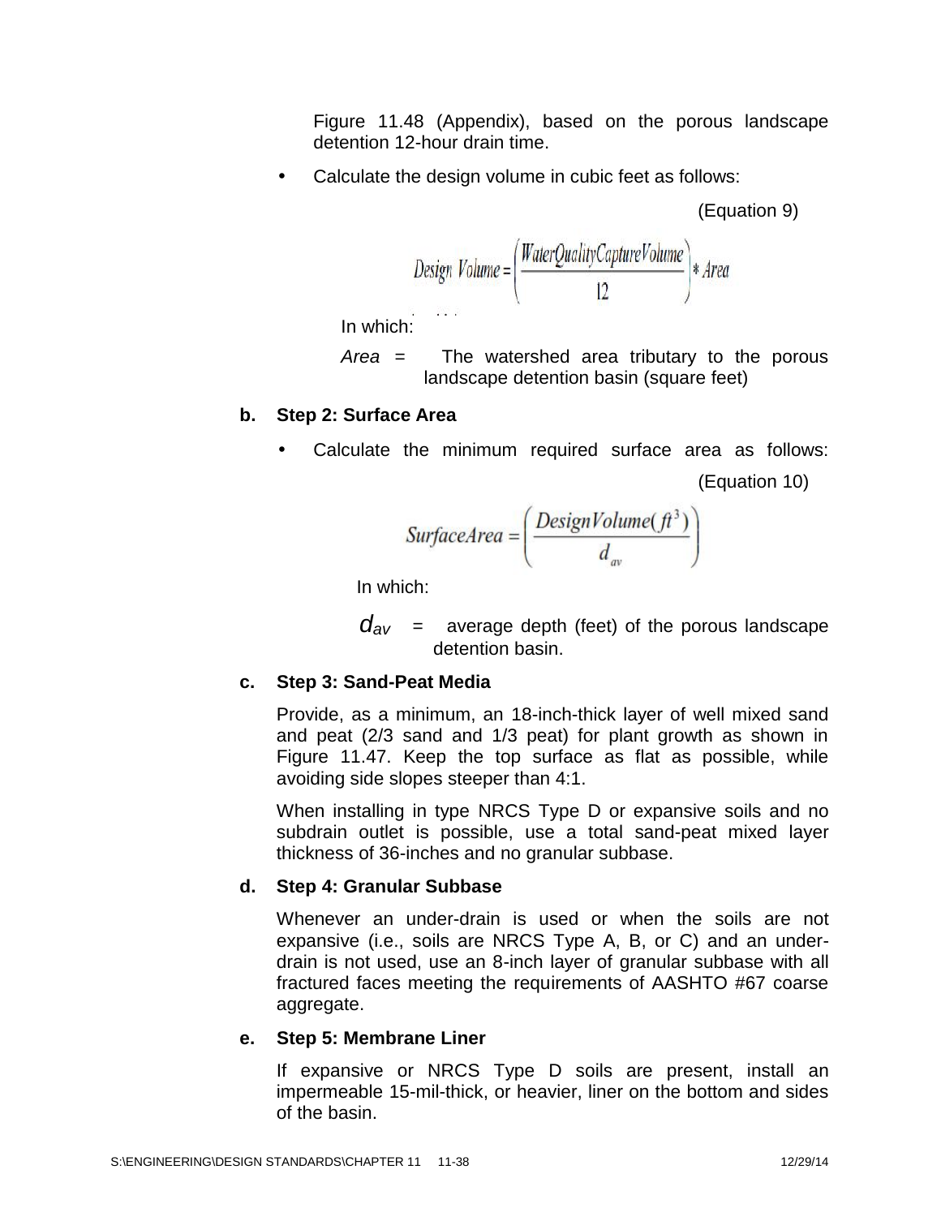Figure 11.48 (Appendix), based on the porous landscape detention 12-hour drain time.

- Calculate the design volume in cubic feet as follows:

(Equation 9)

$$Design\ Volume = \left(\frac{WaterQualityCaptureVolume}{12}\right) * Area$$

In which:

*Area* = The watershed area tributary to the porous landscape detention basin (square feet)

**b. Step 2: Surface Area**

- Calculate the minimum required surface area as follows:

(Equation 10)

$$SurfaceArea = \left(\frac{DesignVolume(ft^3)}{d_{av}}\right)$$

In which:

$d_{av}$ = average depth (feet) of the porous landscape detention basin.

**c. Step 3: Sand-Peat Media**

Provide, as a minimum, an 18-inch-thick layer of well mixed sand and peat (2/3 sand and 1/3 peat) for plant growth as shown in Figure 11.47. Keep the top surface as flat as possible, while avoiding side slopes steeper than 4:1.

When installing in type NRCS Type D or expansive soils and no subdrain outlet is possible, use a total sand-peat mixed layer thickness of 36-inches and no granular subbase.

**d. Step 4: Granular Subbase**

Whenever an under-drain is used or when the soils are not expansive (i.e., soils are NRCS Type A, B, or C) and an under-drain is not used, use an 8-inch layer of granular subbase with all fractured faces meeting the requirements of AASHTO #67 coarse aggregate.

**e. Step 5: Membrane Liner**

If expansive or NRCS Type D soils are present, install an impermeable 15-mil-thick, or heavier, liner on the bottom and sides of the basin.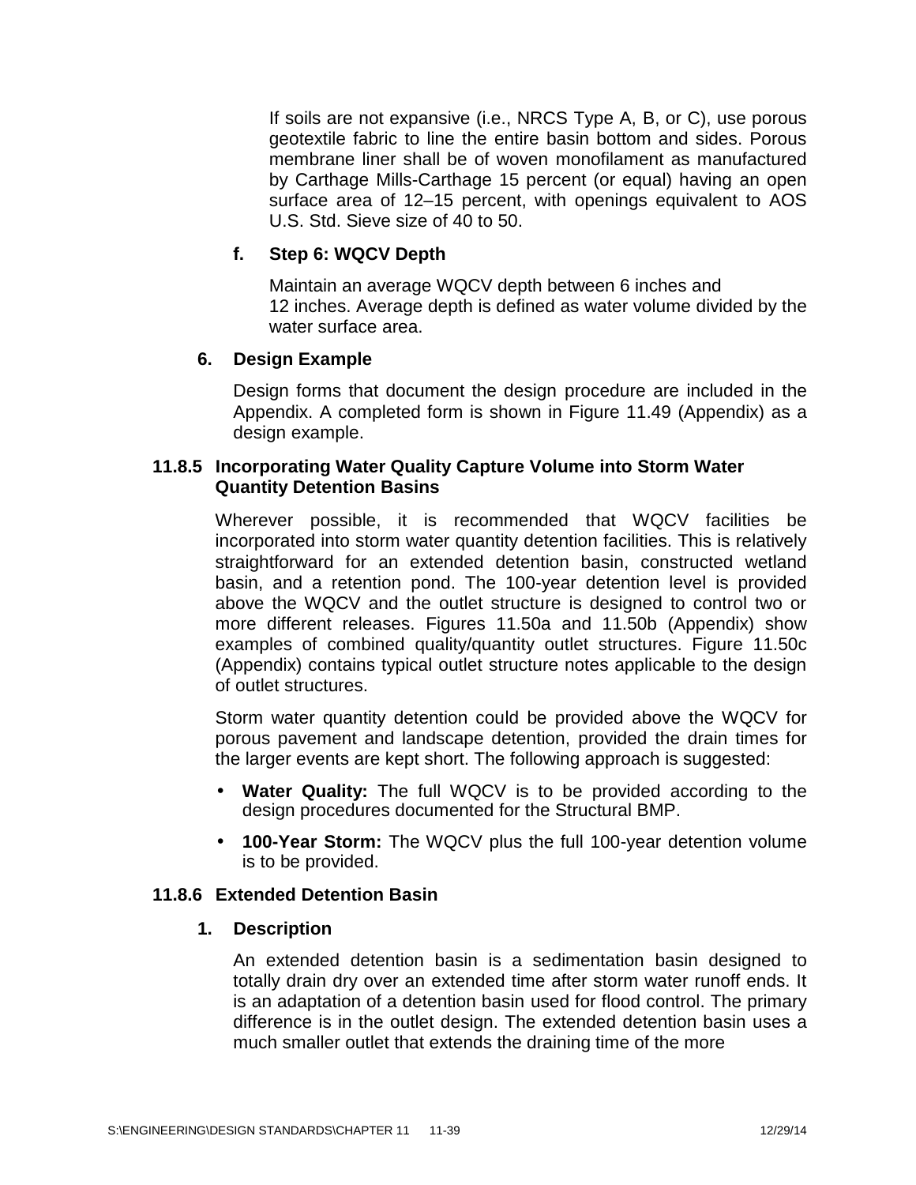If soils are not expansive (i.e., NRCS Type A, B, or C), use porous geotextile fabric to line the entire basin bottom and sides. Porous membrane liner shall be of woven monofilament as manufactured by Carthage Mills-Carthage 15 percent (or equal) having an open surface area of 12–15 percent, with openings equivalent to AOS U.S. Std. Sieve size of 40 to 50.

**f. Step 6: WQCV Depth**

Maintain an average WQCV depth between 6 inches and 12 inches. Average depth is defined as water volume divided by the water surface area.

**6. Design Example**

Design forms that document the design procedure are included in the Appendix. A completed form is shown in Figure 11.49 (Appendix) as a design example.

### 11.8.5 Incorporating Water Quality Capture Volume into Storm Water Quantity Detention Basins

Wherever possible, it is recommended that WQCV facilities be incorporated into storm water quantity detention facilities. This is relatively straightforward for an extended detention basin, constructed wetland basin, and a retention pond. The 100-year detention level is provided above the WQCV and the outlet structure is designed to control two or more different releases. Figures 11.50a and 11.50b (Appendix) show examples of combined quality/quantity outlet structures. Figure 11.50c (Appendix) contains typical outlet structure notes applicable to the design of outlet structures.

Storm water quantity detention could be provided above the WQCV for porous pavement and landscape detention, provided the drain times for the larger events are kept short. The following approach is suggested:

- **Water Quality:** The full WQCV is to be provided according to the design procedures documented for the Structural BMP.
- **100-Year Storm:** The WQCV plus the full 100-year detention volume is to be provided.

### 11.8.6 Extended Detention Basin

**1. Description**

An extended detention basin is a sedimentation basin designed to totally drain dry over an extended time after storm water runoff ends. It is an adaptation of a detention basin used for flood control. The primary difference is in the outlet design. The extended detention basin uses a much smaller outlet that extends the draining time of the more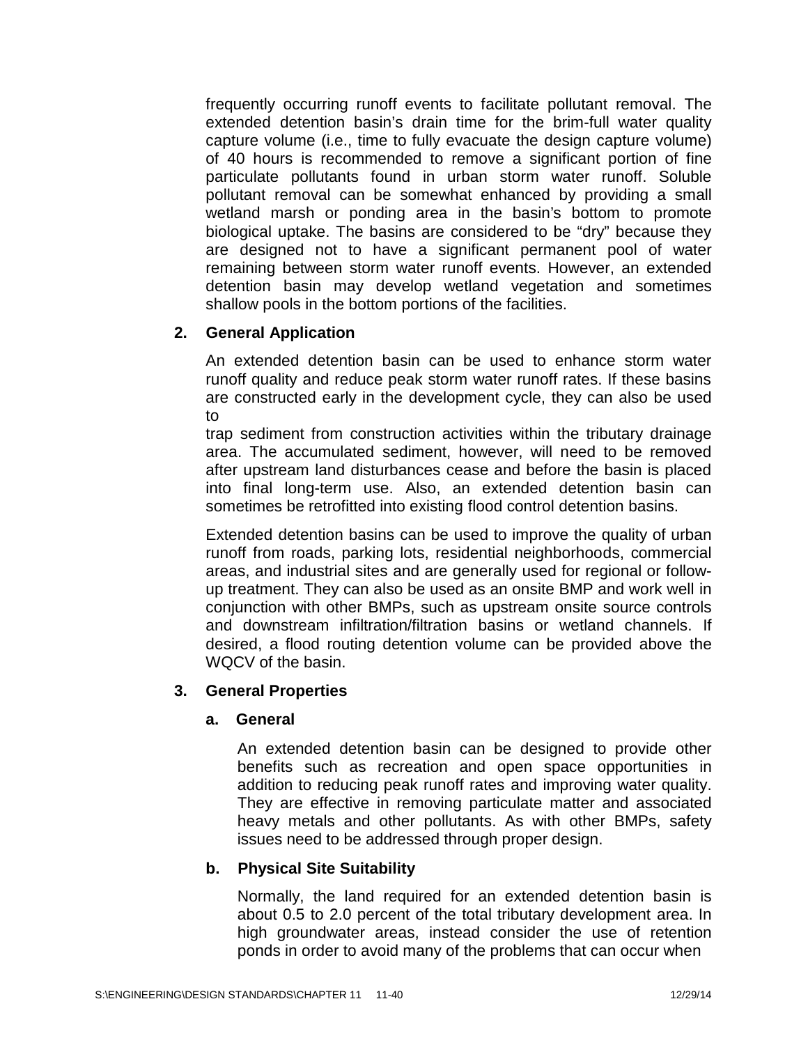frequently occurring runoff events to facilitate pollutant removal. The extended detention basin's drain time for the brim-full water quality capture volume (i.e., time to fully evacuate the design capture volume) of 40 hours is recommended to remove a significant portion of fine particulate pollutants found in urban storm water runoff. Soluble pollutant removal can be somewhat enhanced by providing a small wetland marsh or ponding area in the basin's bottom to promote biological uptake. The basins are considered to be "dry" because they are designed not to have a significant permanent pool of water remaining between storm water runoff events. However, an extended detention basin may develop wetland vegetation and sometimes shallow pools in the bottom portions of the facilities.

## 2. General Application

An extended detention basin can be used to enhance storm water runoff quality and reduce peak storm water runoff rates. If these basins are constructed early in the development cycle, they can also be used to

trap sediment from construction activities within the tributary drainage area. The accumulated sediment, however, will need to be removed after upstream land disturbances cease and before the basin is placed into final long-term use. Also, an extended detention basin can sometimes be retrofitted into existing flood control detention basins.

Extended detention basins can be used to improve the quality of urban runoff from roads, parking lots, residential neighborhoods, commercial areas, and industrial sites and are generally used for regional or follow-up treatment. They can also be used as an onsite BMP and work well in conjunction with other BMPs, such as upstream onsite source controls and downstream infiltration/filtration basins or wetland channels. If desired, a flood routing detention volume can be provided above the WQCV of the basin.

## 3. General Properties

### a. General

An extended detention basin can be designed to provide other benefits such as recreation and open space opportunities in addition to reducing peak runoff rates and improving water quality. They are effective in removing particulate matter and associated heavy metals and other pollutants. As with other BMPs, safety issues need to be addressed through proper design.

### b. Physical Site Suitability

Normally, the land required for an extended detention basin is about 0.5 to 2.0 percent of the total tributary development area. In high groundwater areas, instead consider the use of retention ponds in order to avoid many of the problems that can occur when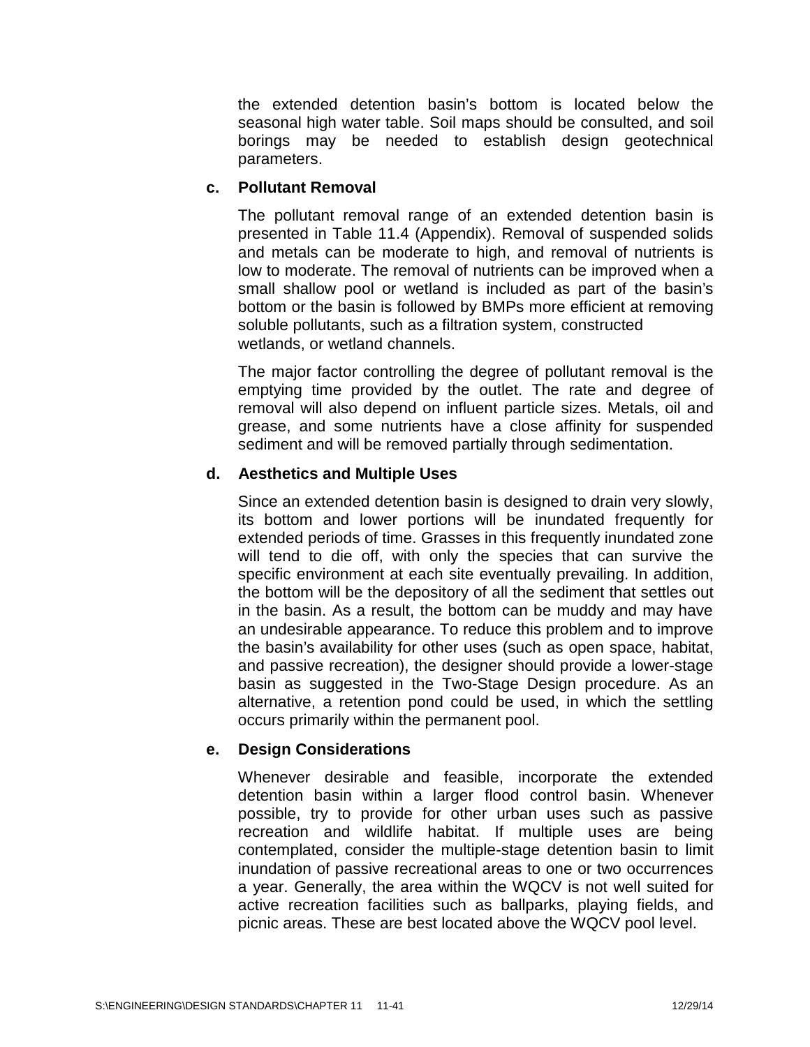the extended detention basin's bottom is located below the seasonal high water table. Soil maps should be consulted, and soil borings may be needed to establish design geotechnical parameters.

### c. Pollutant Removal

The pollutant removal range of an extended detention basin is presented in Table 11.4 (Appendix). Removal of suspended solids and metals can be moderate to high, and removal of nutrients is low to moderate. The removal of nutrients can be improved when a small shallow pool or wetland is included as part of the basin's bottom or the basin is followed by BMPs more efficient at removing soluble pollutants, such as a filtration system, constructed wetlands, or wetland channels.

The major factor controlling the degree of pollutant removal is the emptying time provided by the outlet. The rate and degree of removal will also depend on influent particle sizes. Metals, oil and grease, and some nutrients have a close affinity for suspended sediment and will be removed partially through sedimentation.

### d. Aesthetics and Multiple Uses

Since an extended detention basin is designed to drain very slowly, its bottom and lower portions will be inundated frequently for extended periods of time. Grasses in this frequently inundated zone will tend to die off, with only the species that can survive the specific environment at each site eventually prevailing. In addition, the bottom will be the depository of all the sediment that settles out in the basin. As a result, the bottom can be muddy and may have an undesirable appearance. To reduce this problem and to improve the basin's availability for other uses (such as open space, habitat, and passive recreation), the designer should provide a lower-stage basin as suggested in the Two-Stage Design procedure. As an alternative, a retention pond could be used, in which the settling occurs primarily within the permanent pool.

### e. Design Considerations

Whenever desirable and feasible, incorporate the extended detention basin within a larger flood control basin. Whenever possible, try to provide for other urban uses such as passive recreation and wildlife habitat. If multiple uses are being contemplated, consider the multiple-stage detention basin to limit inundation of passive recreational areas to one or two occurrences a year. Generally, the area within the WQCV is not well suited for active recreation facilities such as ballparks, playing fields, and picnic areas. These are best located above the WQCV pool level.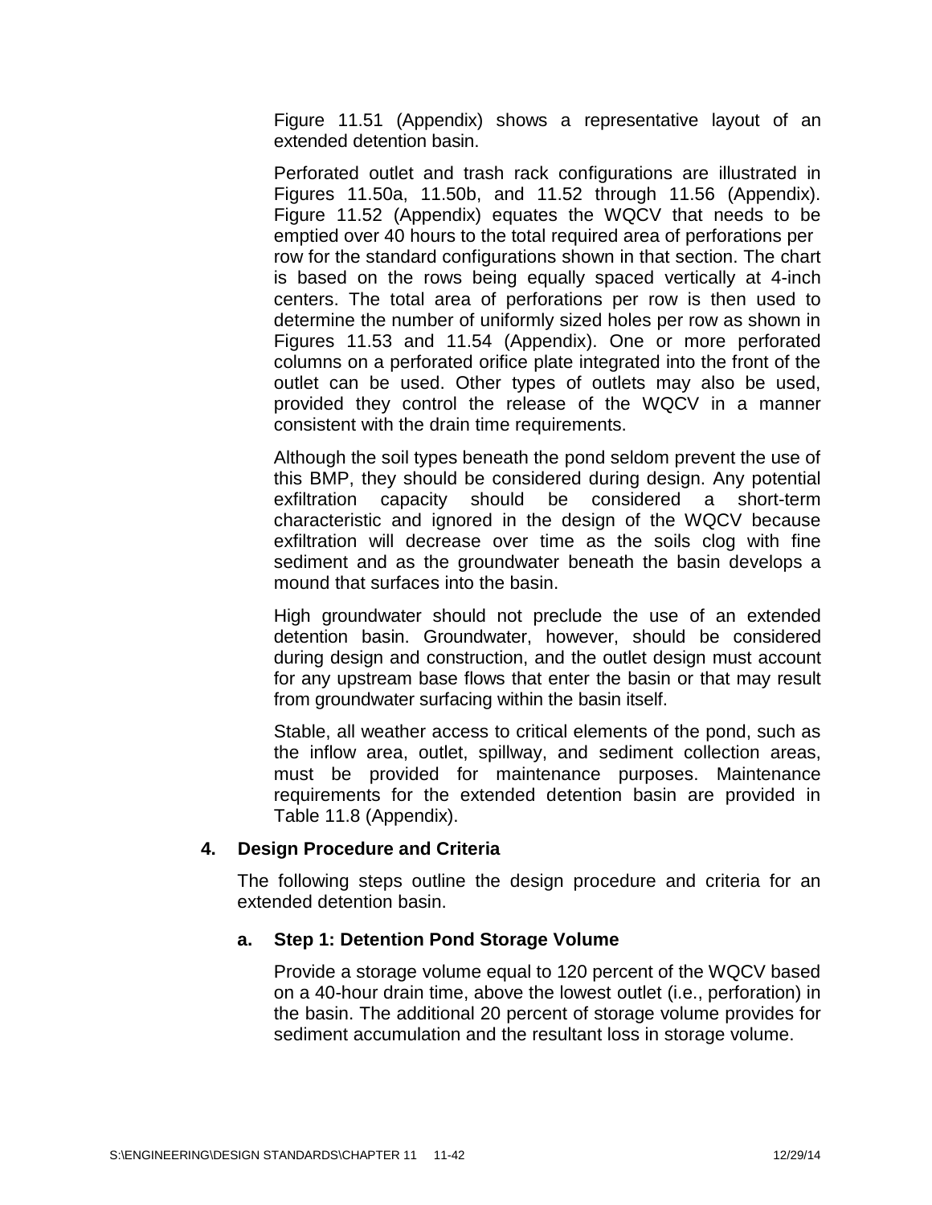Figure 11.51 (Appendix) shows a representative layout of an extended detention basin.

Perforated outlet and trash rack configurations are illustrated in Figures 11.50a, 11.50b, and 11.52 through 11.56 (Appendix). Figure 11.52 (Appendix) equates the WQCV that needs to be emptied over 40 hours to the total required area of perforations per row for the standard configurations shown in that section. The chart is based on the rows being equally spaced vertically at 4-inch centers. The total area of perforations per row is then used to determine the number of uniformly sized holes per row as shown in Figures 11.53 and 11.54 (Appendix). One or more perforated columns on a perforated orifice plate integrated into the front of the outlet can be used. Other types of outlets may also be used, provided they control the release of the WQCV in a manner consistent with the drain time requirements.

Although the soil types beneath the pond seldom prevent the use of this BMP, they should be considered during design. Any potential exfiltration capacity should be considered a short-term characteristic and ignored in the design of the WQCV because exfiltration will decrease over time as the soils clog with fine sediment and as the groundwater beneath the basin develops a mound that surfaces into the basin.

High groundwater should not preclude the use of an extended detention basin. Groundwater, however, should be considered during design and construction, and the outlet design must account for any upstream base flows that enter the basin or that may result from groundwater surfacing within the basin itself.

Stable, all weather access to critical elements of the pond, such as the inflow area, outlet, spillway, and sediment collection areas, must be provided for maintenance purposes. Maintenance requirements for the extended detention basin are provided in Table 11.8 (Appendix).

### 4. Design Procedure and Criteria

The following steps outline the design procedure and criteria for an extended detention basin.

#### a. Step 1: Detention Pond Storage Volume

Provide a storage volume equal to 120 percent of the WQCV based on a 40-hour drain time, above the lowest outlet (i.e., perforation) in the basin. The additional 20 percent of storage volume provides for sediment accumulation and the resultant loss in storage volume.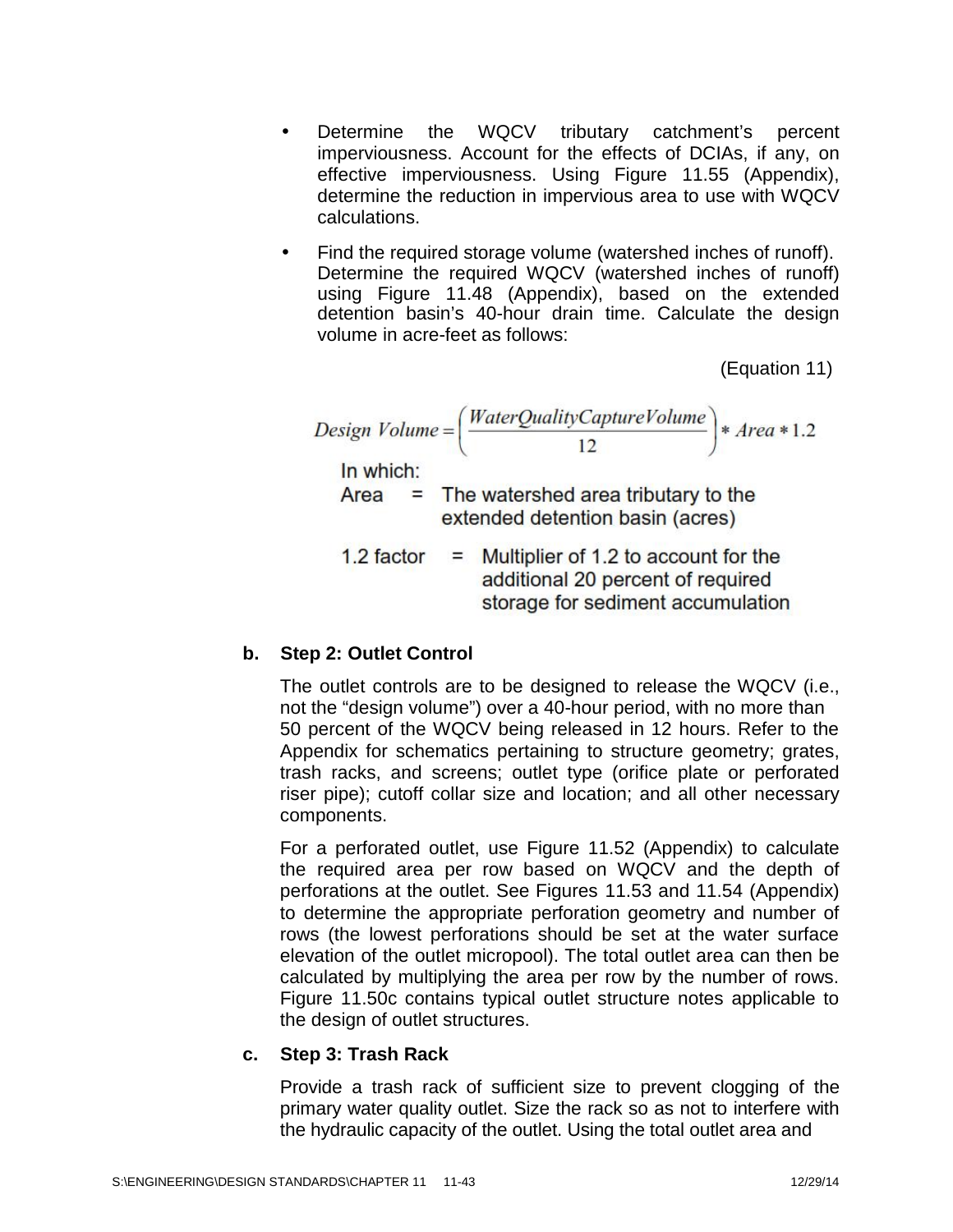- Determine the WQCV tributary catchment's percent imperviousness. Account for the effects of DCIAs, if any, on effective imperviousness. Using Figure 11.55 (Appendix), determine the reduction in impervious area to use with WQCV calculations.
- Find the required storage volume (watershed inches of runoff). Determine the required WQCV (watershed inches of runoff) using Figure 11.48 (Appendix), based on the extended detention basin's 40-hour drain time. Calculate the design volume in acre-feet as follows:

(Equation 11)

$$Design\ Volume = \left(\frac{WaterQualityCaptureVolume}{12}\right) * Area * 1.2$$

In which:

Area = The watershed area tributary to the extended detention basin (acres)

1.2 factor = Multiplier of 1.2 to account for the additional 20 percent of required storage for sediment accumulation

**b. Step 2: Outlet Control**

The outlet controls are to be designed to release the WQCV (i.e., not the "design volume") over a 40-hour period, with no more than 50 percent of the WQCV being released in 12 hours. Refer to the Appendix for schematics pertaining to structure geometry; grates, trash racks, and screens; outlet type (orifice plate or perforated riser pipe); cutoff collar size and location; and all other necessary components.

For a perforated outlet, use Figure 11.52 (Appendix) to calculate the required area per row based on WQCV and the depth of perforations at the outlet. See Figures 11.53 and 11.54 (Appendix) to determine the appropriate perforation geometry and number of rows (the lowest perforations should be set at the water surface elevation of the outlet micropool). The total outlet area can then be calculated by multiplying the area per row by the number of rows. Figure 11.50c contains typical outlet structure notes applicable to the design of outlet structures.

**c. Step 3: Trash Rack**

Provide a trash rack of sufficient size to prevent clogging of the primary water quality outlet. Size the rack so as not to interfere with the hydraulic capacity of the outlet. Using the total outlet area and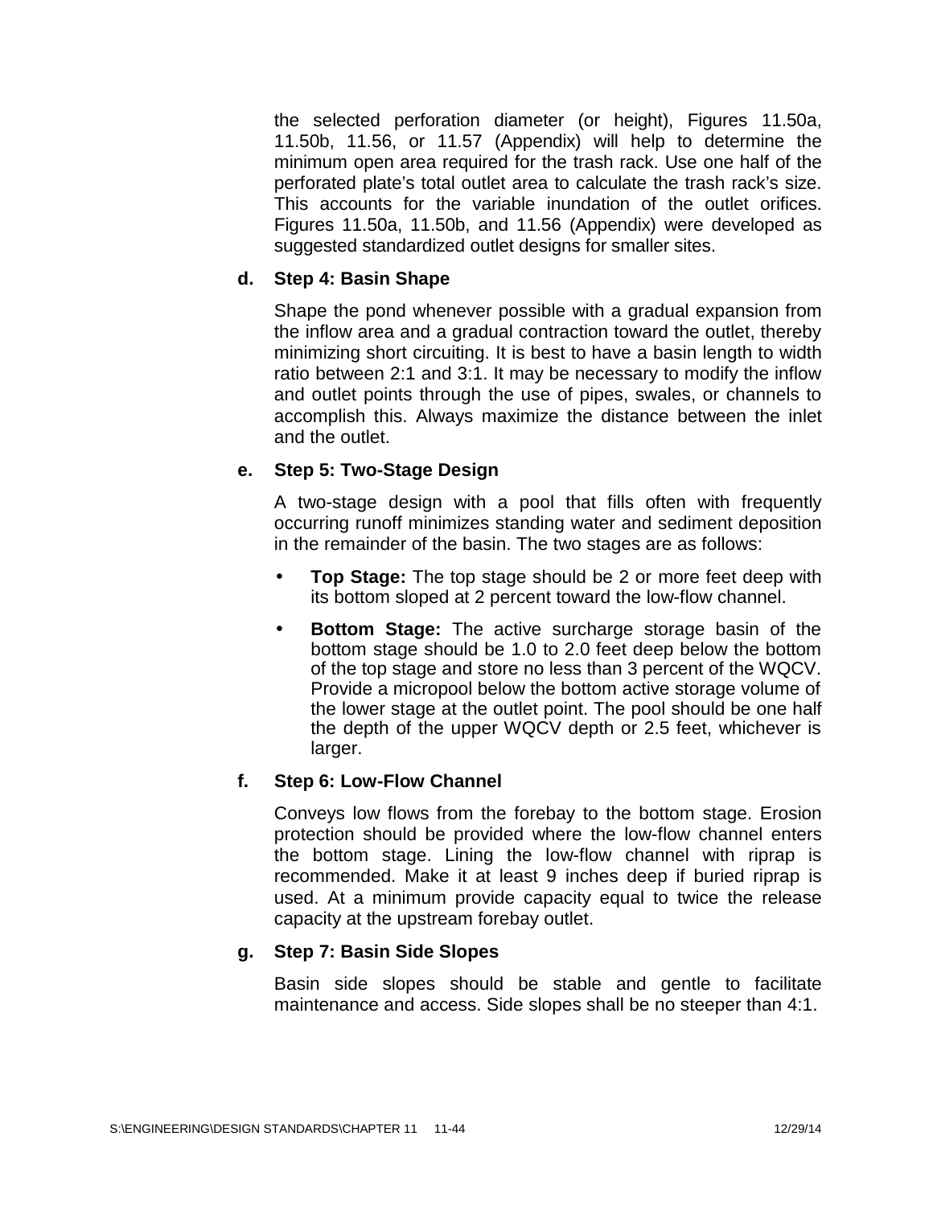the selected perforation diameter (or height), Figures 11.50a, 11.50b, 11.56, or 11.57 (Appendix) will help to determine the minimum open area required for the trash rack. Use one half of the perforated plate's total outlet area to calculate the trash rack's size. This accounts for the variable inundation of the outlet orifices. Figures 11.50a, 11.50b, and 11.56 (Appendix) were developed as suggested standardized outlet designs for smaller sites.

**d. Step 4: Basin Shape**

Shape the pond whenever possible with a gradual expansion from the inflow area and a gradual contraction toward the outlet, thereby minimizing short circuiting. It is best to have a basin length to width ratio between 2:1 and 3:1. It may be necessary to modify the inflow and outlet points through the use of pipes, swales, or channels to accomplish this. Always maximize the distance between the inlet and the outlet.

**e. Step 5: Two-Stage Design**

A two-stage design with a pool that fills often with frequently occurring runoff minimizes standing water and sediment deposition in the remainder of the basin. The two stages are as follows:

- **Top Stage:** The top stage should be 2 or more feet deep with its bottom sloped at 2 percent toward the low-flow channel.
- **Bottom Stage:** The active surcharge storage basin of the bottom stage should be 1.0 to 2.0 feet deep below the bottom of the top stage and store no less than 3 percent of the WQCV. Provide a micropool below the bottom active storage volume of the lower stage at the outlet point. The pool should be one half the depth of the upper WQCV depth or 2.5 feet, whichever is larger.

**f. Step 6: Low-Flow Channel**

Conveys low flows from the forebay to the bottom stage. Erosion protection should be provided where the low-flow channel enters the bottom stage. Lining the low-flow channel with riprap is recommended. Make it at least 9 inches deep if buried riprap is used. At a minimum provide capacity equal to twice the release capacity at the upstream forebay outlet.

**g. Step 7: Basin Side Slopes**

Basin side slopes should be stable and gentle to facilitate maintenance and access. Side slopes shall be no steeper than 4:1.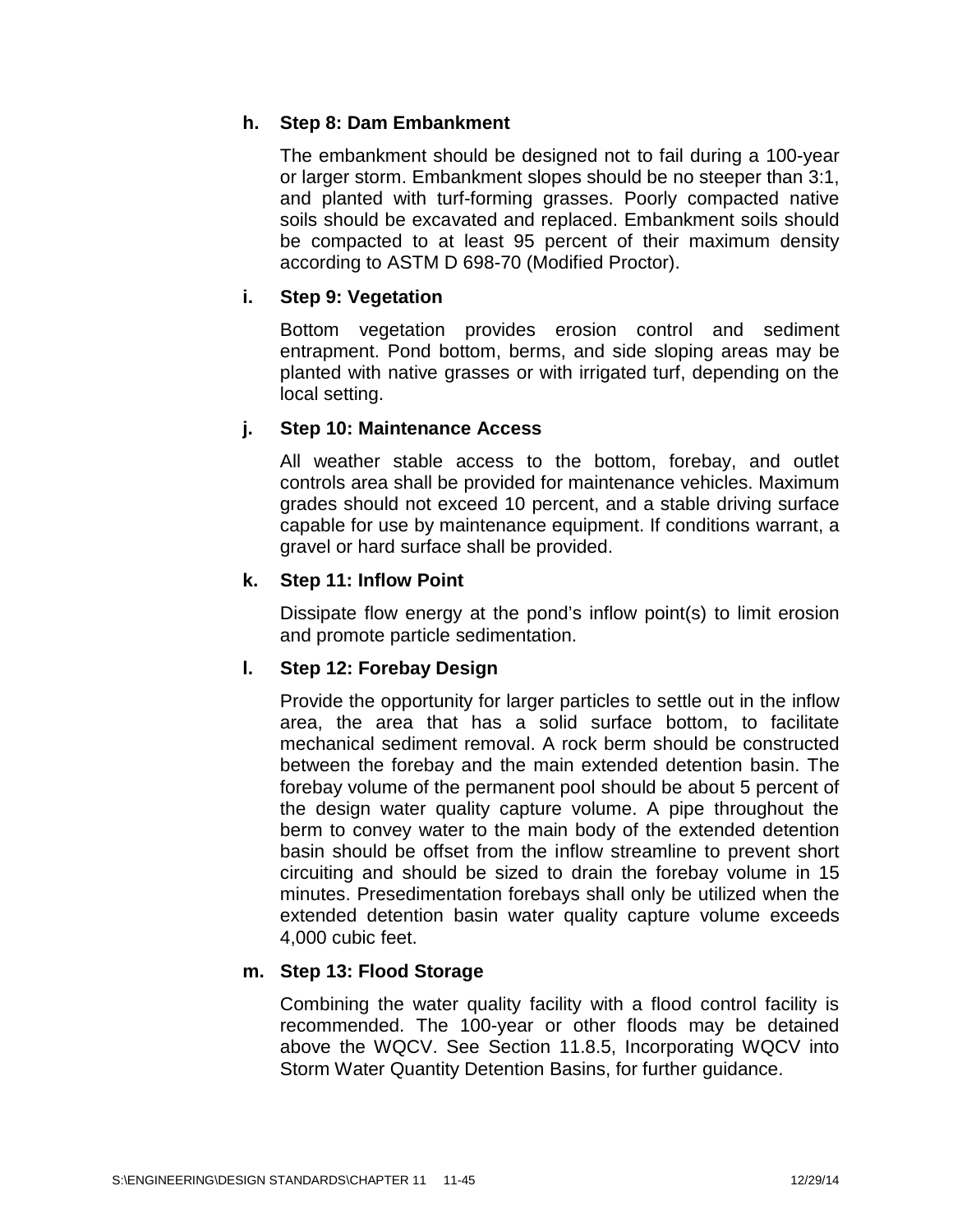**h. Step 8: Dam Embankment**

The embankment should be designed not to fail during a 100-year or larger storm. Embankment slopes should be no steeper than 3:1, and planted with turf-forming grasses. Poorly compacted native soils should be excavated and replaced. Embankment soils should be compacted to at least 95 percent of their maximum density according to ASTM D 698-70 (Modified Proctor).

**i. Step 9: Vegetation**

Bottom vegetation provides erosion control and sediment entrapment. Pond bottom, berms, and side sloping areas may be planted with native grasses or with irrigated turf, depending on the local setting.

**j. Step 10: Maintenance Access**

All weather stable access to the bottom, forebay, and outlet controls area shall be provided for maintenance vehicles. Maximum grades should not exceed 10 percent, and a stable driving surface capable for use by maintenance equipment. If conditions warrant, a gravel or hard surface shall be provided.

**k. Step 11: Inflow Point**

Dissipate flow energy at the pond's inflow point(s) to limit erosion and promote particle sedimentation.

**l. Step 12: Forebay Design**

Provide the opportunity for larger particles to settle out in the inflow area, the area that has a solid surface bottom, to facilitate mechanical sediment removal. A rock berm should be constructed between the forebay and the main extended detention basin. The forebay volume of the permanent pool should be about 5 percent of the design water quality capture volume. A pipe throughout the berm to convey water to the main body of the extended detention basin should be offset from the inflow streamline to prevent short circuiting and should be sized to drain the forebay volume in 15 minutes. Presedimentation forebays shall only be utilized when the extended detention basin water quality capture volume exceeds 4,000 cubic feet.

**m. Step 13: Flood Storage**

Combining the water quality facility with a flood control facility is recommended. The 100-year or other floods may be detained above the WQCV. See Section 11.8.5, Incorporating WQCV into Storm Water Quantity Detention Basins, for further guidance.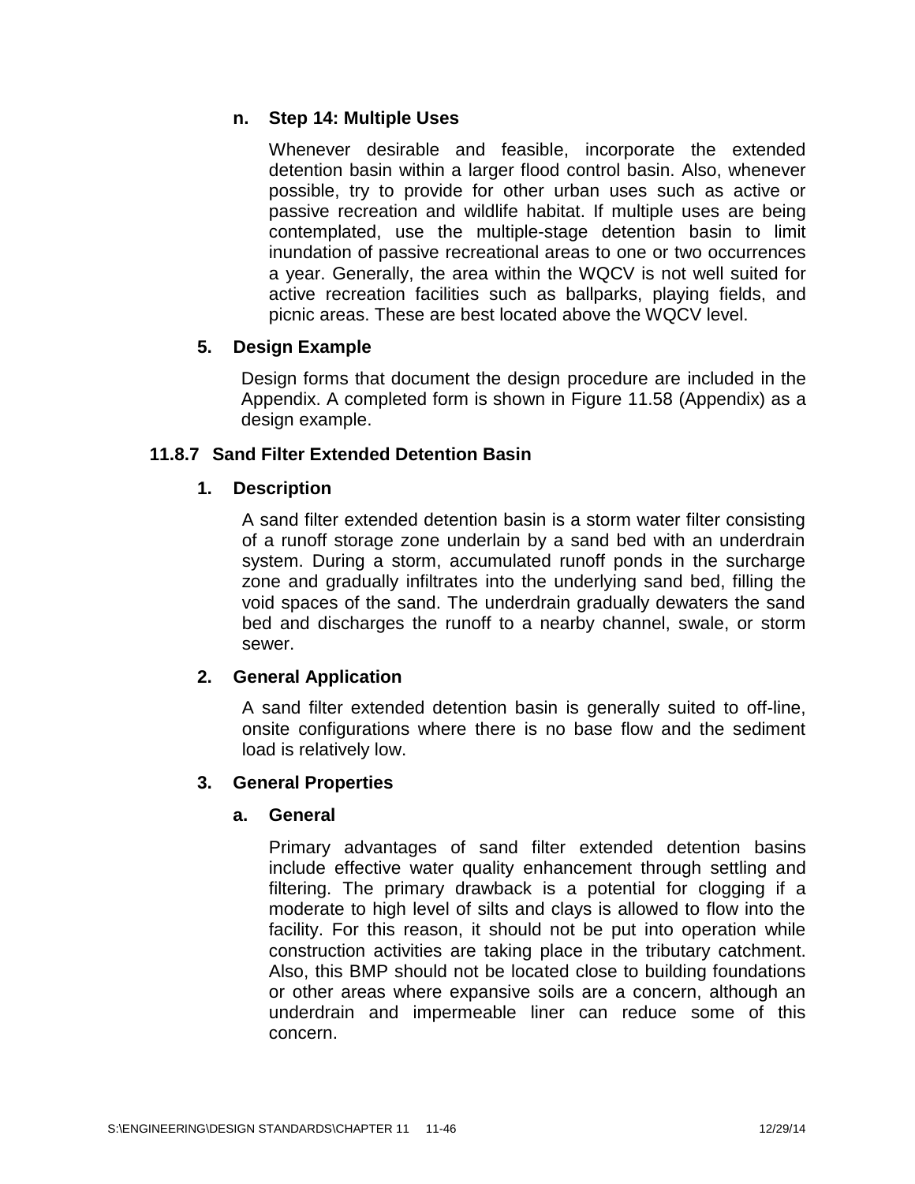**n. Step 14: Multiple Uses**

Whenever desirable and feasible, incorporate the extended detention basin within a larger flood control basin. Also, whenever possible, try to provide for other urban uses such as active or passive recreation and wildlife habitat. If multiple uses are being contemplated, use the multiple-stage detention basin to limit inundation of passive recreational areas to one or two occurrences a year. Generally, the area within the WQCV is not well suited for active recreation facilities such as ballparks, playing fields, and picnic areas. These are best located above the WQCV level.

**5. Design Example**

Design forms that document the design procedure are included in the Appendix. A completed form is shown in Figure 11.58 (Appendix) as a design example.

## 11.8.7 Sand Filter Extended Detention Basin

**1. Description**

A sand filter extended detention basin is a storm water filter consisting of a runoff storage zone underlain by a sand bed with an underdrain system. During a storm, accumulated runoff ponds in the surcharge zone and gradually infiltrates into the underlying sand bed, filling the void spaces of the sand. The underdrain gradually dewaters the sand bed and discharges the runoff to a nearby channel, swale, or storm sewer.

**2. General Application**

A sand filter extended detention basin is generally suited to off-line, onsite configurations where there is no base flow and the sediment load is relatively low.

**3. General Properties**

**a. General**

Primary advantages of sand filter extended detention basins include effective water quality enhancement through settling and filtering. The primary drawback is a potential for clogging if a moderate to high level of silts and clays is allowed to flow into the facility. For this reason, it should not be put into operation while construction activities are taking place in the tributary catchment. Also, this BMP should not be located close to building foundations or other areas where expansive soils are a concern, although an underdrain and impermeable liner can reduce some of this concern.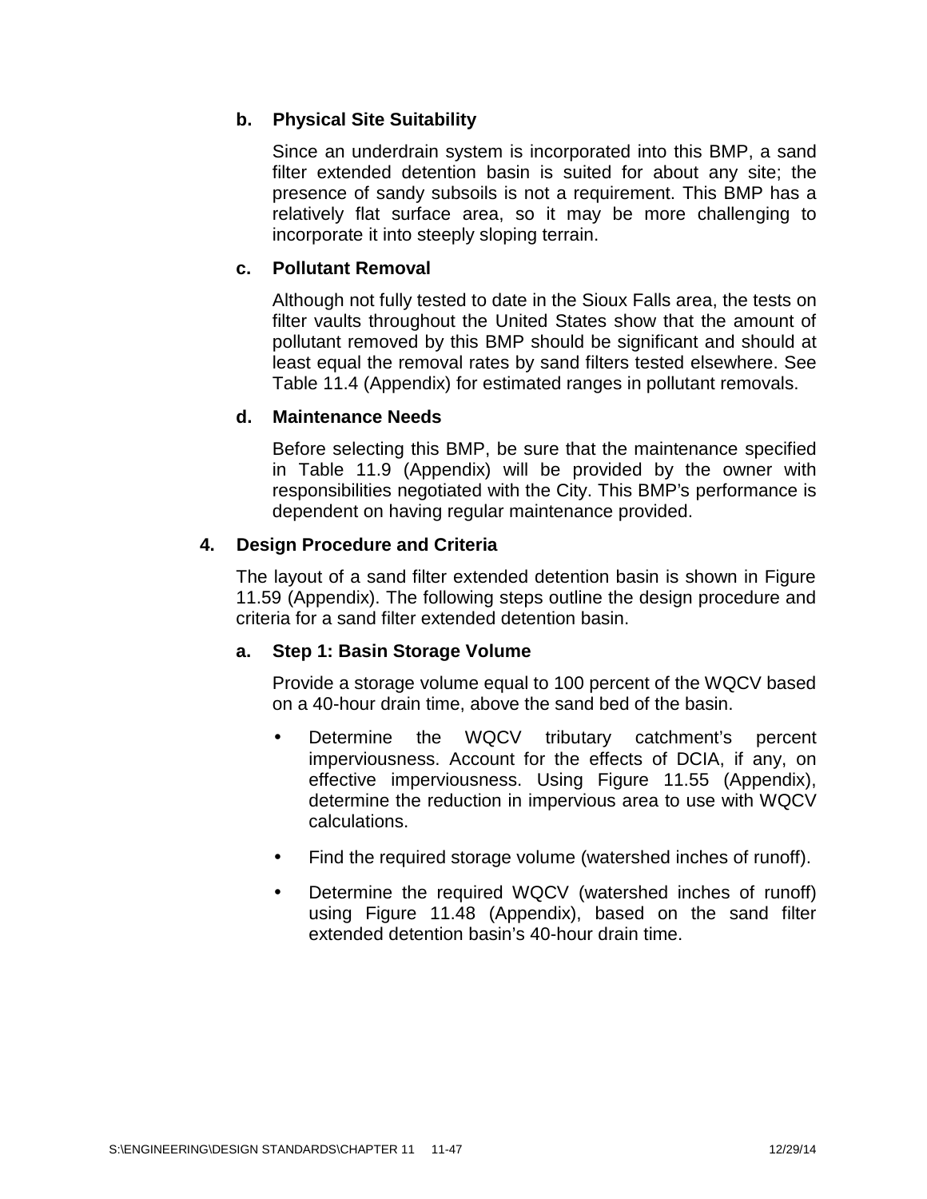#### b. Physical Site Suitability

Since an underdrain system is incorporated into this BMP, a sand filter extended detention basin is suited for about any site; the presence of sandy subsoils is not a requirement. This BMP has a relatively flat surface area, so it may be more challenging to incorporate it into steeply sloping terrain.

#### c. Pollutant Removal

Although not fully tested to date in the Sioux Falls area, the tests on filter vaults throughout the United States show that the amount of pollutant removed by this BMP should be significant and should at least equal the removal rates by sand filters tested elsewhere. See Table 11.4 (Appendix) for estimated ranges in pollutant removals.

#### d. Maintenance Needs

Before selecting this BMP, be sure that the maintenance specified in Table 11.9 (Appendix) will be provided by the owner with responsibilities negotiated with the City. This BMP's performance is dependent on having regular maintenance provided.

### 4. Design Procedure and Criteria

The layout of a sand filter extended detention basin is shown in Figure 11.59 (Appendix). The following steps outline the design procedure and criteria for a sand filter extended detention basin.

#### a. Step 1: Basin Storage Volume

Provide a storage volume equal to 100 percent of the WQCV based on a 40-hour drain time, above the sand bed of the basin.

- Determine the WQCV tributary catchment's percent imperviousness. Account for the effects of DCIA, if any, on effective imperviousness. Using Figure 11.55 (Appendix), determine the reduction in impervious area to use with WQCV calculations.
- Find the required storage volume (watershed inches of runoff).
- Determine the required WQCV (watershed inches of runoff) using Figure 11.48 (Appendix), based on the sand filter extended detention basin's 40-hour drain time.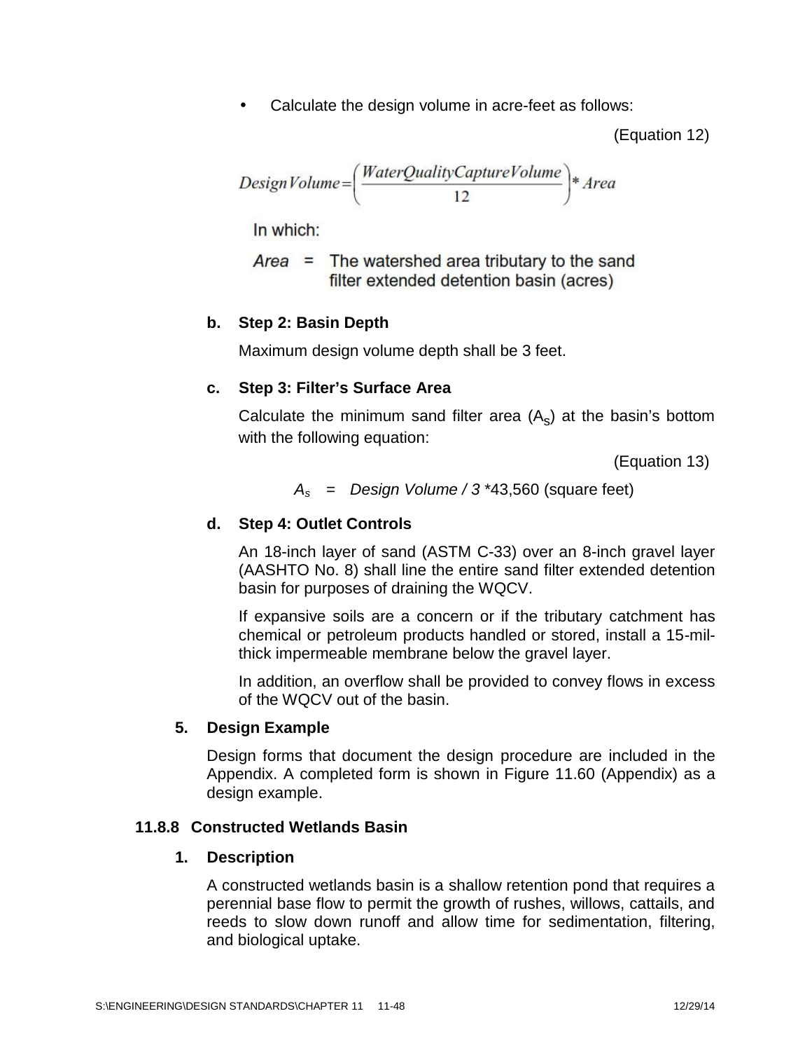- Calculate the design volume in acre-feet as follows:

(Equation 12)

$$Design\,Volume = \left(\frac{WaterQualityCaptureVolume}{12}\right) * Area$$

In which:

*Area* = The watershed area tributary to the sand filter extended detention basin (acres)

**b. Step 2: Basin Depth**

Maximum design volume depth shall be 3 feet.

**c. Step 3: Filter's Surface Area**

Calculate the minimum sand filter area ($A_S$) at the basin's bottom with the following equation:

(Equation 13)

$A_s$ = *Design Volume / 3* *43,560 (square feet)

**d. Step 4: Outlet Controls**

An 18-inch layer of sand (ASTM C-33) over an 8-inch gravel layer (AASHTO No. 8) shall line the entire sand filter extended detention basin for purposes of draining the WQCV.

If expansive soils are a concern or if the tributary catchment has chemical or petroleum products handled or stored, install a 15-mil-thick impermeable membrane below the gravel layer.

In addition, an overflow shall be provided to convey flows in excess of the WQCV out of the basin.

**5. Design Example**

Design forms that document the design procedure are included in the Appendix. A completed form is shown in Figure 11.60 (Appendix) as a design example.

### 11.8.8 Constructed Wetlands Basin

**1. Description**

A constructed wetlands basin is a shallow retention pond that requires a perennial base flow to permit the growth of rushes, willows, cattails, and reeds to slow down runoff and allow time for sedimentation, filtering, and biological uptake.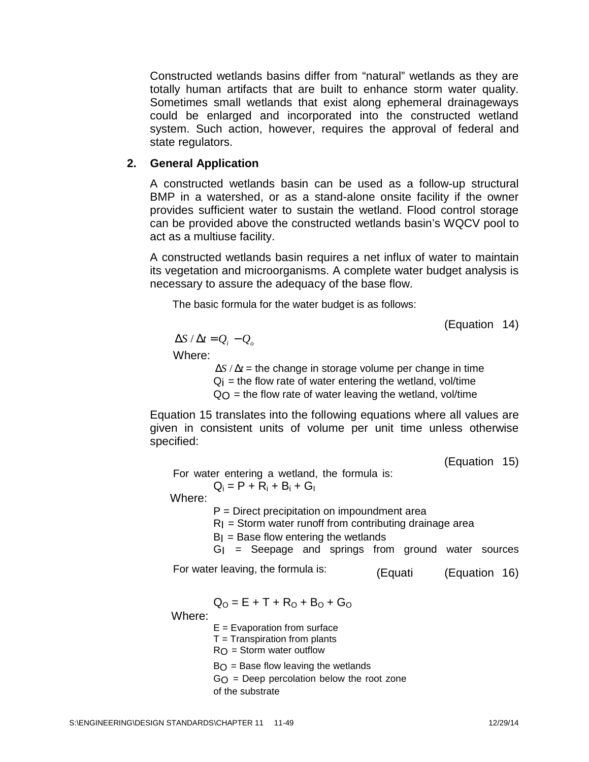Constructed wetlands basins differ from "natural" wetlands as they are totally human artifacts that are built to enhance storm water quality. Sometimes small wetlands that exist along ephemeral drainageways could be enlarged and incorporated into the constructed wetland system. Such action, however, requires the approval of federal and state regulators.

## 2. General Application

A constructed wetlands basin can be used as a follow-up structural BMP in a watershed, or as a stand-alone onsite facility if the owner provides sufficient water to sustain the wetland. Flood control storage can be provided above the constructed wetlands basin's WQCV pool to act as a multiuse facility.

A constructed wetlands basin requires a net influx of water to maintain its vegetation and microorganisms. A complete water budget analysis is necessary to assure the adequacy of the base flow.

The basic formula for the water budget is as follows:

(Equation 14)

$$\Delta S / \Delta t = Q_i - Q_o$$

Where:

- $\Delta S / \Delta t$ = the change in storage volume per change in time
- $Q_i$ = the flow rate of water entering the wetland, vol/time
- $Q_O$ = the flow rate of water leaving the wetland, vol/time

Equation 15 translates into the following equations where all values are given in consistent units of volume per unit time unless otherwise specified:

(Equation 15)

For water entering a wetland, the formula is:

$$Q_i = P + R_i + B_i + G_I$$

Where:

- P = Direct precipitation on impoundment area
- $R_I$ = Storm water runoff from contributing drainage area
- $B_I$ = Base flow entering the wetlands
- $G_I$ = Seepage and springs from ground water sources

For water leaving, the formula is: (Equati (Equation 16)

$$Q_O = E + T + R_O + B_O + G_O$$

Where:

- E = Evaporation from surface
- T = Transpiration from plants
- $R_O$ = Storm water outflow
- $B_O$ = Base flow leaving the wetlands
- $G_O$ = Deep percolation below the root zone of the substrate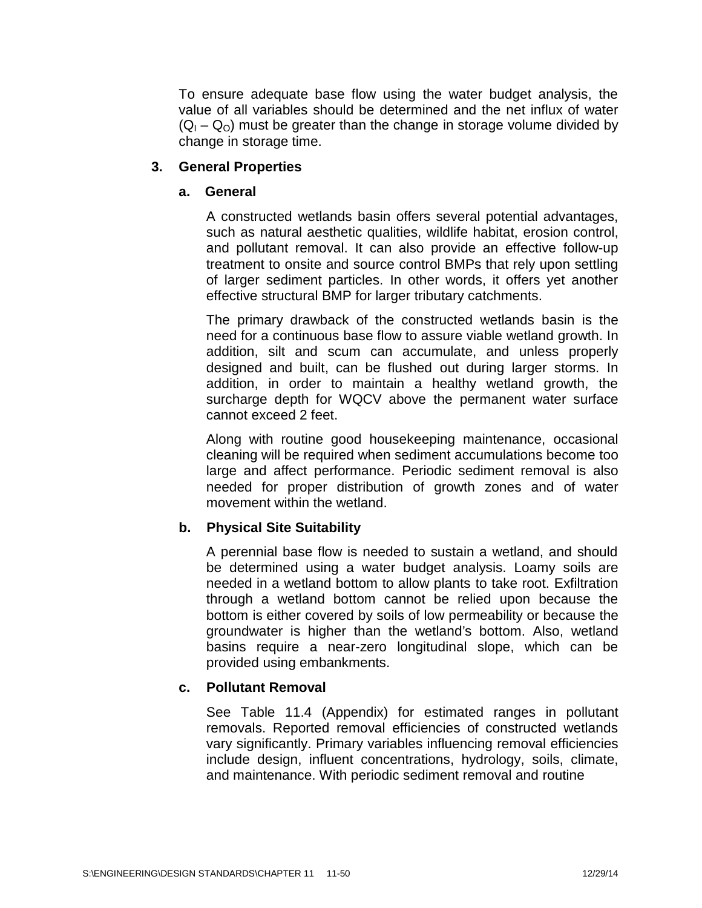To ensure adequate base flow using the water budget analysis, the value of all variables should be determined and the net influx of water ($Q_I - Q_O$) must be greater than the change in storage volume divided by change in storage time.

## 3. General Properties

### a. General

A constructed wetlands basin offers several potential advantages, such as natural aesthetic qualities, wildlife habitat, erosion control, and pollutant removal. It can also provide an effective follow-up treatment to onsite and source control BMPs that rely upon settling of larger sediment particles. In other words, it offers yet another effective structural BMP for larger tributary catchments.

The primary drawback of the constructed wetlands basin is the need for a continuous base flow to assure viable wetland growth. In addition, silt and scum can accumulate, and unless properly designed and built, can be flushed out during larger storms. In addition, in order to maintain a healthy wetland growth, the surcharge depth for WQCV above the permanent water surface cannot exceed 2 feet.

Along with routine good housekeeping maintenance, occasional cleaning will be required when sediment accumulations become too large and affect performance. Periodic sediment removal is also needed for proper distribution of growth zones and of water movement within the wetland.

### b. Physical Site Suitability

A perennial base flow is needed to sustain a wetland, and should be determined using a water budget analysis. Loamy soils are needed in a wetland bottom to allow plants to take root. Exfiltration through a wetland bottom cannot be relied upon because the bottom is either covered by soils of low permeability or because the groundwater is higher than the wetland's bottom. Also, wetland basins require a near-zero longitudinal slope, which can be provided using embankments.

### c. Pollutant Removal

See Table 11.4 (Appendix) for estimated ranges in pollutant removals. Reported removal efficiencies of constructed wetlands vary significantly. Primary variables influencing removal efficiencies include design, influent concentrations, hydrology, soils, climate, and maintenance. With periodic sediment removal and routine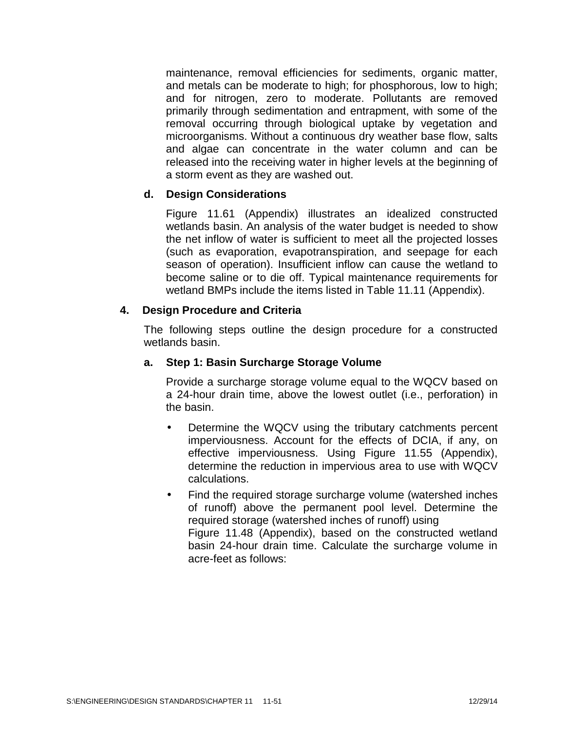maintenance, removal efficiencies for sediments, organic matter, and metals can be moderate to high; for phosphorous, low to high; and for nitrogen, zero to moderate. Pollutants are removed primarily through sedimentation and entrapment, with some of the removal occurring through biological uptake by vegetation and microorganisms. Without a continuous dry weather base flow, salts and algae can concentrate in the water column and can be released into the receiving water in higher levels at the beginning of a storm event as they are washed out.

#### d. Design Considerations

Figure 11.61 (Appendix) illustrates an idealized constructed wetlands basin. An analysis of the water budget is needed to show the net inflow of water is sufficient to meet all the projected losses (such as evaporation, evapotranspiration, and seepage for each season of operation). Insufficient inflow can cause the wetland to become saline or to die off. Typical maintenance requirements for wetland BMPs include the items listed in Table 11.11 (Appendix).

### 4. Design Procedure and Criteria

The following steps outline the design procedure for a constructed wetlands basin.

#### a. Step 1: Basin Surcharge Storage Volume

Provide a surcharge storage volume equal to the WQCV based on a 24-hour drain time, above the lowest outlet (i.e., perforation) in the basin.

- Determine the WQCV using the tributary catchments percent imperviousness. Account for the effects of DCIA, if any, on effective imperviousness. Using Figure 11.55 (Appendix), determine the reduction in impervious area to use with WQCV calculations.
- Find the required storage surcharge volume (watershed inches of runoff) above the permanent pool level. Determine the required storage (watershed inches of runoff) using Figure 11.48 (Appendix), based on the constructed wetland basin 24-hour drain time. Calculate the surcharge volume in acre-feet as follows: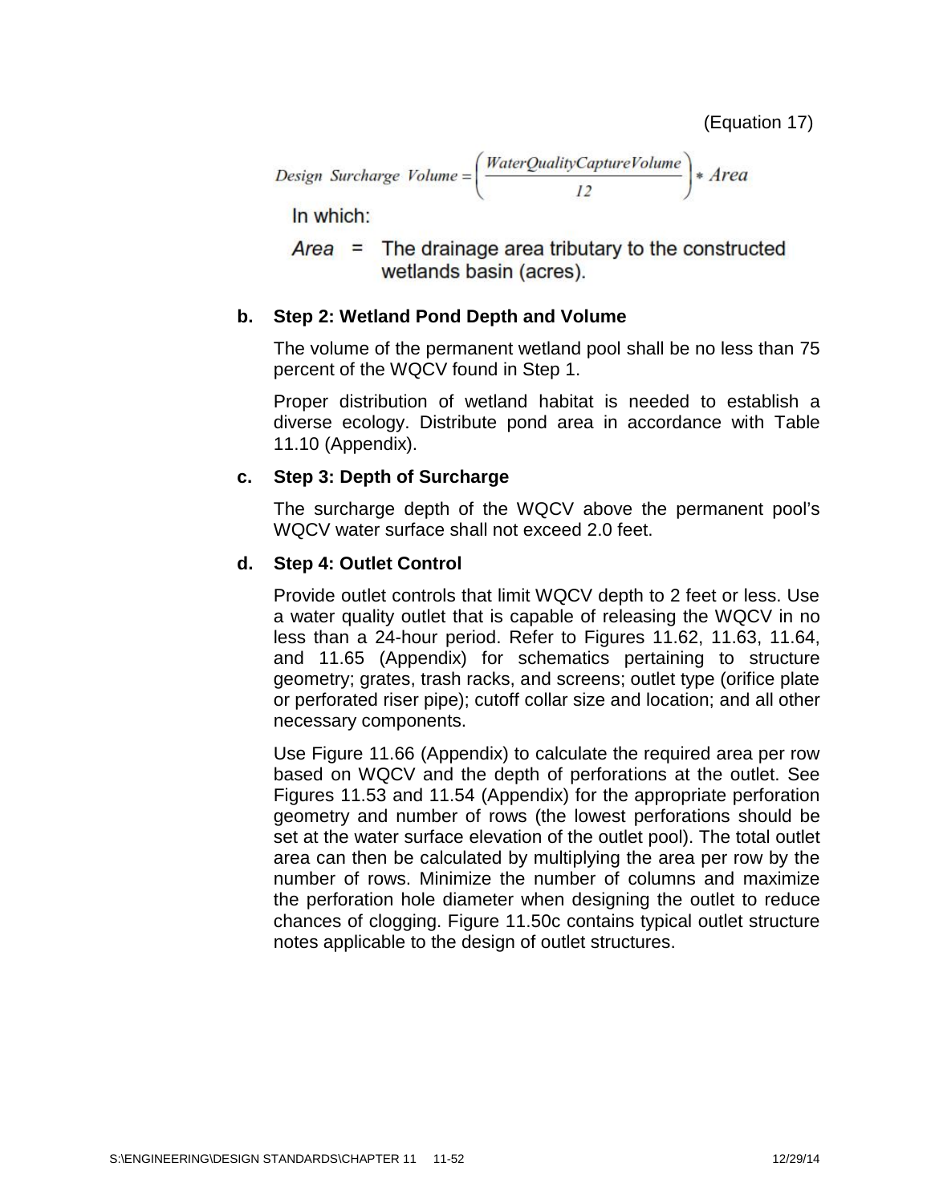(Equation 17)

$$Design\ Surcharge\ Volume = \left(\frac{WaterQualityCaptureVolume}{12}\right) * Area$$

In which:

$Area$ = The drainage area tributary to the constructed wetlands basin (acres).

**b. Step 2: Wetland Pond Depth and Volume**

The volume of the permanent wetland pool shall be no less than 75 percent of the WQCV found in Step 1.

Proper distribution of wetland habitat is needed to establish a diverse ecology. Distribute pond area in accordance with Table 11.10 (Appendix).

**c. Step 3: Depth of Surcharge**

The surcharge depth of the WQCV above the permanent pool's WQCV water surface shall not exceed 2.0 feet.

**d. Step 4: Outlet Control**

Provide outlet controls that limit WQCV depth to 2 feet or less. Use a water quality outlet that is capable of releasing the WQCV in no less than a 24-hour period. Refer to Figures 11.62, 11.63, 11.64, and 11.65 (Appendix) for schematics pertaining to structure geometry; grates, trash racks, and screens; outlet type (orifice plate or perforated riser pipe); cutoff collar size and location; and all other necessary components.

Use Figure 11.66 (Appendix) to calculate the required area per row based on WQCV and the depth of perforations at the outlet. See Figures 11.53 and 11.54 (Appendix) for the appropriate perforation geometry and number of rows (the lowest perforations should be set at the water surface elevation of the outlet pool). The total outlet area can then be calculated by multiplying the area per row by the number of rows. Minimize the number of columns and maximize the perforation hole diameter when designing the outlet to reduce chances of clogging. Figure 11.50c contains typical outlet structure notes applicable to the design of outlet structures.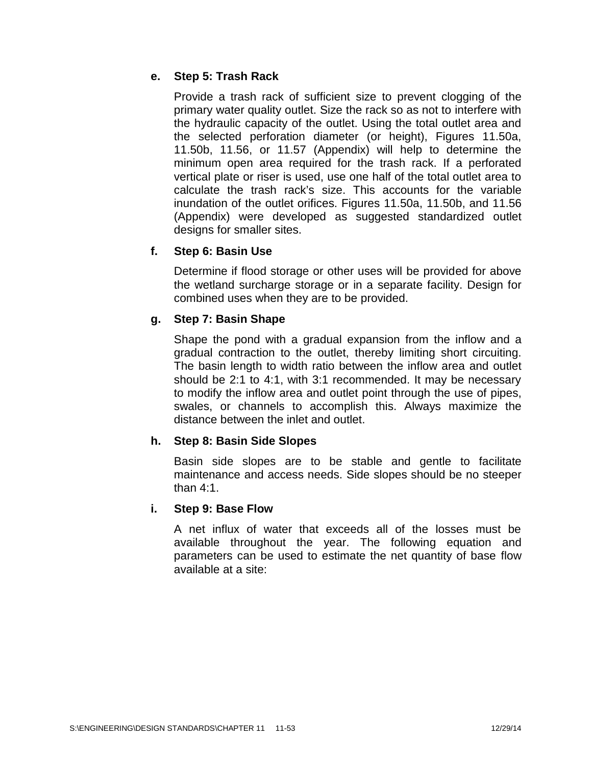**e. Step 5: Trash Rack**

Provide a trash rack of sufficient size to prevent clogging of the primary water quality outlet. Size the rack so as not to interfere with the hydraulic capacity of the outlet. Using the total outlet area and the selected perforation diameter (or height), Figures 11.50a, 11.50b, 11.56, or 11.57 (Appendix) will help to determine the minimum open area required for the trash rack. If a perforated vertical plate or riser is used, use one half of the total outlet area to calculate the trash rack's size. This accounts for the variable inundation of the outlet orifices. Figures 11.50a, 11.50b, and 11.56 (Appendix) were developed as suggested standardized outlet designs for smaller sites.

**f. Step 6: Basin Use**

Determine if flood storage or other uses will be provided for above the wetland surcharge storage or in a separate facility. Design for combined uses when they are to be provided.

**g. Step 7: Basin Shape**

Shape the pond with a gradual expansion from the inflow and a gradual contraction to the outlet, thereby limiting short circuiting. The basin length to width ratio between the inflow area and outlet should be 2:1 to 4:1, with 3:1 recommended. It may be necessary to modify the inflow area and outlet point through the use of pipes, swales, or channels to accomplish this. Always maximize the distance between the inlet and outlet.

**h. Step 8: Basin Side Slopes**

Basin side slopes are to be stable and gentle to facilitate maintenance and access needs. Side slopes should be no steeper than 4:1.

**i. Step 9: Base Flow**

A net influx of water that exceeds all of the losses must be available throughout the year. The following equation and parameters can be used to estimate the net quantity of base flow available at a site: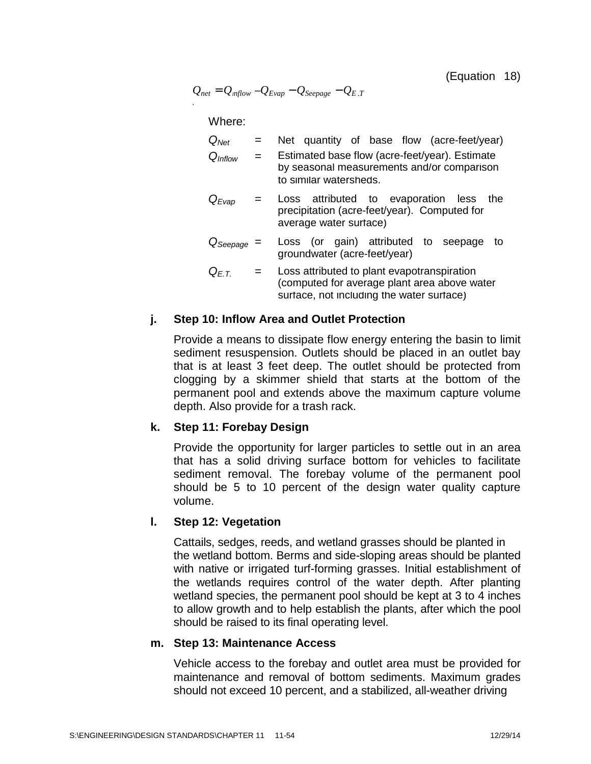(Equation 18)

$$Q_{net} = Q_{inflow} - Q_{Evap} - Q_{Seepage} - Q_{E.T.}$$

Where:

- $Q_{Net}$ = Net quantity of base flow (acre-feet/year)
- $Q_{Inflow}$ = Estimated base flow (acre-feet/year). Estimate by seasonal measurements and/or comparison to similar watersheds.
- $Q_{Evap}$ = Loss attributed to evaporation less the precipitation (acre-feet/year). Computed for average water surface)
- $Q_{Seepage}$ = Loss (or gain) attributed to seepage to groundwater (acre-feet/year)
- $Q_{E.T.}$ = Loss attributed to plant evapotranspiration (computed for average plant area above water surface, not including the water surface)

**j. Step 10: Inflow Area and Outlet Protection**

Provide a means to dissipate flow energy entering the basin to limit sediment resuspension. Outlets should be placed in an outlet bay that is at least 3 feet deep. The outlet should be protected from clogging by a skimmer shield that starts at the bottom of the permanent pool and extends above the maximum capture volume depth. Also provide for a trash rack.

**k. Step 11: Forebay Design**

Provide the opportunity for larger particles to settle out in an area that has a solid driving surface bottom for vehicles to facilitate sediment removal. The forebay volume of the permanent pool should be 5 to 10 percent of the design water quality capture volume.

**l. Step 12: Vegetation**

Cattails, sedges, reeds, and wetland grasses should be planted in the wetland bottom. Berms and side-sloping areas should be planted with native or irrigated turf-forming grasses. Initial establishment of the wetlands requires control of the water depth. After planting wetland species, the permanent pool should be kept at 3 to 4 inches to allow growth and to help establish the plants, after which the pool should be raised to its final operating level.

**m. Step 13: Maintenance Access**

Vehicle access to the forebay and outlet area must be provided for maintenance and removal of bottom sediments. Maximum grades should not exceed 10 percent, and a stabilized, all-weather driving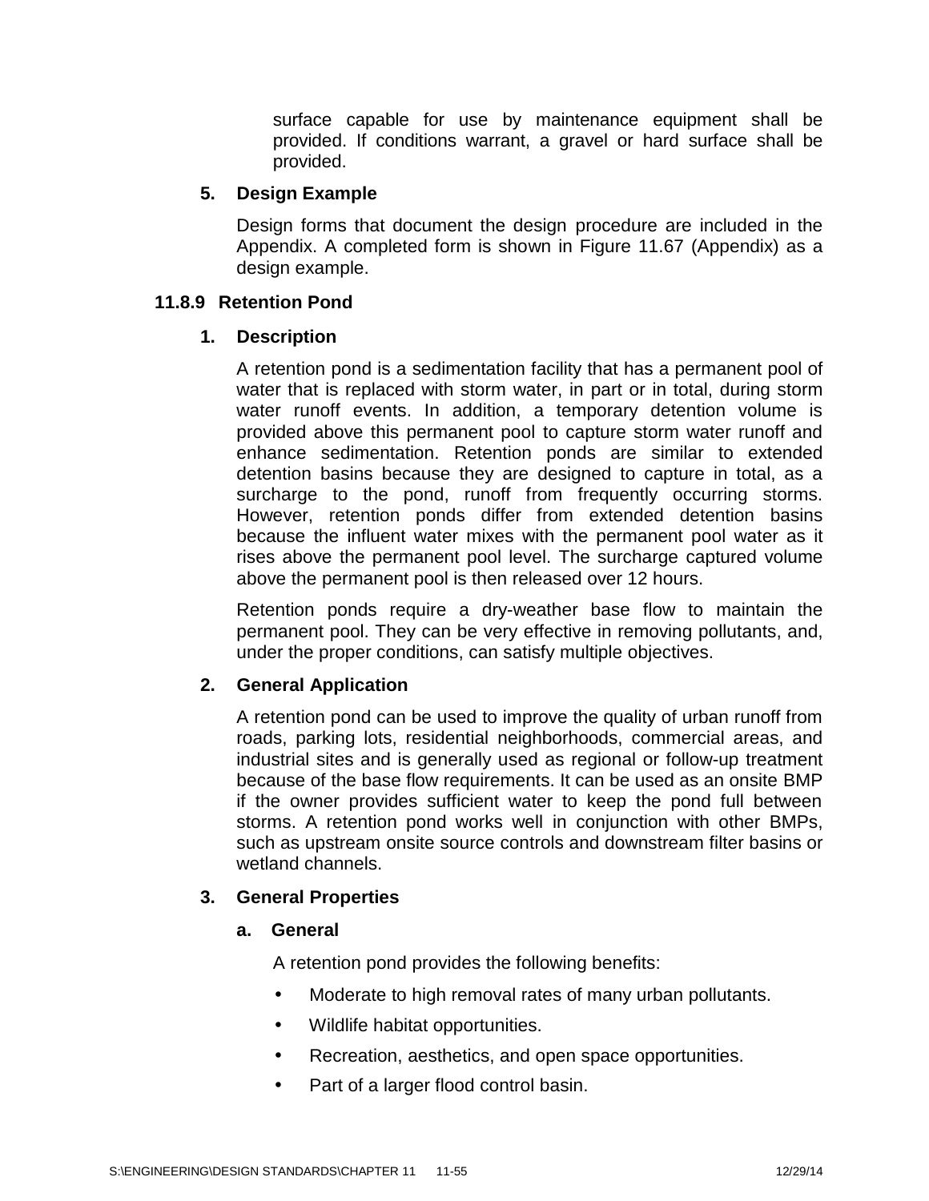surface capable for use by maintenance equipment shall be provided. If conditions warrant, a gravel or hard surface shall be provided.

**5. Design Example**

Design forms that document the design procedure are included in the Appendix. A completed form is shown in Figure 11.67 (Appendix) as a design example.

### 11.8.9 Retention Pond

**1. Description**

A retention pond is a sedimentation facility that has a permanent pool of water that is replaced with storm water, in part or in total, during storm water runoff events. In addition, a temporary detention volume is provided above this permanent pool to capture storm water runoff and enhance sedimentation. Retention ponds are similar to extended detention basins because they are designed to capture in total, as a surcharge to the pond, runoff from frequently occurring storms. However, retention ponds differ from extended detention basins because the influent water mixes with the permanent pool water as it rises above the permanent pool level. The surcharge captured volume above the permanent pool is then released over 12 hours.

Retention ponds require a dry-weather base flow to maintain the permanent pool. They can be very effective in removing pollutants, and, under the proper conditions, can satisfy multiple objectives.

**2. General Application**

A retention pond can be used to improve the quality of urban runoff from roads, parking lots, residential neighborhoods, commercial areas, and industrial sites and is generally used as regional or follow-up treatment because of the base flow requirements. It can be used as an onsite BMP if the owner provides sufficient water to keep the pond full between storms. A retention pond works well in conjunction with other BMPs, such as upstream onsite source controls and downstream filter basins or wetland channels.

**3. General Properties**

**a. General**

A retention pond provides the following benefits:

- Moderate to high removal rates of many urban pollutants.
- Wildlife habitat opportunities.
- Recreation, aesthetics, and open space opportunities.
- Part of a larger flood control basin.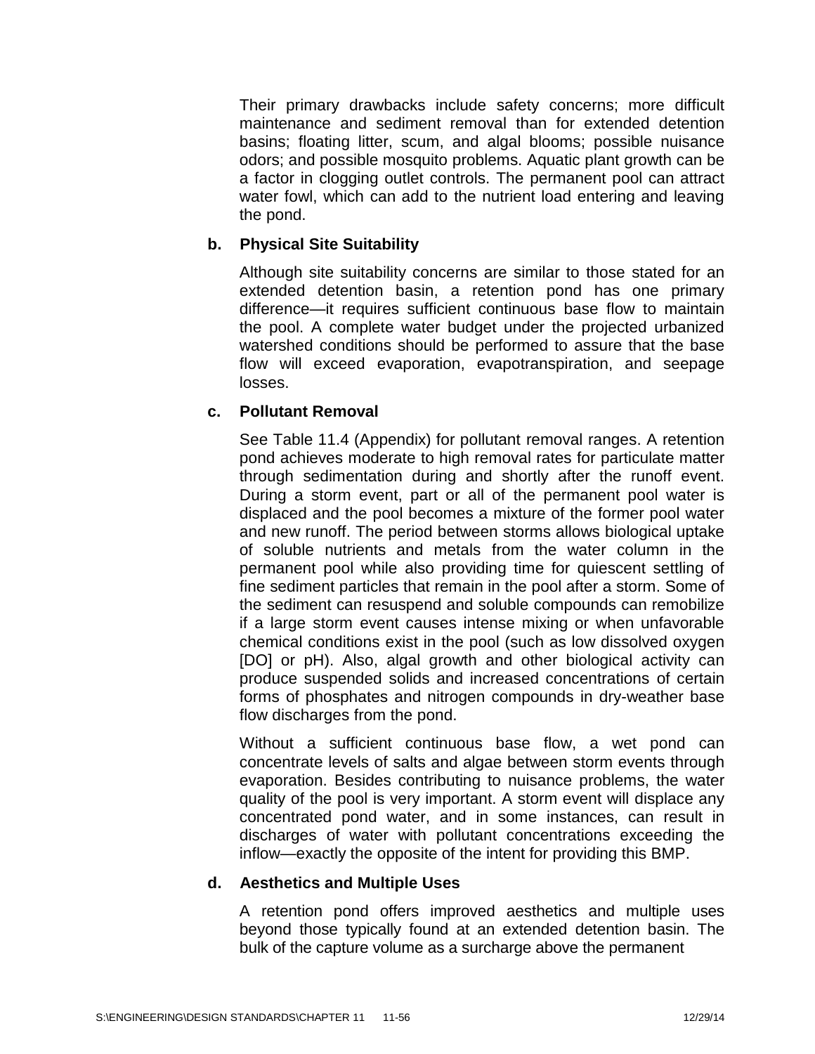Their primary drawbacks include safety concerns; more difficult maintenance and sediment removal than for extended detention basins; floating litter, scum, and algal blooms; possible nuisance odors; and possible mosquito problems. Aquatic plant growth can be a factor in clogging outlet controls. The permanent pool can attract water fowl, which can add to the nutrient load entering and leaving the pond.

**b. Physical Site Suitability**

Although site suitability concerns are similar to those stated for an extended detention basin, a retention pond has one primary difference—it requires sufficient continuous base flow to maintain the pool. A complete water budget under the projected urbanized watershed conditions should be performed to assure that the base flow will exceed evaporation, evapotranspiration, and seepage losses.

**c. Pollutant Removal**

See Table 11.4 (Appendix) for pollutant removal ranges. A retention pond achieves moderate to high removal rates for particulate matter through sedimentation during and shortly after the runoff event. During a storm event, part or all of the permanent pool water is displaced and the pool becomes a mixture of the former pool water and new runoff. The period between storms allows biological uptake of soluble nutrients and metals from the water column in the permanent pool while also providing time for quiescent settling of fine sediment particles that remain in the pool after a storm. Some of the sediment can resuspend and soluble compounds can remobilize if a large storm event causes intense mixing or when unfavorable chemical conditions exist in the pool (such as low dissolved oxygen [DO] or pH). Also, algal growth and other biological activity can produce suspended solids and increased concentrations of certain forms of phosphates and nitrogen compounds in dry-weather base flow discharges from the pond.

Without a sufficient continuous base flow, a wet pond can concentrate levels of salts and algae between storm events through evaporation. Besides contributing to nuisance problems, the water quality of the pool is very important. A storm event will displace any concentrated pond water, and in some instances, can result in discharges of water with pollutant concentrations exceeding the inflow—exactly the opposite of the intent for providing this BMP.

**d. Aesthetics and Multiple Uses**

A retention pond offers improved aesthetics and multiple uses beyond those typically found at an extended detention basin. The bulk of the capture volume as a surcharge above the permanent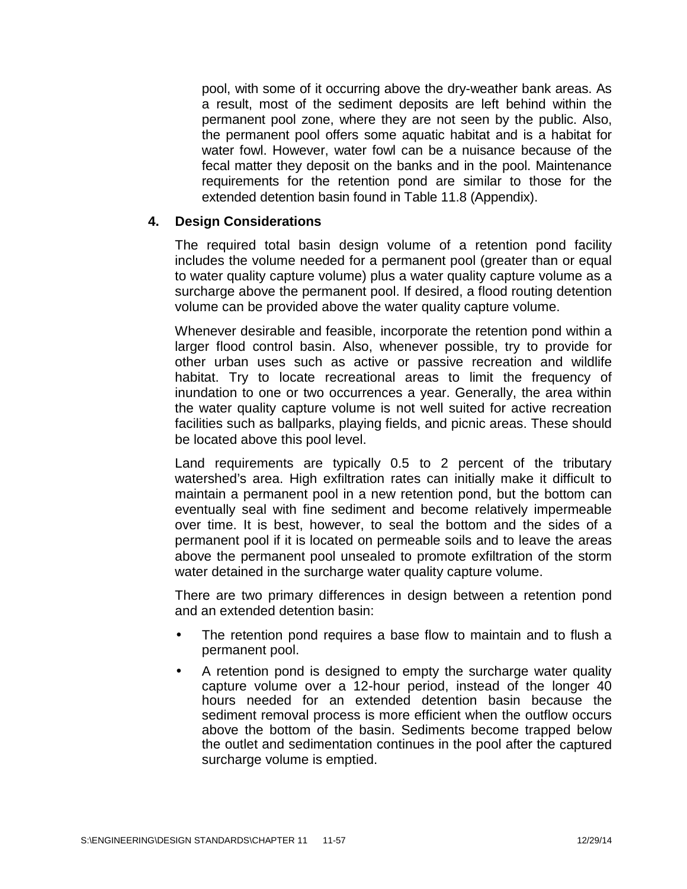pool, with some of it occurring above the dry-weather bank areas. As a result, most of the sediment deposits are left behind within the permanent pool zone, where they are not seen by the public. Also, the permanent pool offers some aquatic habitat and is a habitat for water fowl. However, water fowl can be a nuisance because of the fecal matter they deposit on the banks and in the pool. Maintenance requirements for the retention pond are similar to those for the extended detention basin found in Table 11.8 (Appendix).

**4. Design Considerations**

The required total basin design volume of a retention pond facility includes the volume needed for a permanent pool (greater than or equal to water quality capture volume) plus a water quality capture volume as a surcharge above the permanent pool. If desired, a flood routing detention volume can be provided above the water quality capture volume.

Whenever desirable and feasible, incorporate the retention pond within a larger flood control basin. Also, whenever possible, try to provide for other urban uses such as active or passive recreation and wildlife habitat. Try to locate recreational areas to limit the frequency of inundation to one or two occurrences a year. Generally, the area within the water quality capture volume is not well suited for active recreation facilities such as ballparks, playing fields, and picnic areas. These should be located above this pool level.

Land requirements are typically 0.5 to 2 percent of the tributary watershed's area. High exfiltration rates can initially make it difficult to maintain a permanent pool in a new retention pond, but the bottom can eventually seal with fine sediment and become relatively impermeable over time. It is best, however, to seal the bottom and the sides of a permanent pool if it is located on permeable soils and to leave the areas above the permanent pool unsealed to promote exfiltration of the storm water detained in the surcharge water quality capture volume.

There are two primary differences in design between a retention pond and an extended detention basin:

- The retention pond requires a base flow to maintain and to flush a permanent pool.
- A retention pond is designed to empty the surcharge water quality capture volume over a 12-hour period, instead of the longer 40 hours needed for an extended detention basin because the sediment removal process is more efficient when the outflow occurs above the bottom of the basin. Sediments become trapped below the outlet and sedimentation continues in the pool after the captured surcharge volume is emptied.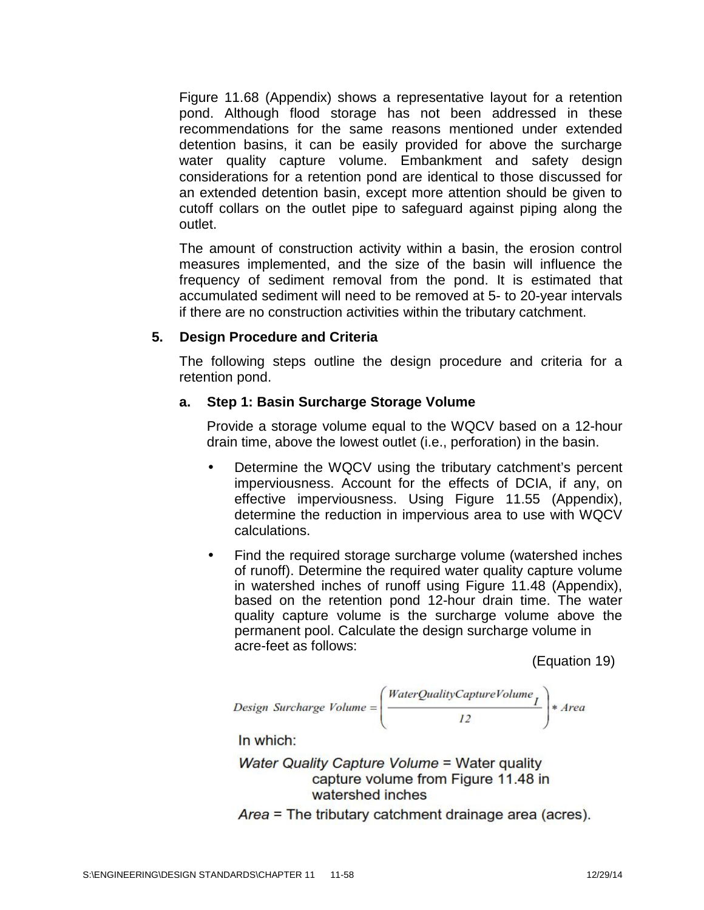Figure 11.68 (Appendix) shows a representative layout for a retention pond. Although flood storage has not been addressed in these recommendations for the same reasons mentioned under extended detention basins, it can be easily provided for above the surcharge water quality capture volume. Embankment and safety design considerations for a retention pond are identical to those discussed for an extended detention basin, except more attention should be given to cutoff collars on the outlet pipe to safeguard against piping along the outlet.

The amount of construction activity within a basin, the erosion control measures implemented, and the size of the basin will influence the frequency of sediment removal from the pond. It is estimated that accumulated sediment will need to be removed at 5- to 20-year intervals if there are no construction activities within the tributary catchment.

### 5. Design Procedure and Criteria

The following steps outline the design procedure and criteria for a retention pond.

#### a. Step 1: Basin Surcharge Storage Volume

Provide a storage volume equal to the WQCV based on a 12-hour drain time, above the lowest outlet (i.e., perforation) in the basin.

- Determine the WQCV using the tributary catchment's percent imperviousness. Account for the effects of DCIA, if any, on effective imperviousness. Using Figure 11.55 (Appendix), determine the reduction in impervious area to use with WQCV calculations.
- Find the required storage surcharge volume (watershed inches of runoff). Determine the required water quality capture volume in watershed inches of runoff using Figure 11.48 (Appendix), based on the retention pond 12-hour drain time. The water quality capture volume is the surcharge volume above the permanent pool. Calculate the design surcharge volume in acre-feet as follows:

(Equation 19)

$$Design\ Surcharge\ Volume = \left( \frac{WaterQualityCaptureVolume_I}{12} \right) * Area$$

In which:

*Water Quality Capture Volume* = Water quality capture volume from Figure 11.48 in watershed inches

*Area* = The tributary catchment drainage area (acres).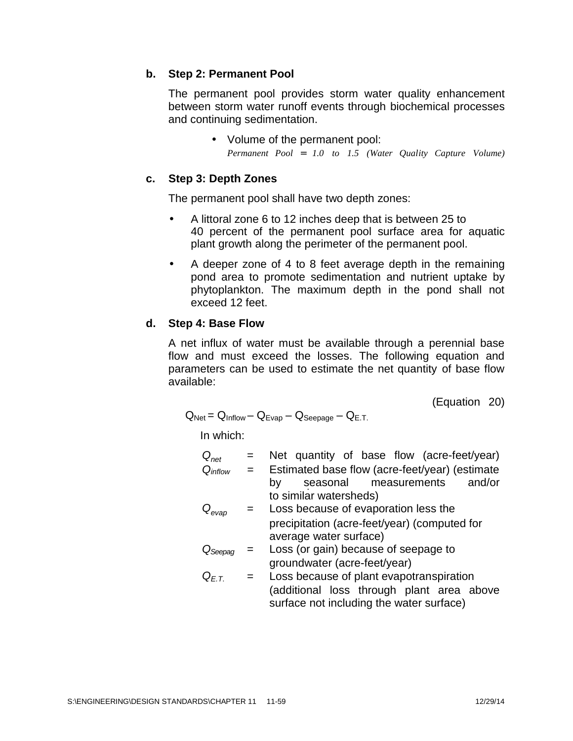**b. Step 2: Permanent Pool**

The permanent pool provides storm water quality enhancement between storm water runoff events through biochemical processes and continuing sedimentation.

- Volume of the permanent pool:
  *Permanent Pool = 1.0 to 1.5 (Water Quality Capture Volume)*

**c. Step 3: Depth Zones**

The permanent pool shall have two depth zones:

- A littoral zone 6 to 12 inches deep that is between 25 to 40 percent of the permanent pool surface area for aquatic plant growth along the perimeter of the permanent pool.
- A deeper zone of 4 to 8 feet average depth in the remaining pond area to promote sedimentation and nutrient uptake by phytoplankton. The maximum depth in the pond shall not exceed 12 feet.

**d. Step 4: Base Flow**

A net influx of water must be available through a perennial base flow and must exceed the losses. The following equation and parameters can be used to estimate the net quantity of base flow available:

(Equation 20)

$$Q_{Net} = Q_{Inflow} - Q_{Evap} - Q_{Seepage} - Q_{E.T.}$$

In which:

| | | |
|---|---|---|
| $Q_{net}$ | = | Net quantity of base flow (acre-feet/year) |
| $Q_{inflow}$ | = | Estimated base flow (acre-feet/year) (estimate by seasonal measurements and/or to similar watersheds) |
| $Q_{evap}$ | = | Loss because of evaporation less the precipitation (acre-feet/year) (computed for average water surface) |
| $Q_{Seepag}$ | = | Loss (or gain) because of seepage to groundwater (acre-feet/year) |
| $Q_{E.T.}$ | = | Loss because of plant evapotranspiration (additional loss through plant area above surface not including the water surface) |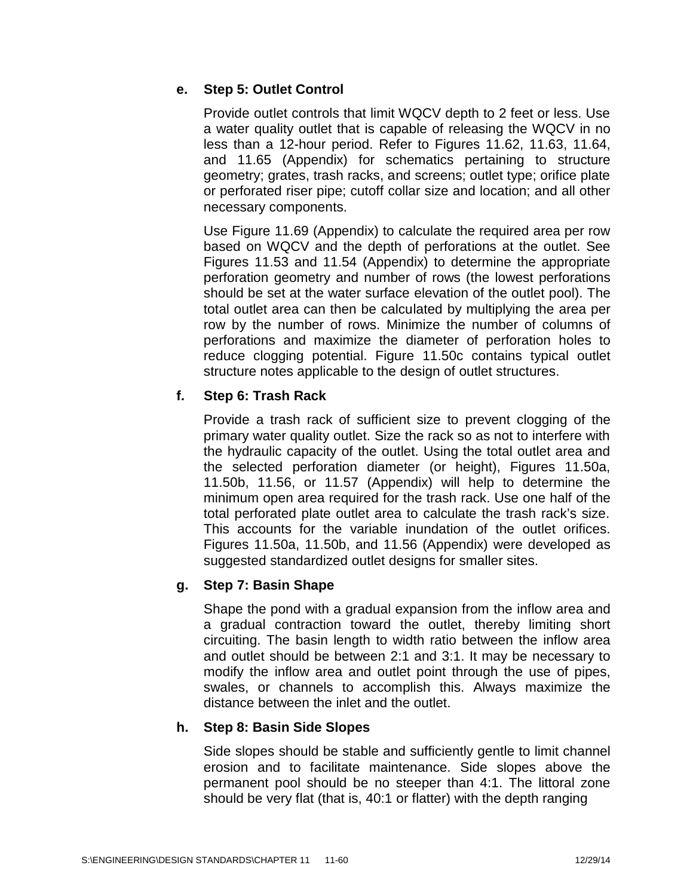**e. Step 5: Outlet Control**

Provide outlet controls that limit WQCV depth to 2 feet or less. Use a water quality outlet that is capable of releasing the WQCV in no less than a 12-hour period. Refer to Figures 11.62, 11.63, 11.64, and 11.65 (Appendix) for schematics pertaining to structure geometry; grates, trash racks, and screens; outlet type; orifice plate or perforated riser pipe; cutoff collar size and location; and all other necessary components.

Use Figure 11.69 (Appendix) to calculate the required area per row based on WQCV and the depth of perforations at the outlet. See Figures 11.53 and 11.54 (Appendix) to determine the appropriate perforation geometry and number of rows (the lowest perforations should be set at the water surface elevation of the outlet pool). The total outlet area can then be calculated by multiplying the area per row by the number of rows. Minimize the number of columns of perforations and maximize the diameter of perforation holes to reduce clogging potential. Figure 11.50c contains typical outlet structure notes applicable to the design of outlet structures.

**f. Step 6: Trash Rack**

Provide a trash rack of sufficient size to prevent clogging of the primary water quality outlet. Size the rack so as not to interfere with the hydraulic capacity of the outlet. Using the total outlet area and the selected perforation diameter (or height), Figures 11.50a, 11.50b, 11.56, or 11.57 (Appendix) will help to determine the minimum open area required for the trash rack. Use one half of the total perforated plate outlet area to calculate the trash rack's size. This accounts for the variable inundation of the outlet orifices. Figures 11.50a, 11.50b, and 11.56 (Appendix) were developed as suggested standardized outlet designs for smaller sites.

**g. Step 7: Basin Shape**

Shape the pond with a gradual expansion from the inflow area and a gradual contraction toward the outlet, thereby limiting short circuiting. The basin length to width ratio between the inflow area and outlet should be between 2:1 and 3:1. It may be necessary to modify the inflow area and outlet point through the use of pipes, swales, or channels to accomplish this. Always maximize the distance between the inlet and the outlet.

**h. Step 8: Basin Side Slopes**

Side slopes should be stable and sufficiently gentle to limit channel erosion and to facilitate maintenance. Side slopes above the permanent pool should be no steeper than 4:1. The littoral zone should be very flat (that is, 40:1 or flatter) with the depth ranging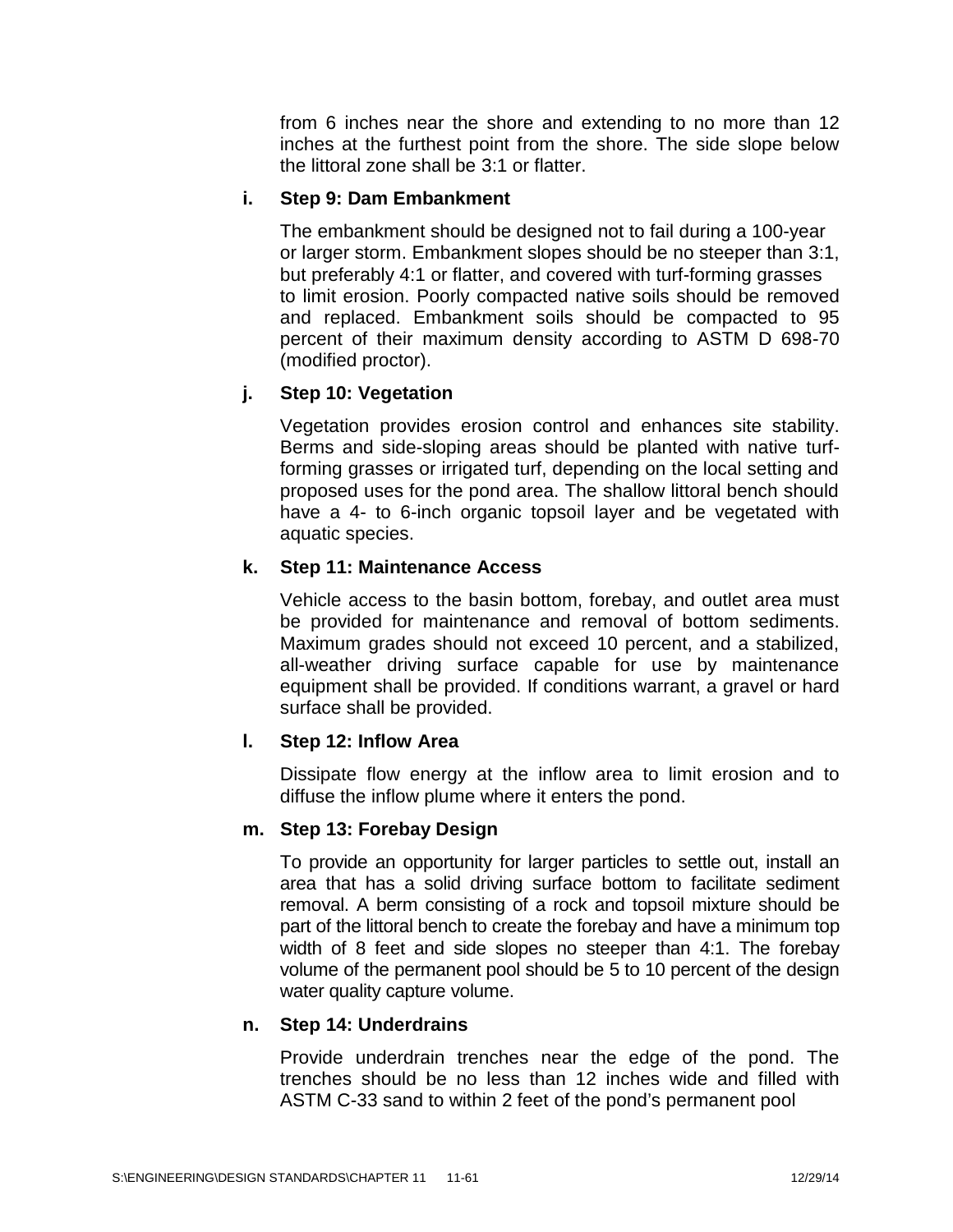from 6 inches near the shore and extending to no more than 12 inches at the furthest point from the shore. The side slope below the littoral zone shall be 3:1 or flatter.

**i. Step 9: Dam Embankment**

The embankment should be designed not to fail during a 100-year or larger storm. Embankment slopes should be no steeper than 3:1, but preferably 4:1 or flatter, and covered with turf-forming grasses to limit erosion. Poorly compacted native soils should be removed and replaced. Embankment soils should be compacted to 95 percent of their maximum density according to ASTM D 698-70 (modified proctor).

**j. Step 10: Vegetation**

Vegetation provides erosion control and enhances site stability. Berms and side-sloping areas should be planted with native turf-forming grasses or irrigated turf, depending on the local setting and proposed uses for the pond area. The shallow littoral bench should have a 4- to 6-inch organic topsoil layer and be vegetated with aquatic species.

**k. Step 11: Maintenance Access**

Vehicle access to the basin bottom, forebay, and outlet area must be provided for maintenance and removal of bottom sediments. Maximum grades should not exceed 10 percent, and a stabilized, all-weather driving surface capable for use by maintenance equipment shall be provided. If conditions warrant, a gravel or hard surface shall be provided.

**l. Step 12: Inflow Area**

Dissipate flow energy at the inflow area to limit erosion and to diffuse the inflow plume where it enters the pond.

**m. Step 13: Forebay Design**

To provide an opportunity for larger particles to settle out, install an area that has a solid driving surface bottom to facilitate sediment removal. A berm consisting of a rock and topsoil mixture should be part of the littoral bench to create the forebay and have a minimum top width of 8 feet and side slopes no steeper than 4:1. The forebay volume of the permanent pool should be 5 to 10 percent of the design water quality capture volume.

**n. Step 14: Underdrains**

Provide underdrain trenches near the edge of the pond. The trenches should be no less than 12 inches wide and filled with ASTM C-33 sand to within 2 feet of the pond's permanent pool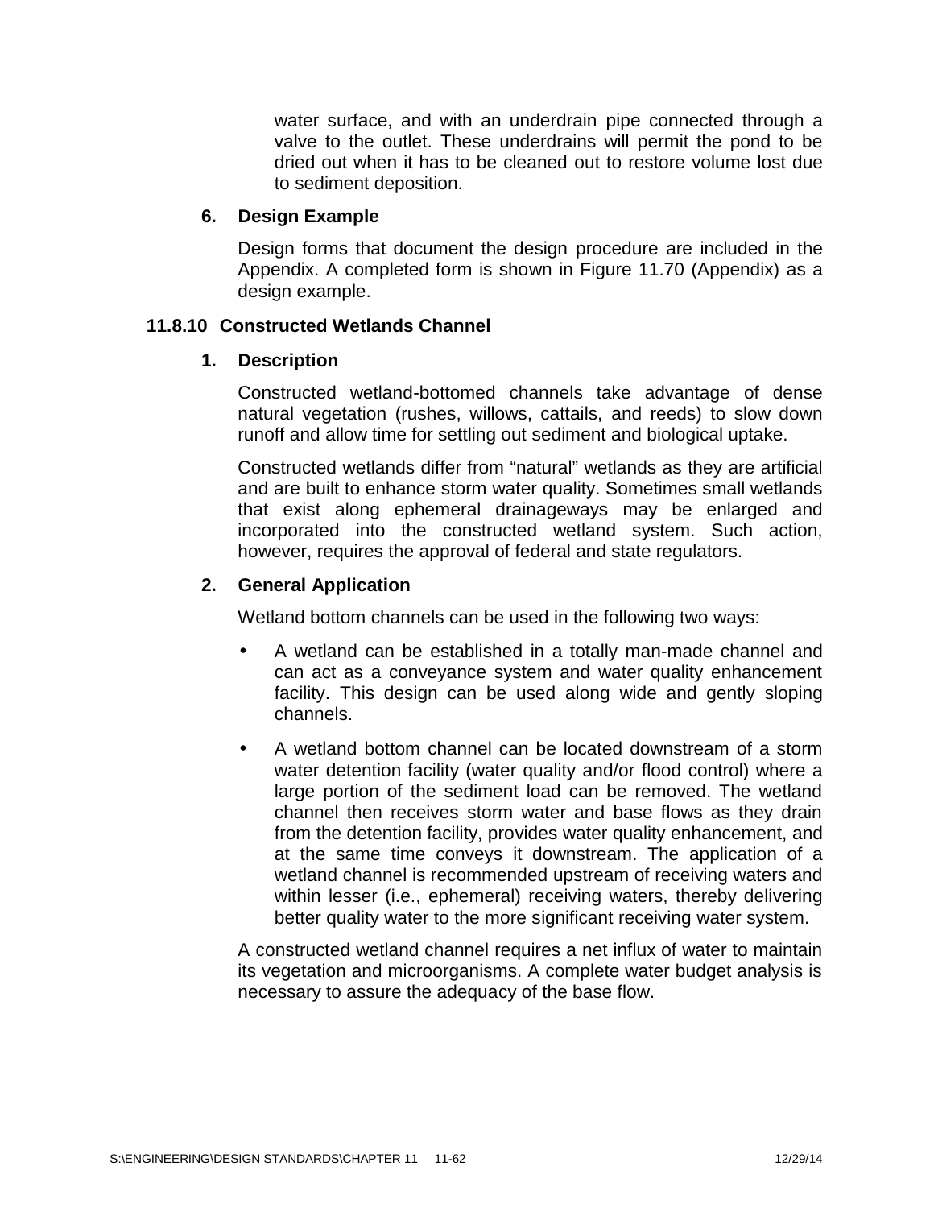water surface, and with an underdrain pipe connected through a valve to the outlet. These underdrains will permit the pond to be dried out when it has to be cleaned out to restore volume lost due to sediment deposition.

**6. Design Example**

Design forms that document the design procedure are included in the Appendix. A completed form is shown in Figure 11.70 (Appendix) as a design example.

### 11.8.10 Constructed Wetlands Channel

**1. Description**

Constructed wetland-bottomed channels take advantage of dense natural vegetation (rushes, willows, cattails, and reeds) to slow down runoff and allow time for settling out sediment and biological uptake.

Constructed wetlands differ from "natural" wetlands as they are artificial and are built to enhance storm water quality. Sometimes small wetlands that exist along ephemeral drainageways may be enlarged and incorporated into the constructed wetland system. Such action, however, requires the approval of federal and state regulators.

**2. General Application**

Wetland bottom channels can be used in the following two ways:

- A wetland can be established in a totally man-made channel and can act as a conveyance system and water quality enhancement facility. This design can be used along wide and gently sloping channels.
- A wetland bottom channel can be located downstream of a storm water detention facility (water quality and/or flood control) where a large portion of the sediment load can be removed. The wetland channel then receives storm water and base flows as they drain from the detention facility, provides water quality enhancement, and at the same time conveys it downstream. The application of a wetland channel is recommended upstream of receiving waters and within lesser (i.e., ephemeral) receiving waters, thereby delivering better quality water to the more significant receiving water system.

A constructed wetland channel requires a net influx of water to maintain its vegetation and microorganisms. A complete water budget analysis is necessary to assure the adequacy of the base flow.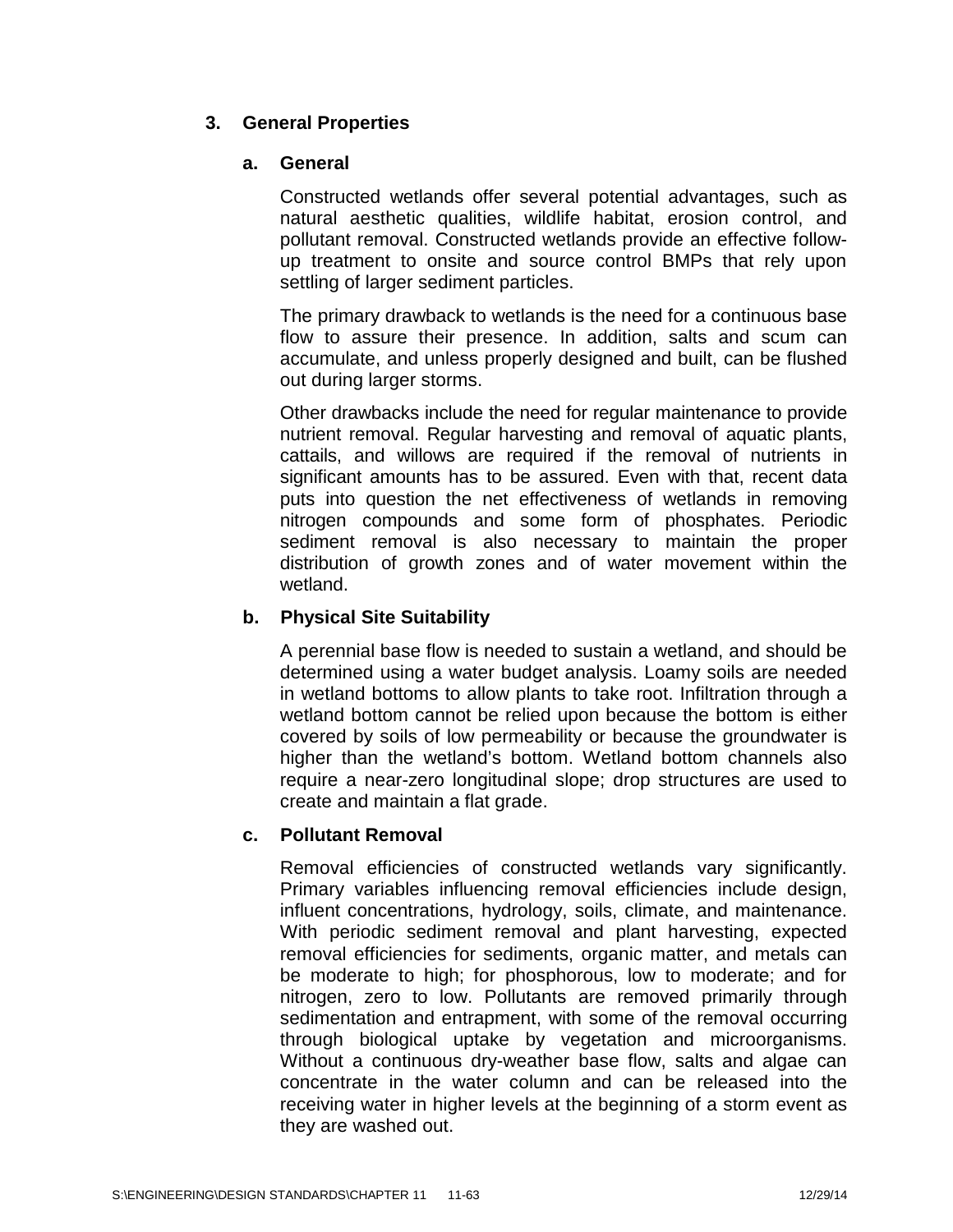## 3. General Properties

### a. General

Constructed wetlands offer several potential advantages, such as natural aesthetic qualities, wildlife habitat, erosion control, and pollutant removal. Constructed wetlands provide an effective follow-up treatment to onsite and source control BMPs that rely upon settling of larger sediment particles.

The primary drawback to wetlands is the need for a continuous base flow to assure their presence. In addition, salts and scum can accumulate, and unless properly designed and built, can be flushed out during larger storms.

Other drawbacks include the need for regular maintenance to provide nutrient removal. Regular harvesting and removal of aquatic plants, cattails, and willows are required if the removal of nutrients in significant amounts has to be assured. Even with that, recent data puts into question the net effectiveness of wetlands in removing nitrogen compounds and some form of phosphates. Periodic sediment removal is also necessary to maintain the proper distribution of growth zones and of water movement within the wetland.

### b. Physical Site Suitability

A perennial base flow is needed to sustain a wetland, and should be determined using a water budget analysis. Loamy soils are needed in wetland bottoms to allow plants to take root. Infiltration through a wetland bottom cannot be relied upon because the bottom is either covered by soils of low permeability or because the groundwater is higher than the wetland's bottom. Wetland bottom channels also require a near-zero longitudinal slope; drop structures are used to create and maintain a flat grade.

### c. Pollutant Removal

Removal efficiencies of constructed wetlands vary significantly. Primary variables influencing removal efficiencies include design, influent concentrations, hydrology, soils, climate, and maintenance. With periodic sediment removal and plant harvesting, expected removal efficiencies for sediments, organic matter, and metals can be moderate to high; for phosphorous, low to moderate; and for nitrogen, zero to low. Pollutants are removed primarily through sedimentation and entrapment, with some of the removal occurring through biological uptake by vegetation and microorganisms. Without a continuous dry-weather base flow, salts and algae can concentrate in the water column and can be released into the receiving water in higher levels at the beginning of a storm event as they are washed out.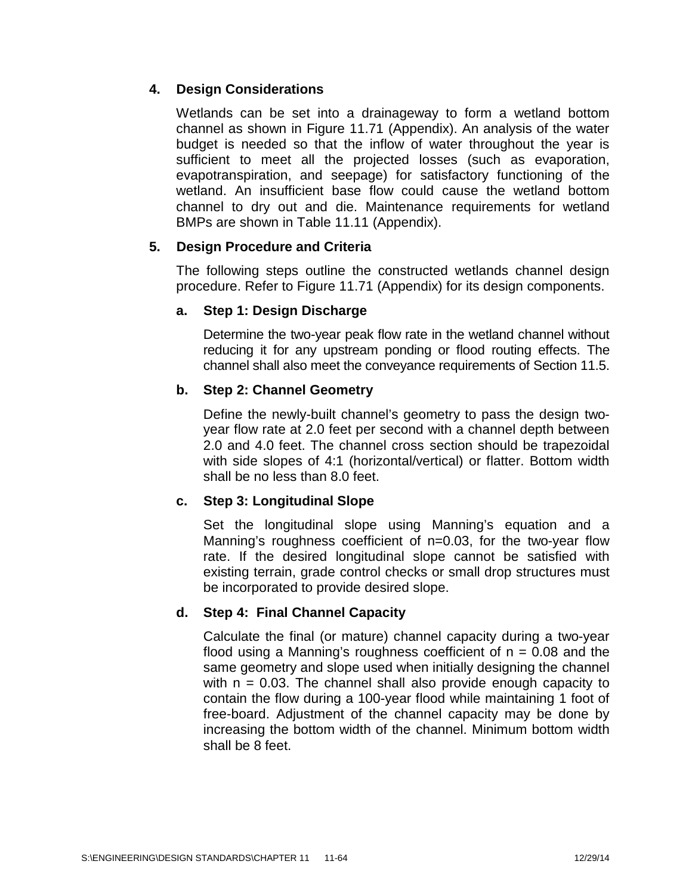## 4. Design Considerations

Wetlands can be set into a drainageway to form a wetland bottom channel as shown in Figure 11.71 (Appendix). An analysis of the water budget is needed so that the inflow of water throughout the year is sufficient to meet all the projected losses (such as evaporation, evapotranspiration, and seepage) for satisfactory functioning of the wetland. An insufficient base flow could cause the wetland bottom channel to dry out and die. Maintenance requirements for wetland BMPs are shown in Table 11.11 (Appendix).

## 5. Design Procedure and Criteria

The following steps outline the constructed wetlands channel design procedure. Refer to Figure 11.71 (Appendix) for its design components.

### a. Step 1: Design Discharge

Determine the two-year peak flow rate in the wetland channel without reducing it for any upstream ponding or flood routing effects. The channel shall also meet the conveyance requirements of Section 11.5.

### b. Step 2: Channel Geometry

Define the newly-built channel's geometry to pass the design two-year flow rate at 2.0 feet per second with a channel depth between 2.0 and 4.0 feet. The channel cross section should be trapezoidal with side slopes of 4:1 (horizontal/vertical) or flatter. Bottom width shall be no less than 8.0 feet.

### c. Step 3: Longitudinal Slope

Set the longitudinal slope using Manning's equation and a Manning's roughness coefficient of $n=0.03$, for the two-year flow rate. If the desired longitudinal slope cannot be satisfied with existing terrain, grade control checks or small drop structures must be incorporated to provide desired slope.

### d. Step 4: Final Channel Capacity

Calculate the final (or mature) channel capacity during a two-year flood using a Manning's roughness coefficient of $n = 0.08$ and the same geometry and slope used when initially designing the channel with $n = 0.03$. The channel shall also provide enough capacity to contain the flow during a 100-year flood while maintaining 1 foot of free-board. Adjustment of the channel capacity may be done by increasing the bottom width of the channel. Minimum bottom width shall be 8 feet.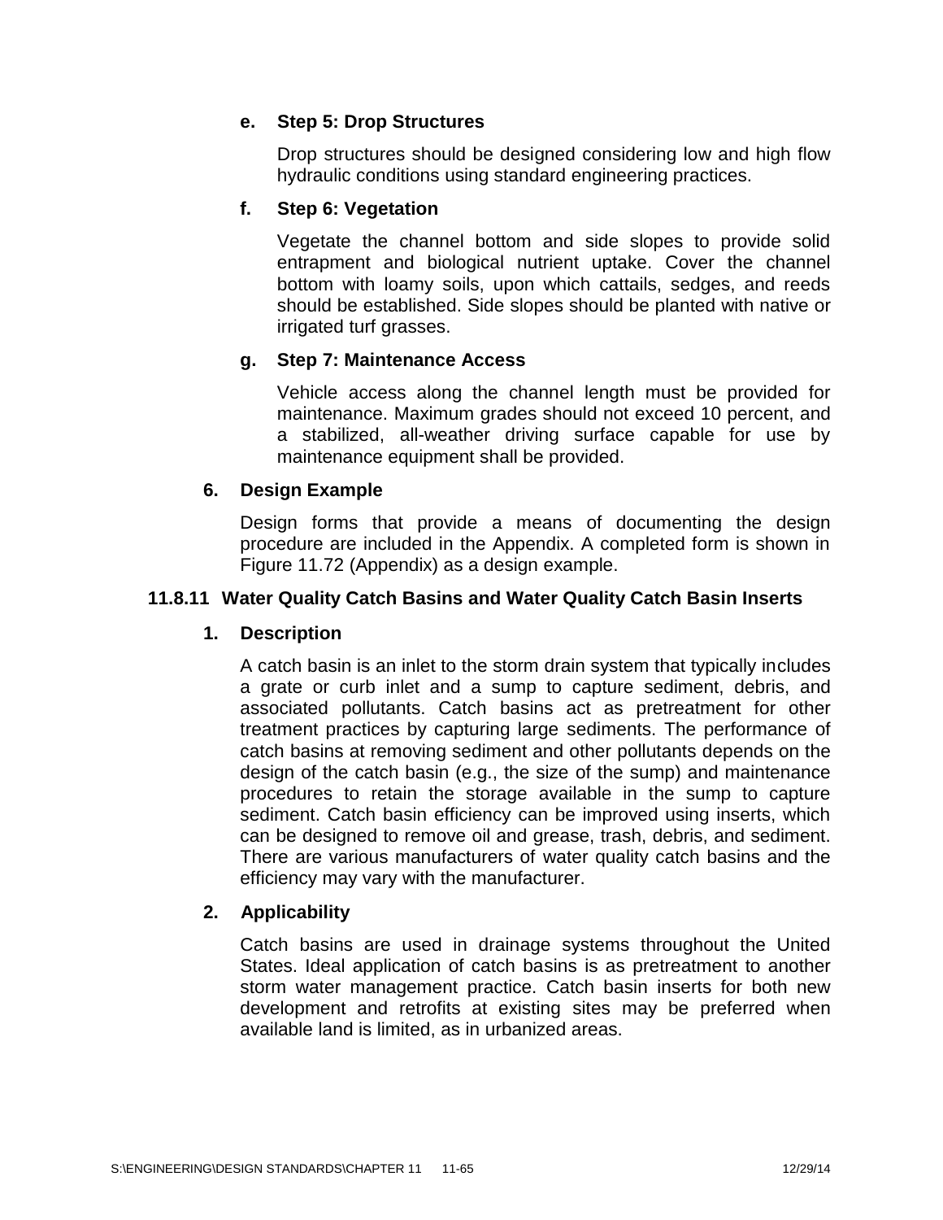**e. Step 5: Drop Structures**

Drop structures should be designed considering low and high flow hydraulic conditions using standard engineering practices.

**f. Step 6: Vegetation**

Vegetate the channel bottom and side slopes to provide solid entrapment and biological nutrient uptake. Cover the channel bottom with loamy soils, upon which cattails, sedges, and reeds should be established. Side slopes should be planted with native or irrigated turf grasses.

**g. Step 7: Maintenance Access**

Vehicle access along the channel length must be provided for maintenance. Maximum grades should not exceed 10 percent, and a stabilized, all-weather driving surface capable for use by maintenance equipment shall be provided.

**6. Design Example**

Design forms that provide a means of documenting the design procedure are included in the Appendix. A completed form is shown in Figure 11.72 (Appendix) as a design example.

### 11.8.11 Water Quality Catch Basins and Water Quality Catch Basin Inserts

**1. Description**

A catch basin is an inlet to the storm drain system that typically includes a grate or curb inlet and a sump to capture sediment, debris, and associated pollutants. Catch basins act as pretreatment for other treatment practices by capturing large sediments. The performance of catch basins at removing sediment and other pollutants depends on the design of the catch basin (e.g., the size of the sump) and maintenance procedures to retain the storage available in the sump to capture sediment. Catch basin efficiency can be improved using inserts, which can be designed to remove oil and grease, trash, debris, and sediment. There are various manufacturers of water quality catch basins and the efficiency may vary with the manufacturer.

**2. Applicability**

Catch basins are used in drainage systems throughout the United States. Ideal application of catch basins is as pretreatment to another storm water management practice. Catch basin inserts for both new development and retrofits at existing sites may be preferred when available land is limited, as in urbanized areas.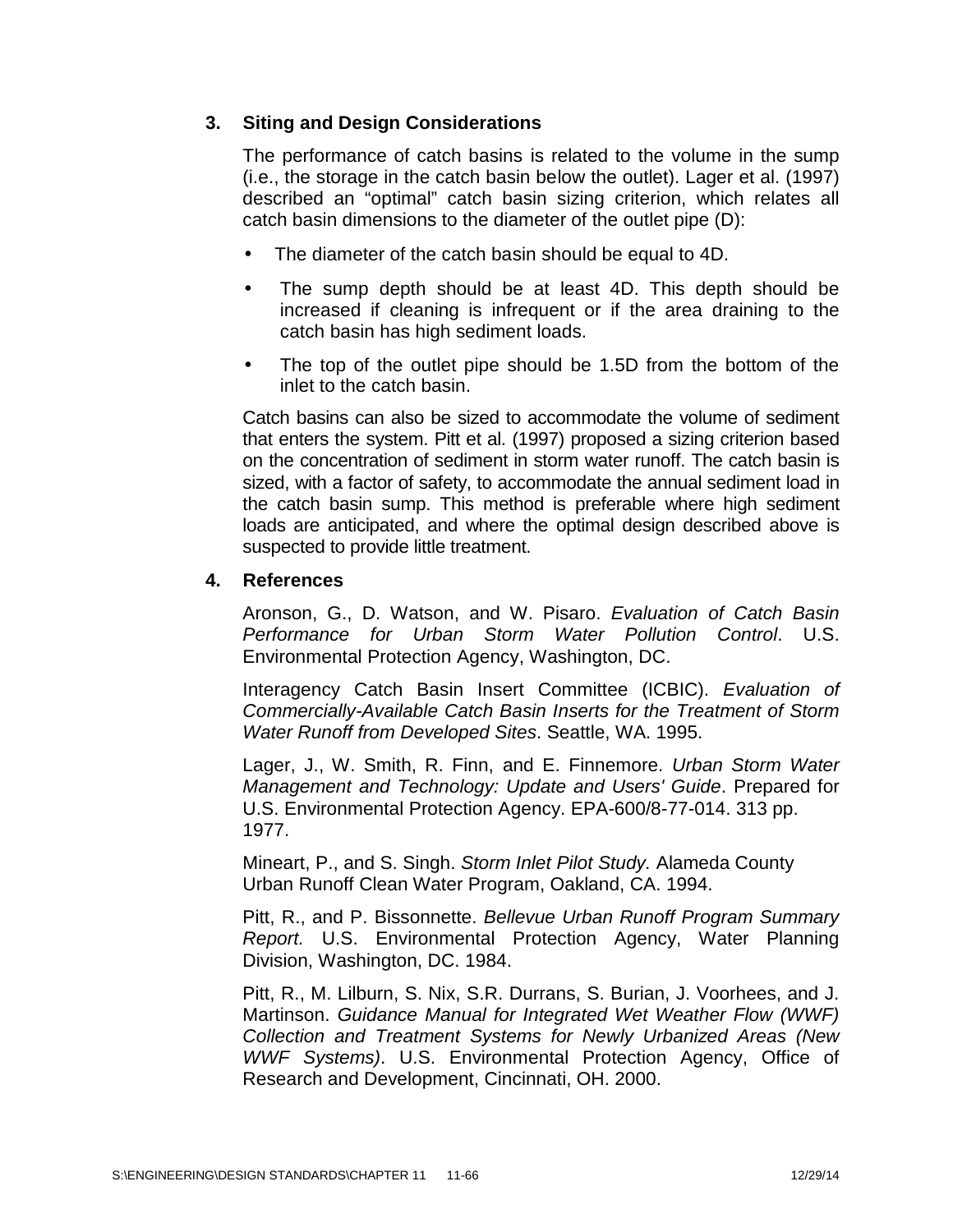## 3. Siting and Design Considerations

The performance of catch basins is related to the volume in the sump (i.e., the storage in the catch basin below the outlet). Lager et al. (1997) described an "optimal" catch basin sizing criterion, which relates all catch basin dimensions to the diameter of the outlet pipe (D):

- The diameter of the catch basin should be equal to 4D.
- The sump depth should be at least 4D. This depth should be increased if cleaning is infrequent or if the area draining to the catch basin has high sediment loads.
- The top of the outlet pipe should be 1.5D from the bottom of the inlet to the catch basin.

Catch basins can also be sized to accommodate the volume of sediment that enters the system. Pitt et al. (1997) proposed a sizing criterion based on the concentration of sediment in storm water runoff. The catch basin is sized, with a factor of safety, to accommodate the annual sediment load in the catch basin sump. This method is preferable where high sediment loads are anticipated, and where the optimal design described above is suspected to provide little treatment.

## 4. References

Aronson, G., D. Watson, and W. Pisaro. *Evaluation of Catch Basin Performance for Urban Storm Water Pollution Control*. U.S. Environmental Protection Agency, Washington, DC.

Interagency Catch Basin Insert Committee (ICBIC). *Evaluation of Commercially-Available Catch Basin Inserts for the Treatment of Storm Water Runoff from Developed Sites*. Seattle, WA. 1995.

Lager, J., W. Smith, R. Finn, and E. Finnemore. *Urban Storm Water Management and Technology: Update and Users' Guide*. Prepared for U.S. Environmental Protection Agency. EPA-600/8-77-014. 313 pp. 1977.

Mineart, P., and S. Singh. *Storm Inlet Pilot Study.* Alameda County Urban Runoff Clean Water Program, Oakland, CA. 1994.

Pitt, R., and P. Bissonnette. *Bellevue Urban Runoff Program Summary Report.* U.S. Environmental Protection Agency, Water Planning Division, Washington, DC. 1984.

Pitt, R., M. Lilburn, S. Nix, S.R. Durrans, S. Burian, J. Voorhees, and J. Martinson. *Guidance Manual for Integrated Wet Weather Flow (WWF) Collection and Treatment Systems for Newly Urbanized Areas (New WWF Systems)*. U.S. Environmental Protection Agency, Office of Research and Development, Cincinnati, OH. 2000.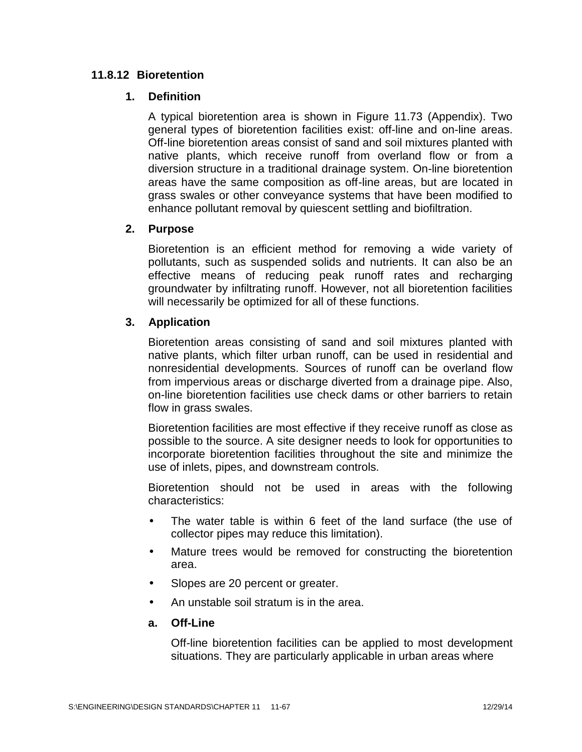### 11.8.12 Bioretention

#### 1. Definition

A typical bioretention area is shown in Figure 11.73 (Appendix). Two general types of bioretention facilities exist: off-line and on-line areas. Off-line bioretention areas consist of sand and soil mixtures planted with native plants, which receive runoff from overland flow or from a diversion structure in a traditional drainage system. On-line bioretention areas have the same composition as off-line areas, but are located in grass swales or other conveyance systems that have been modified to enhance pollutant removal by quiescent settling and biofiltration.

#### 2. Purpose

Bioretention is an efficient method for removing a wide variety of pollutants, such as suspended solids and nutrients. It can also be an effective means of reducing peak runoff rates and recharging groundwater by infiltrating runoff. However, not all bioretention facilities will necessarily be optimized for all of these functions.

#### 3. Application

Bioretention areas consisting of sand and soil mixtures planted with native plants, which filter urban runoff, can be used in residential and nonresidential developments. Sources of runoff can be overland flow from impervious areas or discharge diverted from a drainage pipe. Also, on-line bioretention facilities use check dams or other barriers to retain flow in grass swales.

Bioretention facilities are most effective if they receive runoff as close as possible to the source. A site designer needs to look for opportunities to incorporate bioretention facilities throughout the site and minimize the use of inlets, pipes, and downstream controls.

Bioretention should not be used in areas with the following characteristics:

- The water table is within 6 feet of the land surface (the use of collector pipes may reduce this limitation).
- Mature trees would be removed for constructing the bioretention area.
- Slopes are 20 percent or greater.
- An unstable soil stratum is in the area.

**a. Off-Line**

Off-line bioretention facilities can be applied to most development situations. They are particularly applicable in urban areas where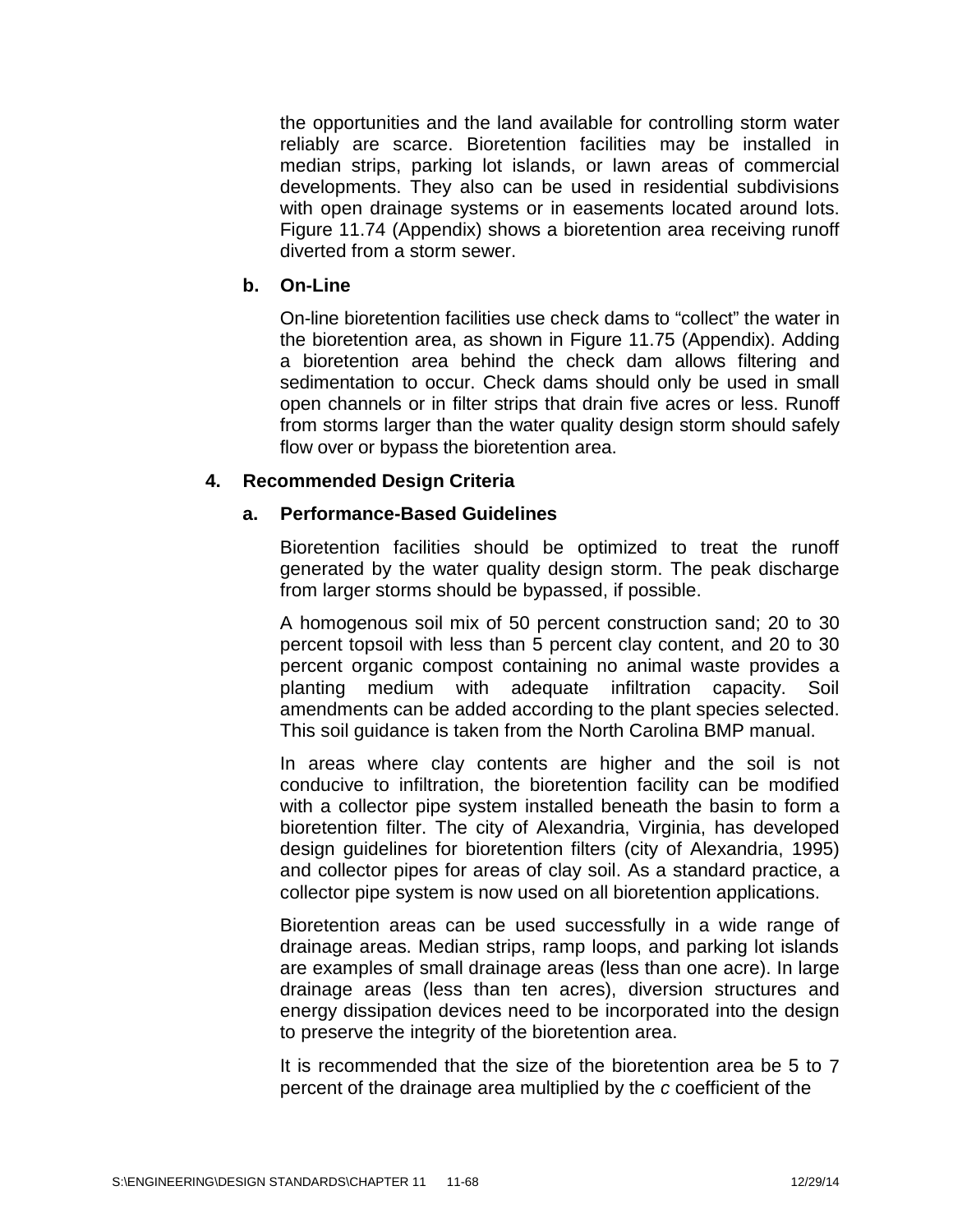the opportunities and the land available for controlling storm water reliably are scarce. Bioretention facilities may be installed in median strips, parking lot islands, or lawn areas of commercial developments. They also can be used in residential subdivisions with open drainage systems or in easements located around lots. Figure 11.74 (Appendix) shows a bioretention area receiving runoff diverted from a storm sewer.

**b. On-Line**

On-line bioretention facilities use check dams to "collect" the water in the bioretention area, as shown in Figure 11.75 (Appendix). Adding a bioretention area behind the check dam allows filtering and sedimentation to occur. Check dams should only be used in small open channels or in filter strips that drain five acres or less. Runoff from storms larger than the water quality design storm should safely flow over or bypass the bioretention area.

## 4. Recommended Design Criteria

### a. Performance-Based Guidelines

Bioretention facilities should be optimized to treat the runoff generated by the water quality design storm. The peak discharge from larger storms should be bypassed, if possible.

A homogenous soil mix of 50 percent construction sand; 20 to 30 percent topsoil with less than 5 percent clay content, and 20 to 30 percent organic compost containing no animal waste provides a planting medium with adequate infiltration capacity. Soil amendments can be added according to the plant species selected. This soil guidance is taken from the North Carolina BMP manual.

In areas where clay contents are higher and the soil is not conducive to infiltration, the bioretention facility can be modified with a collector pipe system installed beneath the basin to form a bioretention filter. The city of Alexandria, Virginia, has developed design guidelines for bioretention filters (city of Alexandria, 1995) and collector pipes for areas of clay soil. As a standard practice, a collector pipe system is now used on all bioretention applications.

Bioretention areas can be used successfully in a wide range of drainage areas. Median strips, ramp loops, and parking lot islands are examples of small drainage areas (less than one acre). In large drainage areas (less than ten acres), diversion structures and energy dissipation devices need to be incorporated into the design to preserve the integrity of the bioretention area.

It is recommended that the size of the bioretention area be 5 to 7 percent of the drainage area multiplied by the *c* coefficient of the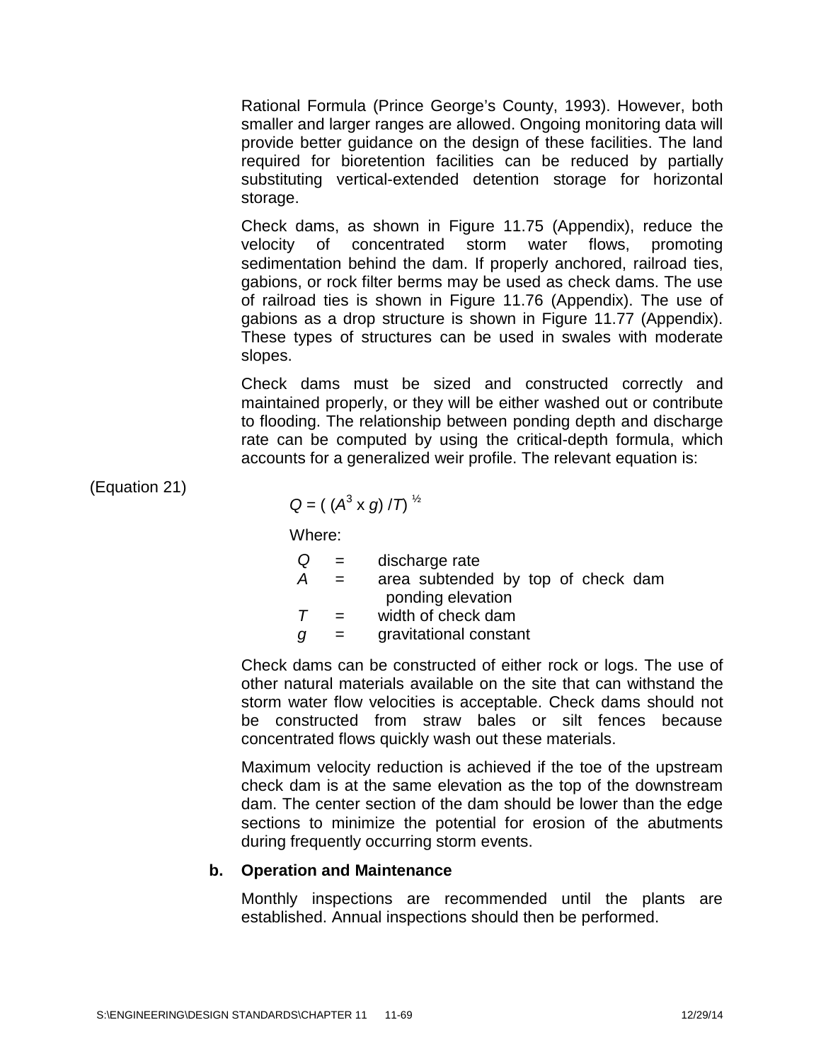Rational Formula (Prince George's County, 1993). However, both smaller and larger ranges are allowed. Ongoing monitoring data will provide better guidance on the design of these facilities. The land required for bioretention facilities can be reduced by partially substituting vertical-extended detention storage for horizontal storage.

Check dams, as shown in Figure 11.75 (Appendix), reduce the velocity of concentrated storm water flows, promoting sedimentation behind the dam. If properly anchored, railroad ties, gabions, or rock filter berms may be used as check dams. The use of railroad ties is shown in Figure 11.76 (Appendix). The use of gabions as a drop structure is shown in Figure 11.77 (Appendix). These types of structures can be used in swales with moderate slopes.

Check dams must be sized and constructed correctly and maintained properly, or they will be either washed out or contribute to flooding. The relationship between ponding depth and discharge rate can be computed by using the critical-depth formula, which accounts for a generalized weir profile. The relevant equation is:

(Equation 21)

$$Q = \left( (A^3 \times g) / T \right)^{1/2}$$

Where:

| | | |
|---|---|---|
| $Q$ | = | discharge rate |
| $A$ | = | area subtended by top of check dam ponding elevation |
| $T$ | = | width of check dam |
| $g$ | = | gravitational constant |

Check dams can be constructed of either rock or logs. The use of other natural materials available on the site that can withstand the storm water flow velocities is acceptable. Check dams should not be constructed from straw bales or silt fences because concentrated flows quickly wash out these materials.

Maximum velocity reduction is achieved if the toe of the upstream check dam is at the same elevation as the top of the downstream dam. The center section of the dam should be lower than the edge sections to minimize the potential for erosion of the abutments during frequently occurring storm events.

**b. Operation and Maintenance**

Monthly inspections are recommended until the plants are established. Annual inspections should then be performed.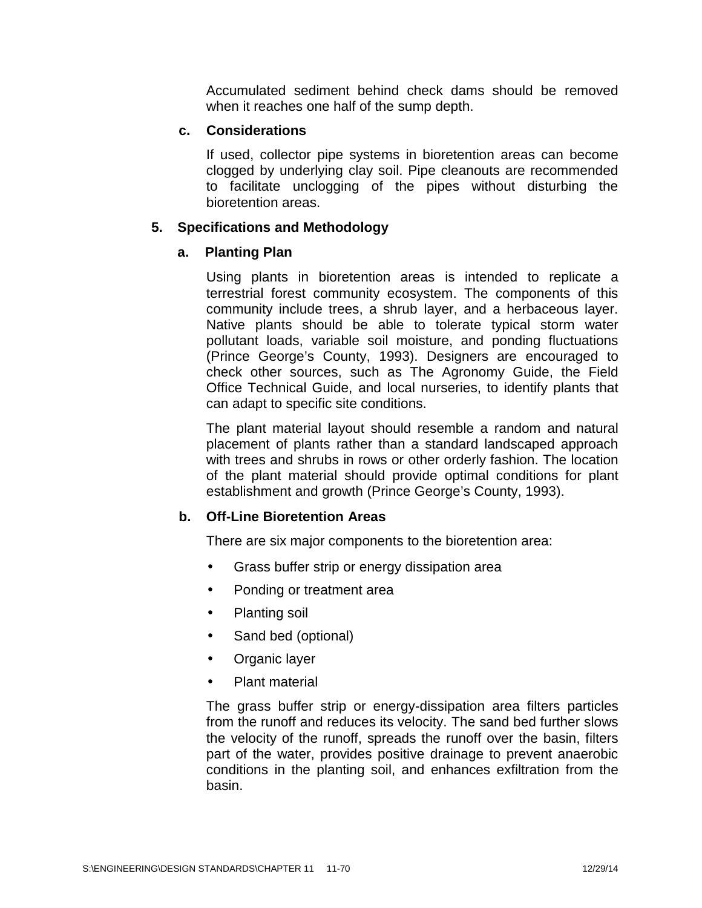Accumulated sediment behind check dams should be removed when it reaches one half of the sump depth.

#### c. Considerations

If used, collector pipe systems in bioretention areas can become clogged by underlying clay soil. Pipe cleanouts are recommended to facilitate unclogging of the pipes without disturbing the bioretention areas.

### 5. Specifications and Methodology

#### a. Planting Plan

Using plants in bioretention areas is intended to replicate a terrestrial forest community ecosystem. The components of this community include trees, a shrub layer, and a herbaceous layer. Native plants should be able to tolerate typical storm water pollutant loads, variable soil moisture, and ponding fluctuations (Prince George's County, 1993). Designers are encouraged to check other sources, such as The Agronomy Guide, the Field Office Technical Guide, and local nurseries, to identify plants that can adapt to specific site conditions.

The plant material layout should resemble a random and natural placement of plants rather than a standard landscaped approach with trees and shrubs in rows or other orderly fashion. The location of the plant material should provide optimal conditions for plant establishment and growth (Prince George's County, 1993).

#### b. Off-Line Bioretention Areas

There are six major components to the bioretention area:

- Grass buffer strip or energy dissipation area
- Ponding or treatment area
- Planting soil
- Sand bed (optional)
- Organic layer
- Plant material

The grass buffer strip or energy-dissipation area filters particles from the runoff and reduces its velocity. The sand bed further slows the velocity of the runoff, spreads the runoff over the basin, filters part of the water, provides positive drainage to prevent anaerobic conditions in the planting soil, and enhances exfiltration from the basin.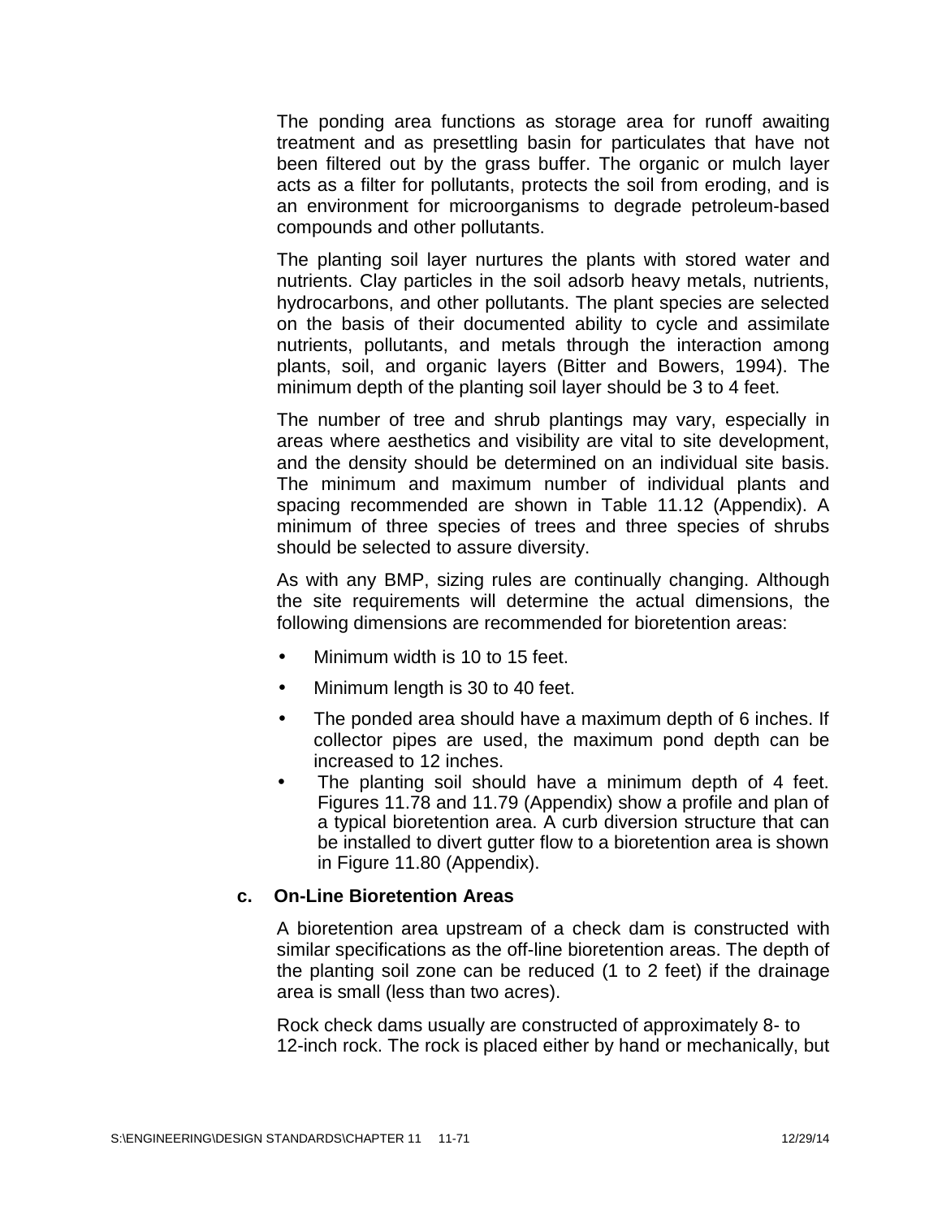The ponding area functions as storage area for runoff awaiting treatment and as presettling basin for particulates that have not been filtered out by the grass buffer. The organic or mulch layer acts as a filter for pollutants, protects the soil from eroding, and is an environment for microorganisms to degrade petroleum-based compounds and other pollutants.

The planting soil layer nurtures the plants with stored water and nutrients. Clay particles in the soil adsorb heavy metals, nutrients, hydrocarbons, and other pollutants. The plant species are selected on the basis of their documented ability to cycle and assimilate nutrients, pollutants, and metals through the interaction among plants, soil, and organic layers (Bitter and Bowers, 1994). The minimum depth of the planting soil layer should be 3 to 4 feet.

The number of tree and shrub plantings may vary, especially in areas where aesthetics and visibility are vital to site development, and the density should be determined on an individual site basis. The minimum and maximum number of individual plants and spacing recommended are shown in Table 11.12 (Appendix). A minimum of three species of trees and three species of shrubs should be selected to assure diversity.

As with any BMP, sizing rules are continually changing. Although the site requirements will determine the actual dimensions, the following dimensions are recommended for bioretention areas:

- Minimum width is 10 to 15 feet.
- Minimum length is 30 to 40 feet.
- The ponded area should have a maximum depth of 6 inches. If collector pipes are used, the maximum pond depth can be increased to 12 inches.
- The planting soil should have a minimum depth of 4 feet. Figures 11.78 and 11.79 (Appendix) show a profile and plan of a typical bioretention area. A curb diversion structure that can be installed to divert gutter flow to a bioretention area is shown in Figure 11.80 (Appendix).

**c. On-Line Bioretention Areas**

A bioretention area upstream of a check dam is constructed with similar specifications as the off-line bioretention areas. The depth of the planting soil zone can be reduced (1 to 2 feet) if the drainage area is small (less than two acres).

Rock check dams usually are constructed of approximately 8- to 12-inch rock. The rock is placed either by hand or mechanically, but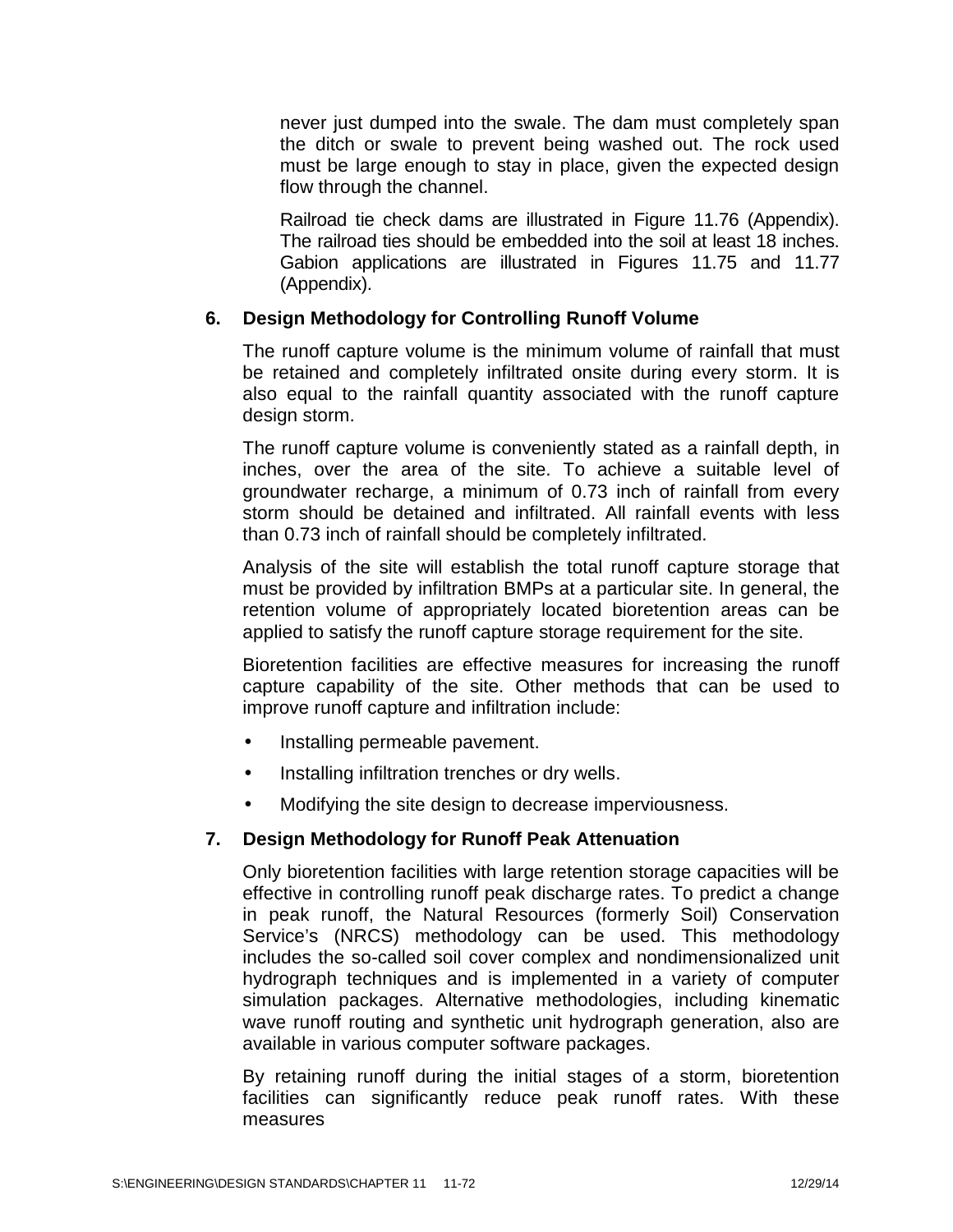never just dumped into the swale. The dam must completely span the ditch or swale to prevent being washed out. The rock used must be large enough to stay in place, given the expected design flow through the channel.

Railroad tie check dams are illustrated in Figure 11.76 (Appendix). The railroad ties should be embedded into the soil at least 18 inches. Gabion applications are illustrated in Figures 11.75 and 11.77 (Appendix).

### 6. Design Methodology for Controlling Runoff Volume

The runoff capture volume is the minimum volume of rainfall that must be retained and completely infiltrated onsite during every storm. It is also equal to the rainfall quantity associated with the runoff capture design storm.

The runoff capture volume is conveniently stated as a rainfall depth, in inches, over the area of the site. To achieve a suitable level of groundwater recharge, a minimum of 0.73 inch of rainfall from every storm should be detained and infiltrated. All rainfall events with less than 0.73 inch of rainfall should be completely infiltrated.

Analysis of the site will establish the total runoff capture storage that must be provided by infiltration BMPs at a particular site. In general, the retention volume of appropriately located bioretention areas can be applied to satisfy the runoff capture storage requirement for the site.

Bioretention facilities are effective measures for increasing the runoff capture capability of the site. Other methods that can be used to improve runoff capture and infiltration include:

- Installing permeable pavement.
- Installing infiltration trenches or dry wells.
- Modifying the site design to decrease imperviousness.

### 7. Design Methodology for Runoff Peak Attenuation

Only bioretention facilities with large retention storage capacities will be effective in controlling runoff peak discharge rates. To predict a change in peak runoff, the Natural Resources (formerly Soil) Conservation Service's (NRCS) methodology can be used. This methodology includes the so-called soil cover complex and nondimensionalized unit hydrograph techniques and is implemented in a variety of computer simulation packages. Alternative methodologies, including kinematic wave runoff routing and synthetic unit hydrograph generation, also are available in various computer software packages.

By retaining runoff during the initial stages of a storm, bioretention facilities can significantly reduce peak runoff rates. With these measures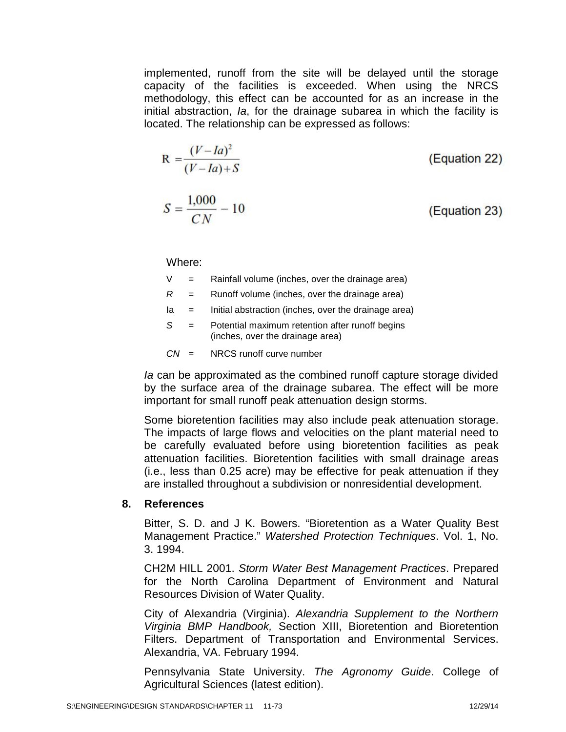implemented, runoff from the site will be delayed until the storage capacity of the facilities is exceeded. When using the NRCS methodology, this effect can be accounted for as an increase in the initial abstraction, *Ia*, for the drainage subarea in which the facility is located. The relationship can be expressed as follows:

$$R = \frac{(V - Ia)^2}{(V - Ia) + S} \qquad \text{(Equation 22)}$$

$$S = \frac{1{,}000}{CN} - 10 \qquad \text{(Equation 23)}$$

Where:

- $V$ = Rainfall volume (inches, over the drainage area)
- $R$ = Runoff volume (inches, over the drainage area)
- $Ia$ = Initial abstraction (inches, over the drainage area)
- $S$ = Potential maximum retention after runoff begins (inches, over the drainage area)
- $CN$ = NRCS runoff curve number

*Ia* can be approximated as the combined runoff capture storage divided by the surface area of the drainage subarea. The effect will be more important for small runoff peak attenuation design storms.

Some bioretention facilities may also include peak attenuation storage. The impacts of large flows and velocities on the plant material need to be carefully evaluated before using bioretention facilities as peak attenuation facilities. Bioretention facilities with small drainage areas (i.e., less than 0.25 acre) may be effective for peak attenuation if they are installed throughout a subdivision or nonresidential development.

## 8. References

Bitter, S. D. and J K. Bowers. "Bioretention as a Water Quality Best Management Practice." *Watershed Protection Techniques*. Vol. 1, No. 3. 1994.

CH2M HILL 2001. *Storm Water Best Management Practices*. Prepared for the North Carolina Department of Environment and Natural Resources Division of Water Quality.

City of Alexandria (Virginia). *Alexandria Supplement to the Northern Virginia BMP Handbook,* Section XIII, Bioretention and Bioretention Filters. Department of Transportation and Environmental Services. Alexandria, VA. February 1994.

Pennsylvania State University. *The Agronomy Guide*. College of Agricultural Sciences (latest edition).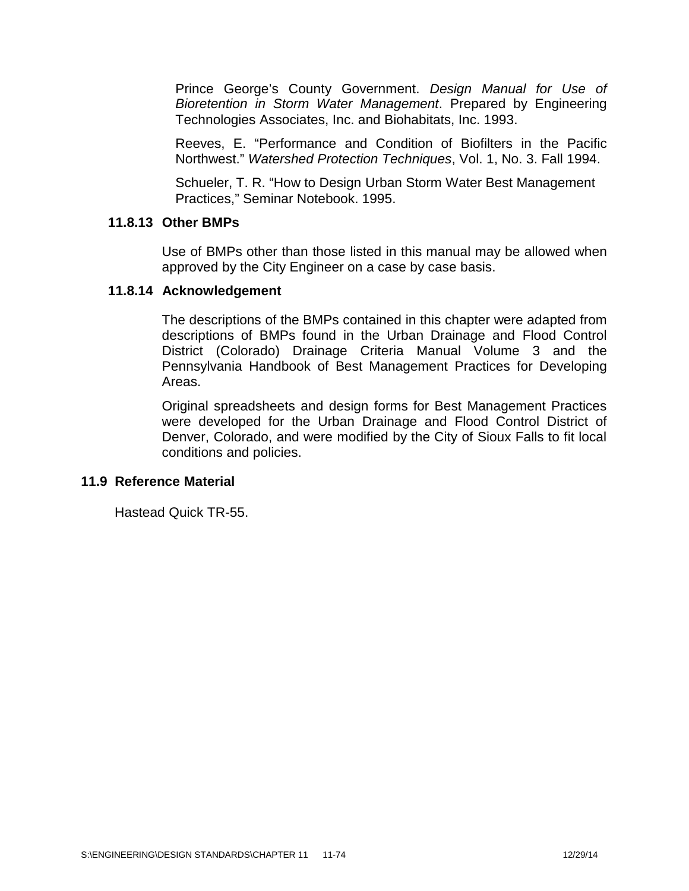Prince George's County Government. *Design Manual for Use of Bioretention in Storm Water Management*. Prepared by Engineering Technologies Associates, Inc. and Biohabitats, Inc. 1993.

Reeves, E. "Performance and Condition of Biofilters in the Pacific Northwest." *Watershed Protection Techniques*, Vol. 1, No. 3. Fall 1994.

Schueler, T. R. "How to Design Urban Storm Water Best Management Practices," Seminar Notebook. 1995.

### 11.8.13 Other BMPs

Use of BMPs other than those listed in this manual may be allowed when approved by the City Engineer on a case by case basis.

### 11.8.14 Acknowledgement

The descriptions of the BMPs contained in this chapter were adapted from descriptions of BMPs found in the Urban Drainage and Flood Control District (Colorado) Drainage Criteria Manual Volume 3 and the Pennsylvania Handbook of Best Management Practices for Developing Areas.

Original spreadsheets and design forms for Best Management Practices were developed for the Urban Drainage and Flood Control District of Denver, Colorado, and were modified by the City of Sioux Falls to fit local conditions and policies.

## 11.9 Reference Material

Hastead Quick TR-55.